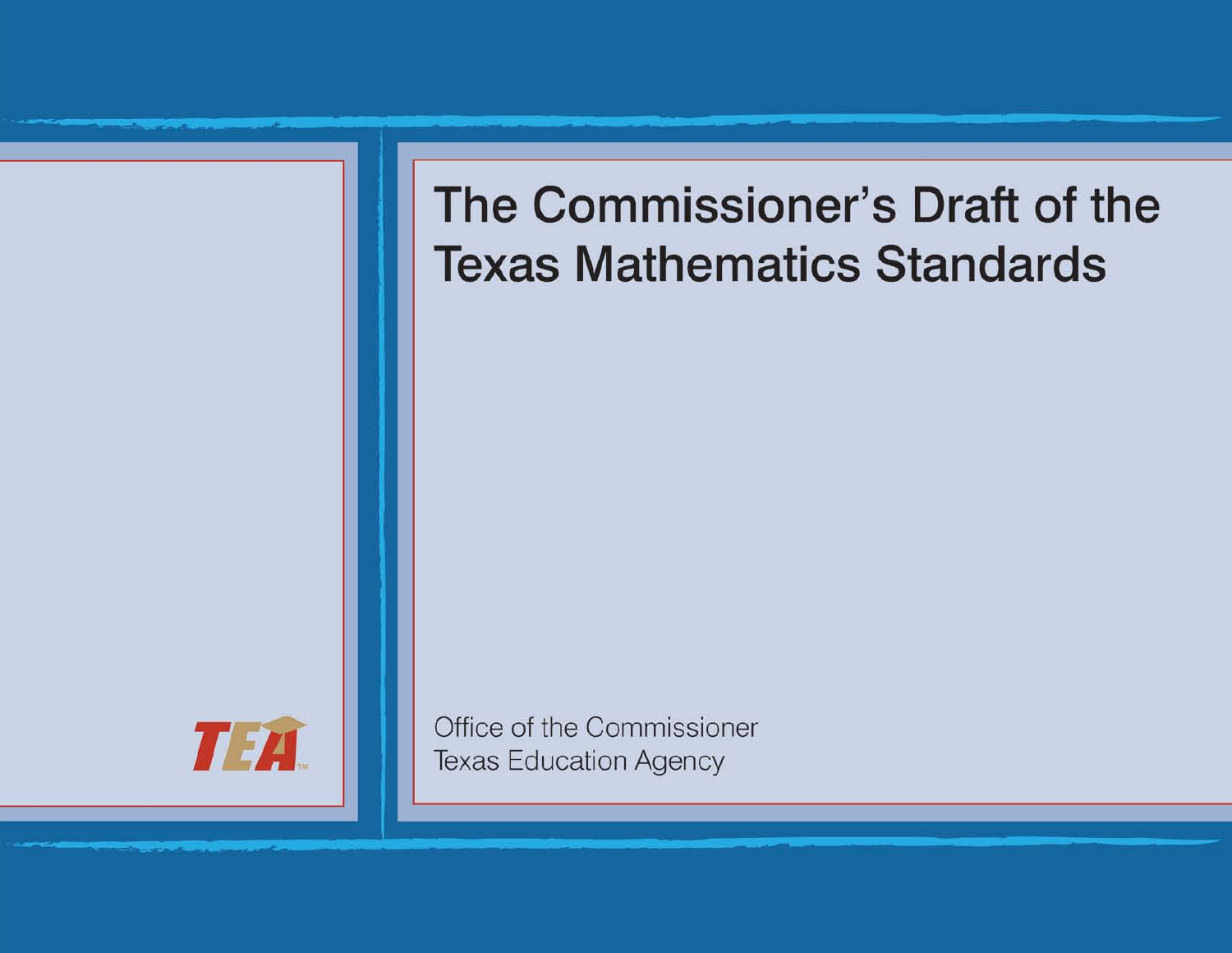# The Commissioner's Draft of the Texas Mathematics Standards

Office of the Commissioner
Texas Education Agency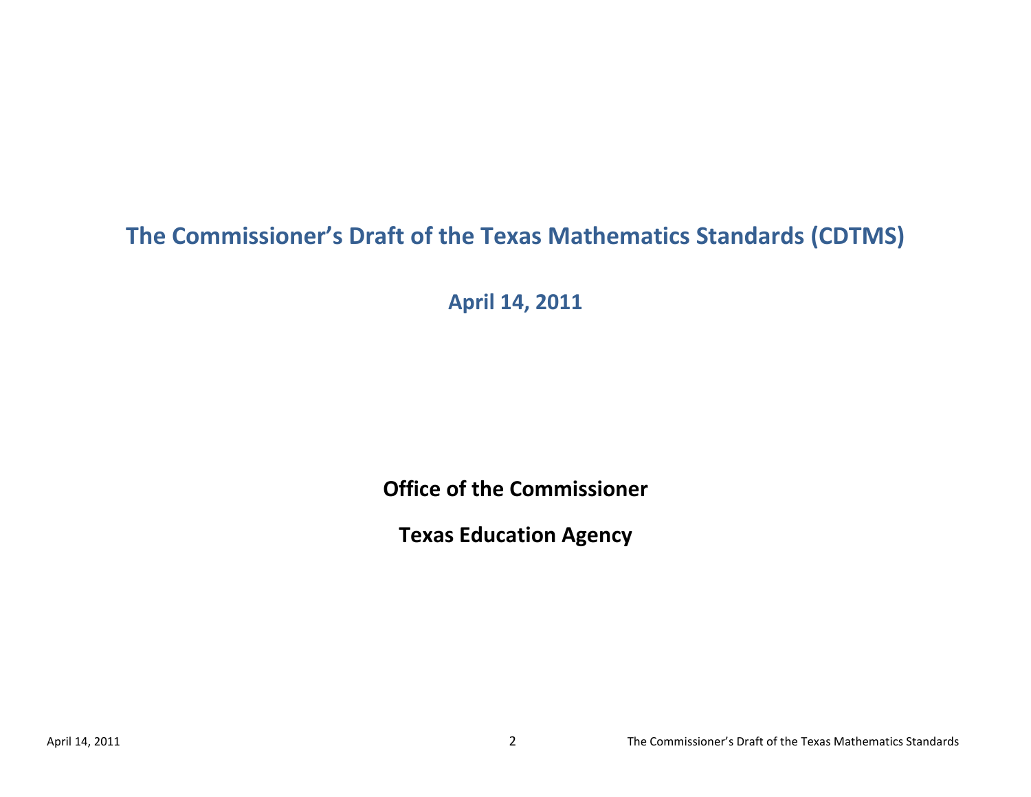# The Commissioner's Draft of the Texas Mathematics Standards (CDTMS)

## April 14, 2011

**Office of the Commissioner**

**Texas Education Agency**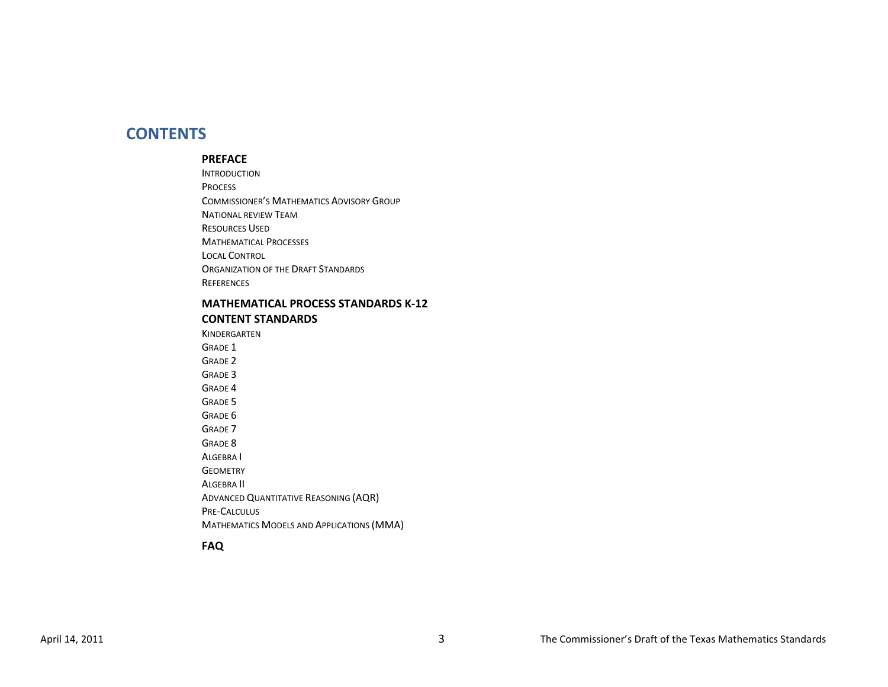# CONTENTS

**PREFACE**

Introduction
Process
Commissioner's Mathematics Advisory Group
National review Team
Resources Used
Mathematical Processes
Local Control
Organization of the Draft Standards
References

**MATHEMATICAL PROCESS STANDARDS K-12**

**CONTENT STANDARDS**

Kindergarten
Grade 1
Grade 2
Grade 3
Grade 4
Grade 5
Grade 6
Grade 7
Grade 8
Algebra I
Geometry
Algebra II
Advanced Quantitative Reasoning (AQR)
Pre-Calculus
Mathematics Models and Applications (MMA)

**FAQ**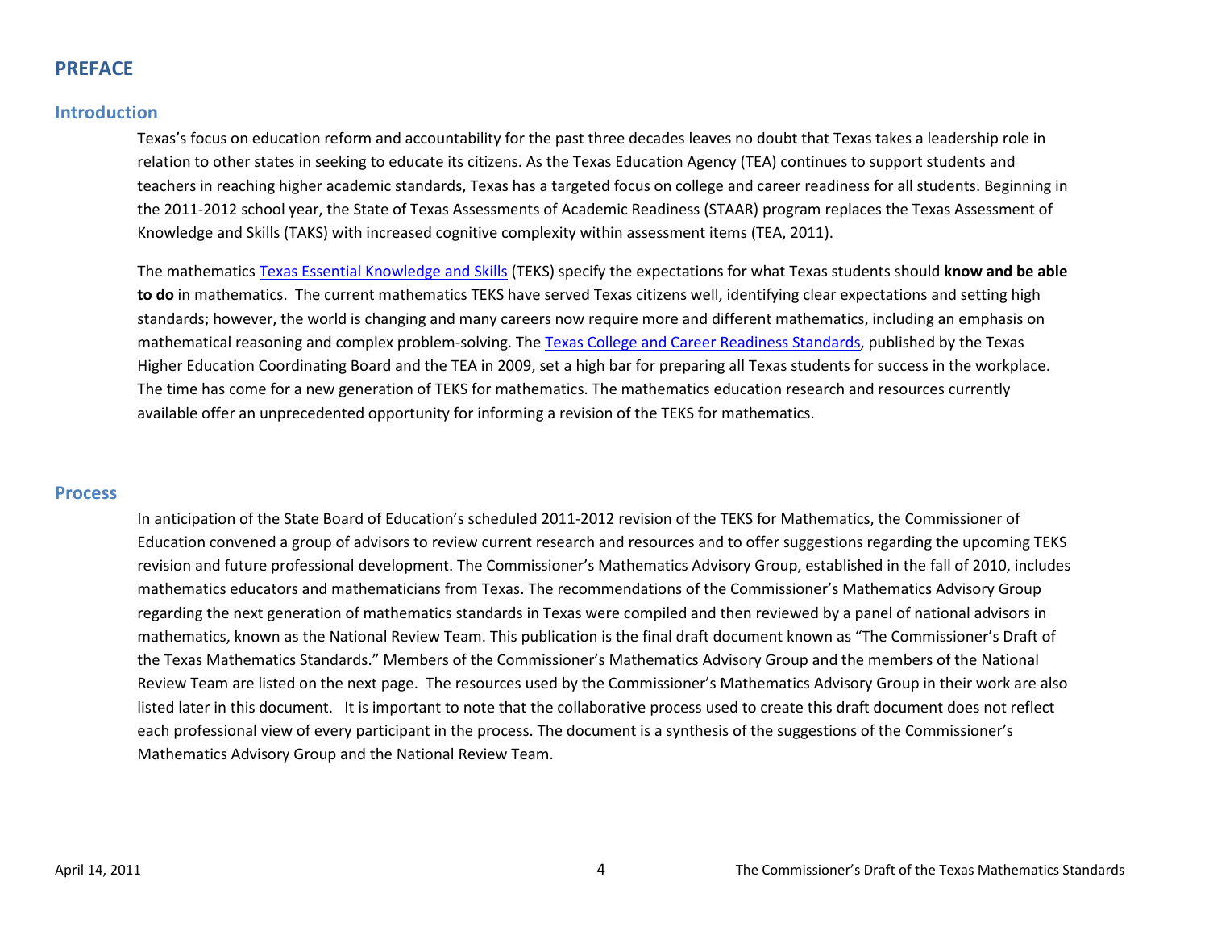# PREFACE

## Introduction

Texas's focus on education reform and accountability for the past three decades leaves no doubt that Texas takes a leadership role in relation to other states in seeking to educate its citizens. As the Texas Education Agency (TEA) continues to support students and teachers in reaching higher academic standards, Texas has a targeted focus on college and career readiness for all students. Beginning in the 2011-2012 school year, the State of Texas Assessments of Academic Readiness (STAAR) program replaces the Texas Assessment of Knowledge and Skills (TAKS) with increased cognitive complexity within assessment items (TEA, 2011).

The mathematics Texas Essential Knowledge and Skills (TEKS) specify the expectations for what Texas students should **know and be able to do** in mathematics. The current mathematics TEKS have served Texas citizens well, identifying clear expectations and setting high standards; however, the world is changing and many careers now require more and different mathematics, including an emphasis on mathematical reasoning and complex problem-solving. The Texas College and Career Readiness Standards, published by the Texas Higher Education Coordinating Board and the TEA in 2009, set a high bar for preparing all Texas students for success in the workplace. The time has come for a new generation of TEKS for mathematics. The mathematics education research and resources currently available offer an unprecedented opportunity for informing a revision of the TEKS for mathematics.

## Process

In anticipation of the State Board of Education's scheduled 2011-2012 revision of the TEKS for Mathematics, the Commissioner of Education convened a group of advisors to review current research and resources and to offer suggestions regarding the upcoming TEKS revision and future professional development. The Commissioner's Mathematics Advisory Group, established in the fall of 2010, includes mathematics educators and mathematicians from Texas. The recommendations of the Commissioner's Mathematics Advisory Group regarding the next generation of mathematics standards in Texas were compiled and then reviewed by a panel of national advisors in mathematics, known as the National Review Team. This publication is the final draft document known as "The Commissioner's Draft of the Texas Mathematics Standards." Members of the Commissioner's Mathematics Advisory Group and the members of the National Review Team are listed on the next page. The resources used by the Commissioner's Mathematics Advisory Group in their work are also listed later in this document. It is important to note that the collaborative process used to create this draft document does not reflect each professional view of every participant in the process. The document is a synthesis of the suggestions of the Commissioner's Mathematics Advisory Group and the National Review Team.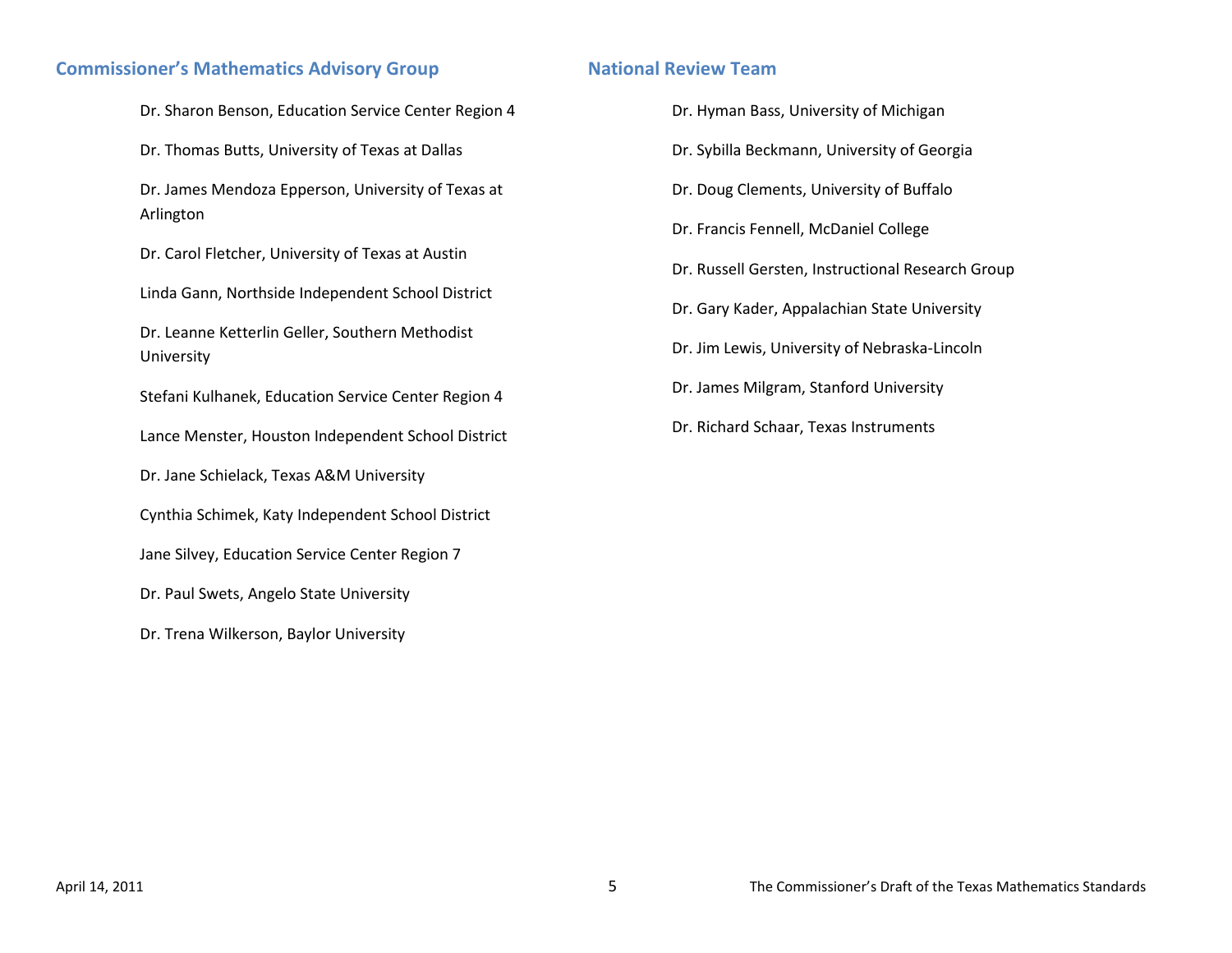## Commissioner's Mathematics Advisory Group

Dr. Sharon Benson, Education Service Center Region 4

Dr. Thomas Butts, University of Texas at Dallas

Dr. James Mendoza Epperson, University of Texas at Arlington

Dr. Carol Fletcher, University of Texas at Austin

Linda Gann, Northside Independent School District

Dr. Leanne Ketterlin Geller, Southern Methodist University

Stefani Kulhanek, Education Service Center Region 4

Lance Menster, Houston Independent School District

Dr. Jane Schielack, Texas A&M University

Cynthia Schimek, Katy Independent School District

Jane Silvey, Education Service Center Region 7

Dr. Paul Swets, Angelo State University

Dr. Trena Wilkerson, Baylor University

## National Review Team

Dr. Hyman Bass, University of Michigan

Dr. Sybilla Beckmann, University of Georgia

Dr. Doug Clements, University of Buffalo

Dr. Francis Fennell, McDaniel College

Dr. Russell Gersten, Instructional Research Group

Dr. Gary Kader, Appalachian State University

Dr. Jim Lewis, University of Nebraska-Lincoln

Dr. James Milgram, Stanford University

Dr. Richard Schaar, Texas Instruments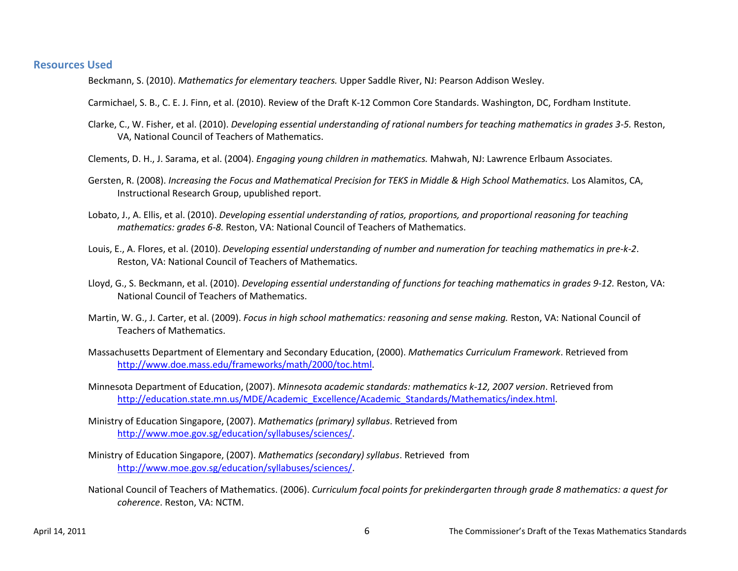## Resources Used

Beckmann, S. (2010). *Mathematics for elementary teachers.* Upper Saddle River, NJ: Pearson Addison Wesley.

Carmichael, S. B., C. E. J. Finn, et al. (2010). Review of the Draft K-12 Common Core Standards. Washington, DC, Fordham Institute.

Clarke, C., W. Fisher, et al. (2010). *Developing essential understanding of rational numbers for teaching mathematics in grades 3-5.* Reston, VA, National Council of Teachers of Mathematics.

Clements, D. H., J. Sarama, et al. (2004). *Engaging young children in mathematics.* Mahwah, NJ: Lawrence Erlbaum Associates.

Gersten, R. (2008). *Increasing the Focus and Mathematical Precision for TEKS in Middle & High School Mathematics.* Los Alamitos, CA, Instructional Research Group, upublished report.

Lobato, J., A. Ellis, et al. (2010). *Developing essential understanding of ratios, proportions, and proportional reasoning for teaching mathematics: grades 6-8.* Reston, VA: National Council of Teachers of Mathematics.

Louis, E., A. Flores, et al. (2010). *Developing essential understanding of number and numeration for teaching mathematics in pre-k-2*. Reston, VA: National Council of Teachers of Mathematics.

Lloyd, G., S. Beckmann, et al. (2010). *Developing essential understanding of functions for teaching mathematics in grades 9-12.* Reston, VA: National Council of Teachers of Mathematics.

Martin, W. G., J. Carter, et al. (2009). *Focus in high school mathematics: reasoning and sense making.* Reston, VA: National Council of Teachers of Mathematics.

Massachusetts Department of Elementary and Secondary Education, (2000). *Mathematics Curriculum Framework*. Retrieved from http://www.doe.mass.edu/frameworks/math/2000/toc.html.

Minnesota Department of Education, (2007). *Minnesota academic standards: mathematics k-12, 2007 version*. Retrieved from http://education.state.mn.us/MDE/Academic_Excellence/Academic_Standards/Mathematics/index.html.

Ministry of Education Singapore, (2007). *Mathematics (primary) syllabus*. Retrieved from http://www.moe.gov.sg/education/syllabuses/sciences/.

Ministry of Education Singapore, (2007). *Mathematics (secondary) syllabus*. Retrieved from http://www.moe.gov.sg/education/syllabuses/sciences/.

National Council of Teachers of Mathematics. (2006). *Curriculum focal points for prekindergarten through grade 8 mathematics: a quest for coherence*. Reston, VA: NCTM.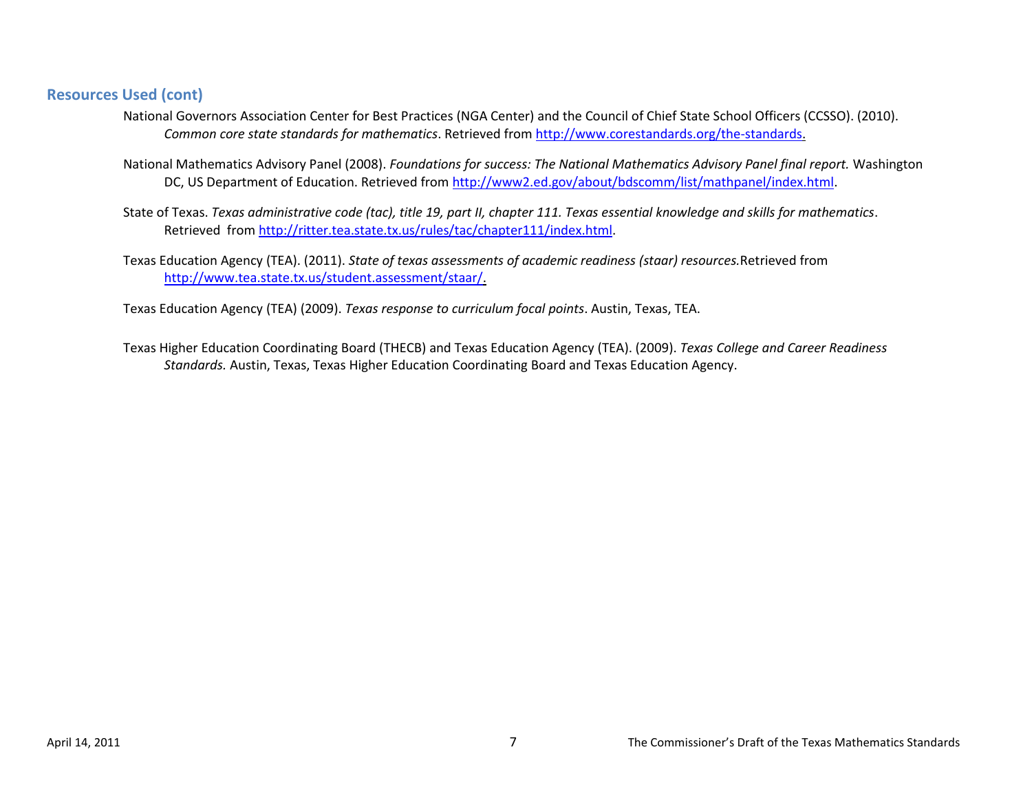## Resources Used (cont)

National Governors Association Center for Best Practices (NGA Center) and the Council of Chief State School Officers (CCSSO). (2010). *Common core state standards for mathematics*. Retrieved from http://www.corestandards.org/the-standards.

National Mathematics Advisory Panel (2008). *Foundations for success: The National Mathematics Advisory Panel final report.* Washington DC, US Department of Education. Retrieved from http://www2.ed.gov/about/bdscomm/list/mathpanel/index.html.

State of Texas. *Texas administrative code (tac), title 19, part II, chapter 111. Texas essential knowledge and skills for mathematics*. Retrieved from http://ritter.tea.state.tx.us/rules/tac/chapter111/index.html.

Texas Education Agency (TEA). (2011). *State of texas assessments of academic readiness (staar) resources.* Retrieved from http://www.tea.state.tx.us/student.assessment/staar/.

Texas Education Agency (TEA) (2009). *Texas response to curriculum focal points*. Austin, Texas, TEA.

Texas Higher Education Coordinating Board (THECB) and Texas Education Agency (TEA). (2009). *Texas College and Career Readiness Standards.* Austin, Texas, Texas Higher Education Coordinating Board and Texas Education Agency.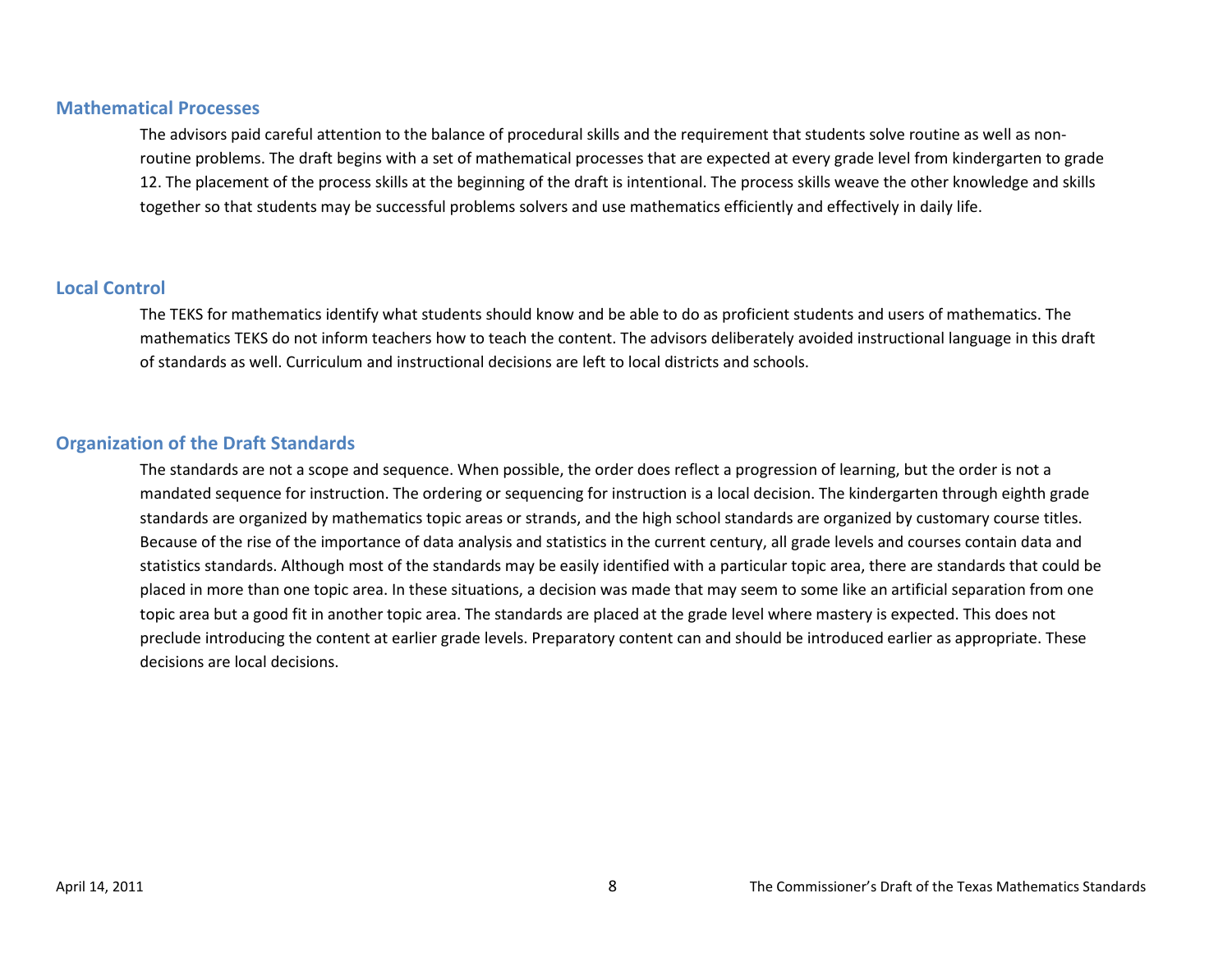## Mathematical Processes

The advisors paid careful attention to the balance of procedural skills and the requirement that students solve routine as well as non-routine problems. The draft begins with a set of mathematical processes that are expected at every grade level from kindergarten to grade 12. The placement of the process skills at the beginning of the draft is intentional. The process skills weave the other knowledge and skills together so that students may be successful problems solvers and use mathematics efficiently and effectively in daily life.

## Local Control

The TEKS for mathematics identify what students should know and be able to do as proficient students and users of mathematics. The mathematics TEKS do not inform teachers how to teach the content. The advisors deliberately avoided instructional language in this draft of standards as well. Curriculum and instructional decisions are left to local districts and schools.

## Organization of the Draft Standards

The standards are not a scope and sequence. When possible, the order does reflect a progression of learning, but the order is not a mandated sequence for instruction. The ordering or sequencing for instruction is a local decision. The kindergarten through eighth grade standards are organized by mathematics topic areas or strands, and the high school standards are organized by customary course titles. Because of the rise of the importance of data analysis and statistics in the current century, all grade levels and courses contain data and statistics standards. Although most of the standards may be easily identified with a particular topic area, there are standards that could be placed in more than one topic area. In these situations, a decision was made that may seem to some like an artificial separation from one topic area but a good fit in another topic area. The standards are placed at the grade level where mastery is expected. This does not preclude introducing the content at earlier grade levels. Preparatory content can and should be introduced earlier as appropriate. These decisions are local decisions.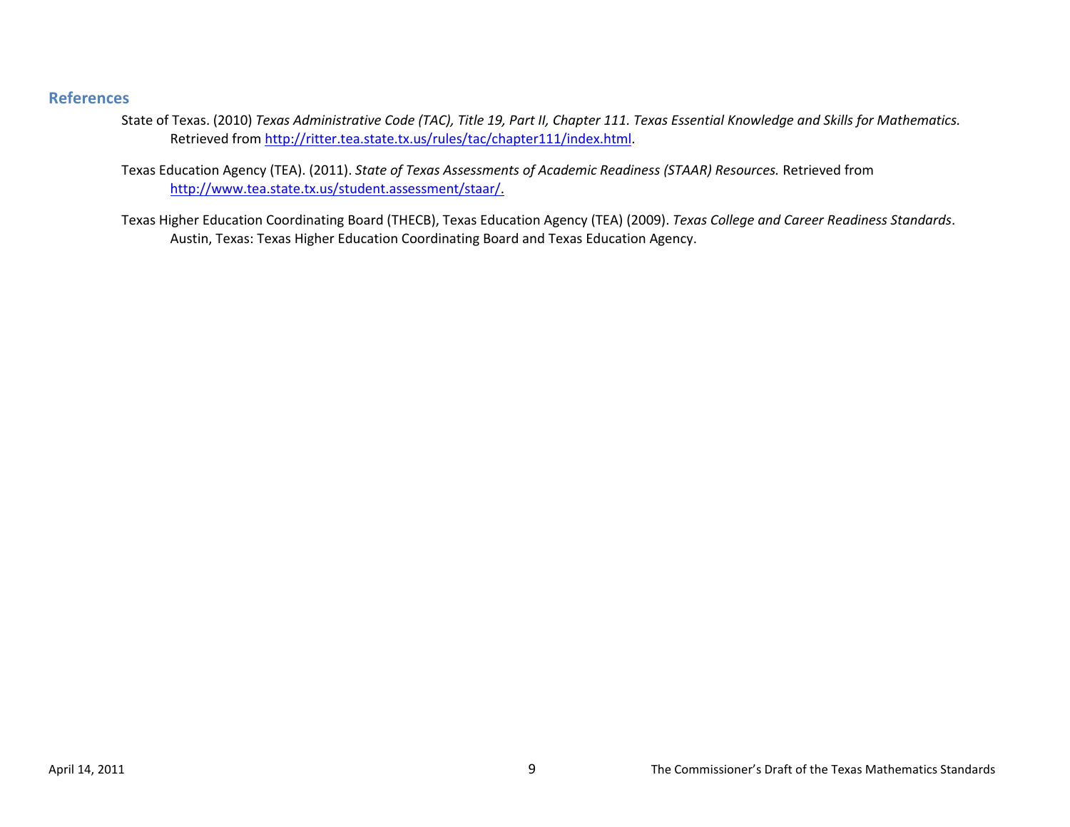## References

State of Texas. (2010) *Texas Administrative Code (TAC), Title 19, Part II, Chapter 111. Texas Essential Knowledge and Skills for Mathematics.* Retrieved from http://ritter.tea.state.tx.us/rules/tac/chapter111/index.html.

Texas Education Agency (TEA). (2011). *State of Texas Assessments of Academic Readiness (STAAR) Resources.* Retrieved from http://www.tea.state.tx.us/student.assessment/staar/.

Texas Higher Education Coordinating Board (THECB), Texas Education Agency (TEA) (2009). *Texas College and Career Readiness Standards*. Austin, Texas: Texas Higher Education Coordinating Board and Texas Education Agency.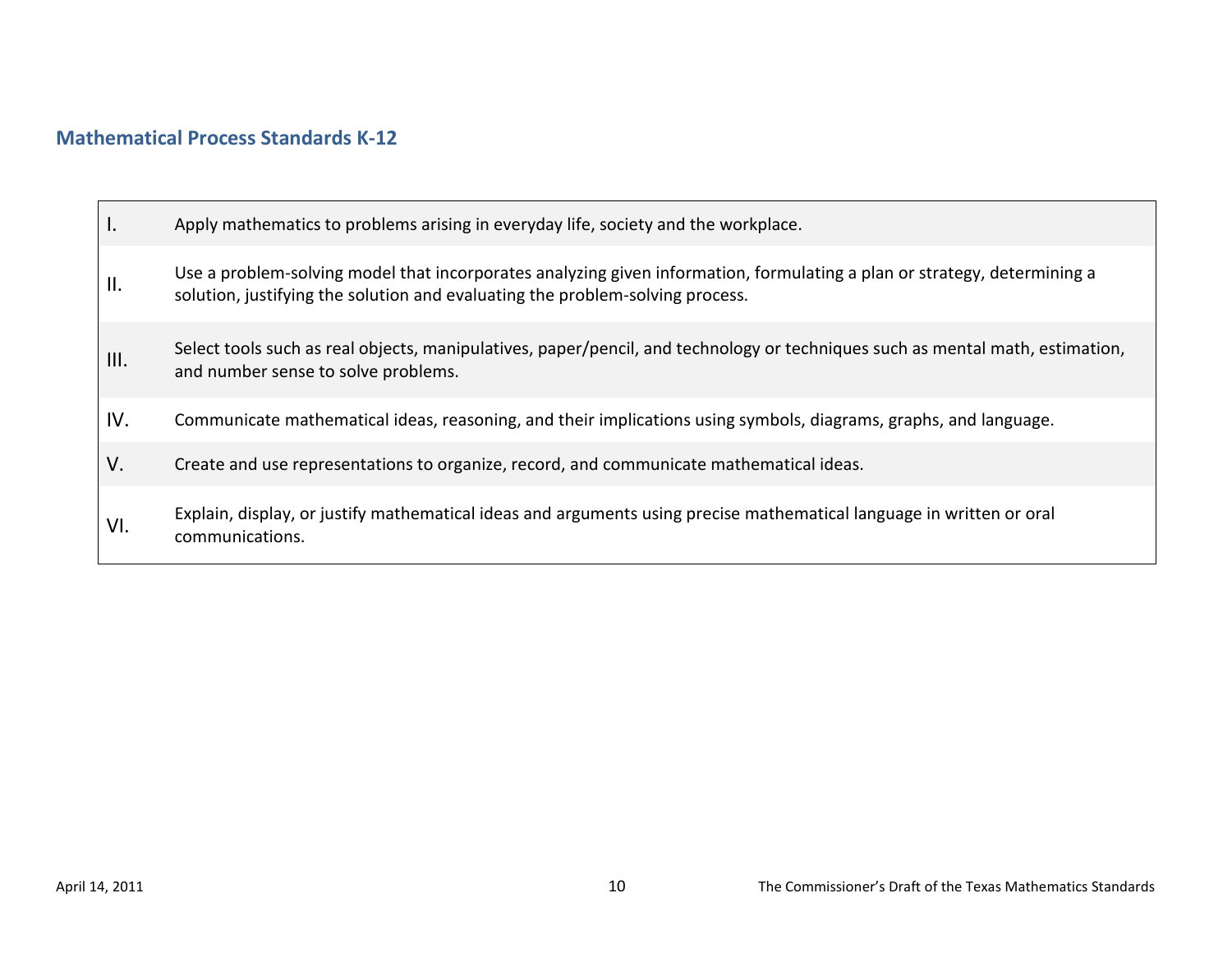## Mathematical Process Standards K-12

| | |
|---|---|
| I. | Apply mathematics to problems arising in everyday life, society and the workplace. |
| II. | Use a problem-solving model that incorporates analyzing given information, formulating a plan or strategy, determining a solution, justifying the solution and evaluating the problem-solving process. |
| III. | Select tools such as real objects, manipulatives, paper/pencil, and technology or techniques such as mental math, estimation, and number sense to solve problems. |
| IV. | Communicate mathematical ideas, reasoning, and their implications using symbols, diagrams, graphs, and language. |
| V. | Create and use representations to organize, record, and communicate mathematical ideas. |
| VI. | Explain, display, or justify mathematical ideas and arguments using precise mathematical language in written or oral communications. |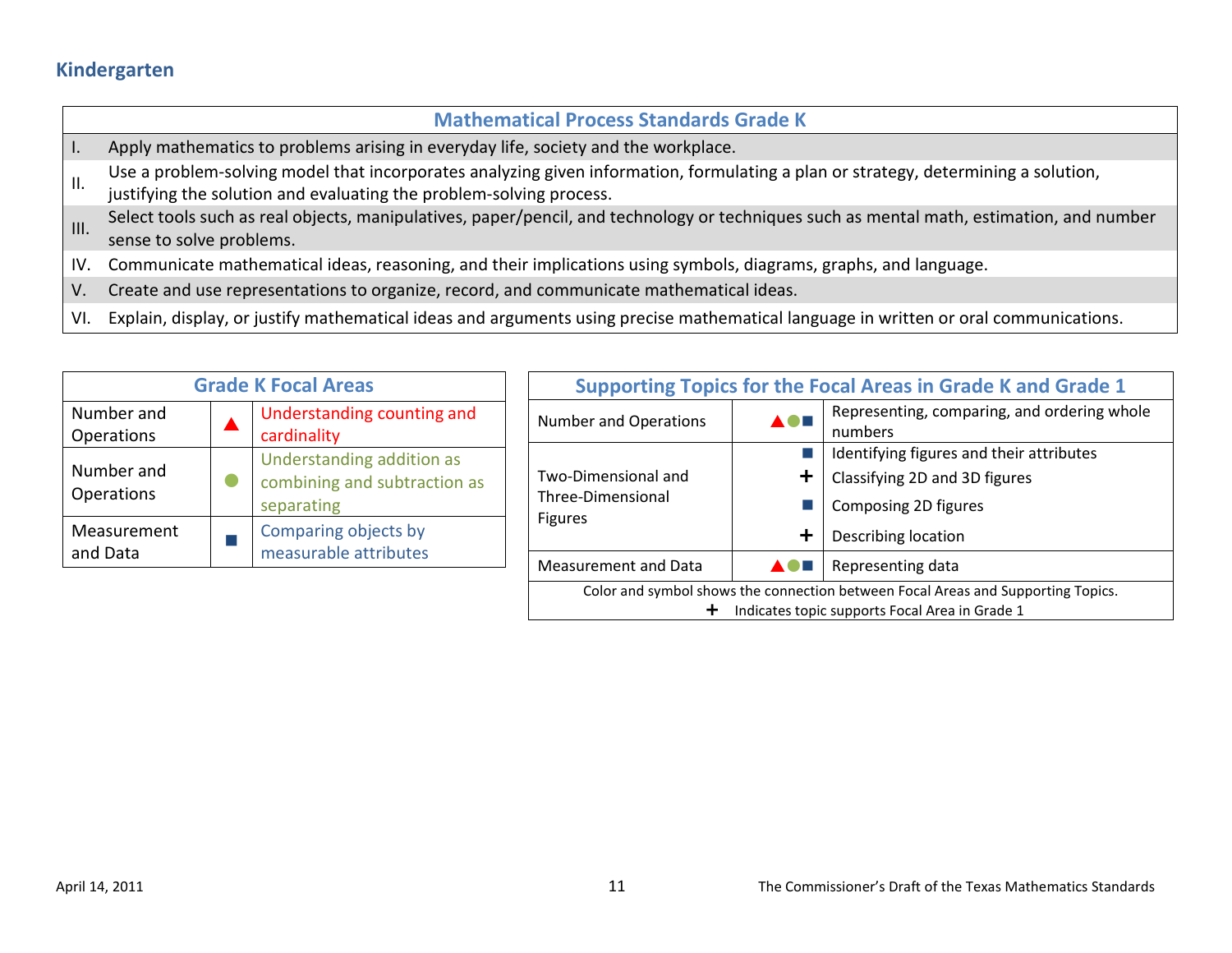## Kindergarten

| Mathematical Process Standards Grade K | |
|---|---|
| I. | Apply mathematics to problems arising in everyday life, society and the workplace. |
| II. | Use a problem-solving model that incorporates analyzing given information, formulating a plan or strategy, determining a solution, justifying the solution and evaluating the problem-solving process. |
| III. | Select tools such as real objects, manipulatives, paper/pencil, and technology or techniques such as mental math, estimation, and number sense to solve problems. |
| IV. | Communicate mathematical ideas, reasoning, and their implications using symbols, diagrams, graphs, and language. |
| V. | Create and use representations to organize, record, and communicate mathematical ideas. |
| VI. | Explain, display, or justify mathematical ideas and arguments using precise mathematical language in written or oral communications. |

| Grade K Focal Areas | | |
|---|---|---|
| Number and Operations | ▲ | Understanding counting and cardinality |
| Number and Operations | ● | Understanding addition as combining and subtraction as separating |
| Measurement and Data | ■ | Comparing objects by measurable attributes |

| Supporting Topics for the Focal Areas in Grade K and Grade 1 | | |
|---|---|---|
| Number and Operations | ▲●■ | Representing, comparing, and ordering whole numbers |
| Two-Dimensional and Three-Dimensional Figures | ■ | Identifying figures and their attributes |
| | + | Classifying 2D and 3D figures |
| | ■ | Composing 2D figures |
| | + | Describing location |
| Measurement and Data | ▲●■ | Representing data |

Color and symbol shows the connection between Focal Areas and Supporting Topics.
+ Indicates topic supports Focal Area in Grade 1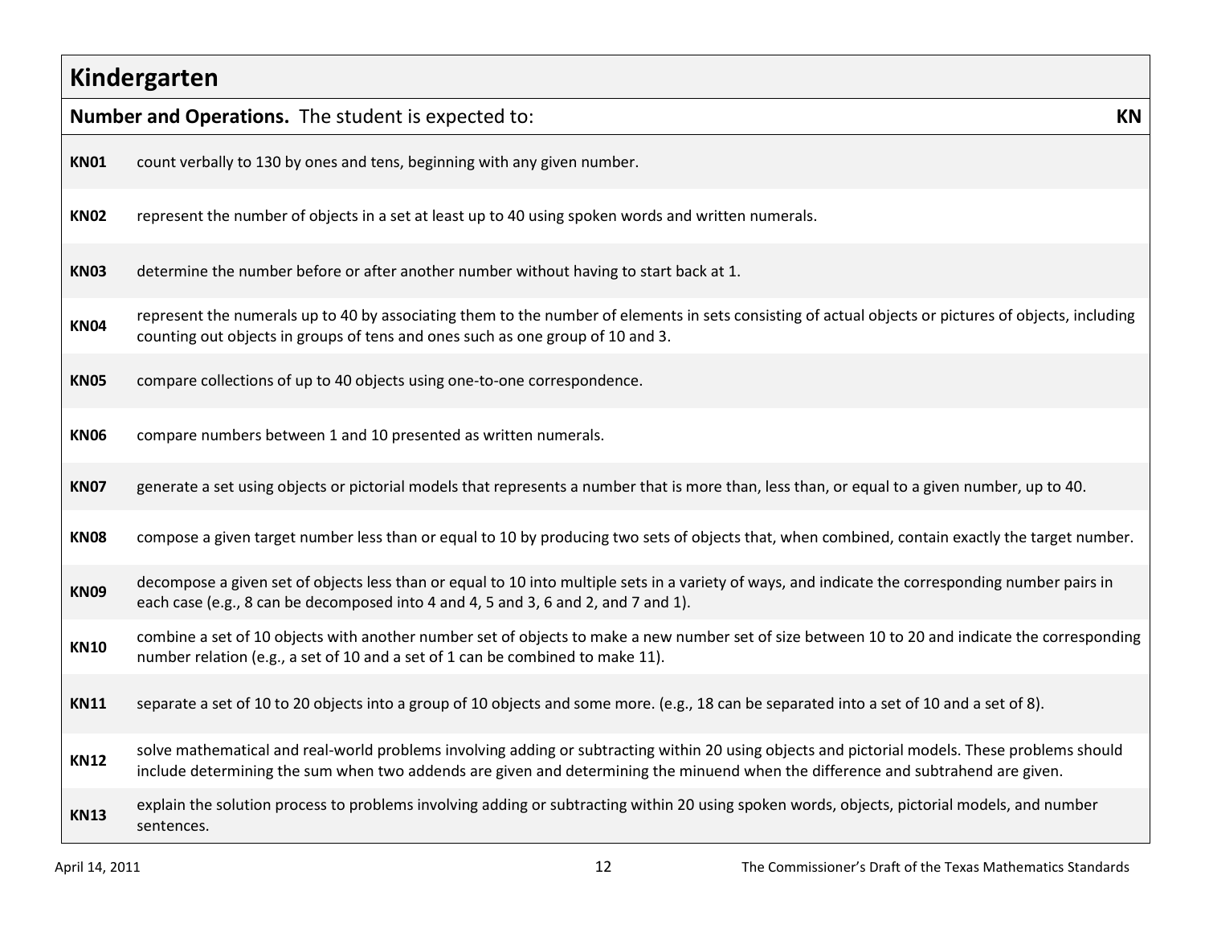## Kindergarten

| **Number and Operations.** The student is expected to: | **KN** |
|---|---|
| **KN01** | count verbally to 130 by ones and tens, beginning with any given number. |
| **KN02** | represent the number of objects in a set at least up to 40 using spoken words and written numerals. |
| **KN03** | determine the number before or after another number without having to start back at 1. |
| **KN04** | represent the numerals up to 40 by associating them to the number of elements in sets consisting of actual objects or pictures of objects, including counting out objects in groups of tens and ones such as one group of 10 and 3. |
| **KN05** | compare collections of up to 40 objects using one-to-one correspondence. |
| **KN06** | compare numbers between 1 and 10 presented as written numerals. |
| **KN07** | generate a set using objects or pictorial models that represents a number that is more than, less than, or equal to a given number, up to 40. |
| **KN08** | compose a given target number less than or equal to 10 by producing two sets of objects that, when combined, contain exactly the target number. |
| **KN09** | decompose a given set of objects less than or equal to 10 into multiple sets in a variety of ways, and indicate the corresponding number pairs in each case (e.g., 8 can be decomposed into 4 and 4, 5 and 3, 6 and 2, and 7 and 1). |
| **KN10** | combine a set of 10 objects with another number set of objects to make a new number set of size between 10 to 20 and indicate the corresponding number relation (e.g., a set of 10 and a set of 1 can be combined to make 11). |
| **KN11** | separate a set of 10 to 20 objects into a group of 10 objects and some more. (e.g., 18 can be separated into a set of 10 and a set of 8). |
| **KN12** | solve mathematical and real-world problems involving adding or subtracting within 20 using objects and pictorial models. These problems should include determining the sum when two addends are given and determining the minuend when the difference and subtrahend are given. |
| **KN13** | explain the solution process to problems involving adding or subtracting within 20 using spoken words, objects, pictorial models, and number sentences. |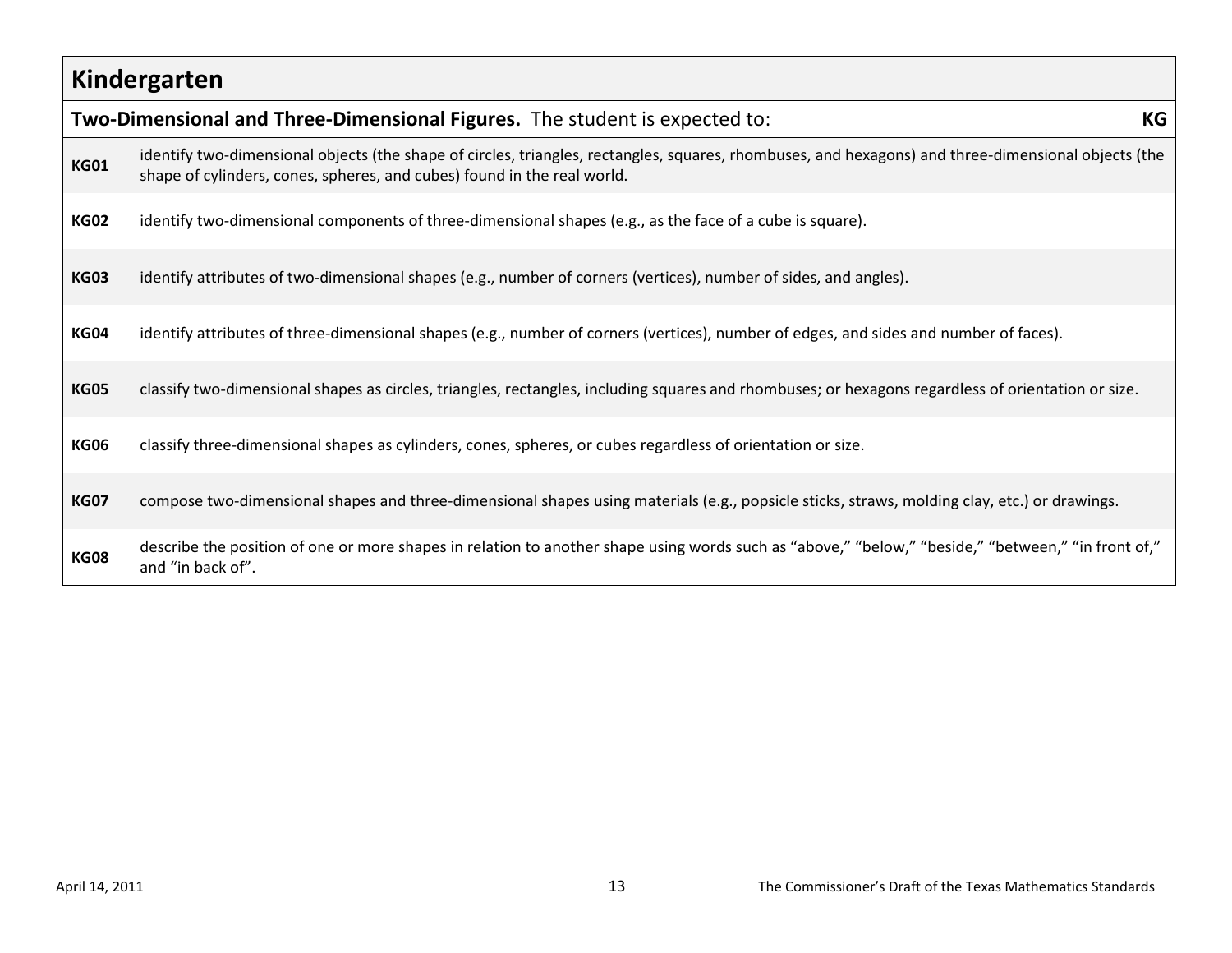## Kindergarten

| **Two-Dimensional and Three-Dimensional Figures.** The student is expected to: | **KG** |
|---|---|
| **KG01** | identify two-dimensional objects (the shape of circles, triangles, rectangles, squares, rhombuses, and hexagons) and three-dimensional objects (the shape of cylinders, cones, spheres, and cubes) found in the real world. |
| **KG02** | identify two-dimensional components of three-dimensional shapes (e.g., as the face of a cube is square). |
| **KG03** | identify attributes of two-dimensional shapes (e.g., number of corners (vertices), number of sides, and angles). |
| **KG04** | identify attributes of three-dimensional shapes (e.g., number of corners (vertices), number of edges, and sides and number of faces). |
| **KG05** | classify two-dimensional shapes as circles, triangles, rectangles, including squares and rhombuses; or hexagons regardless of orientation or size. |
| **KG06** | classify three-dimensional shapes as cylinders, cones, spheres, or cubes regardless of orientation or size. |
| **KG07** | compose two-dimensional shapes and three-dimensional shapes using materials (e.g., popsicle sticks, straws, molding clay, etc.) or drawings. |
| **KG08** | describe the position of one or more shapes in relation to another shape using words such as “above,” “below,” “beside,” “between,” “in front of,” and “in back of”. |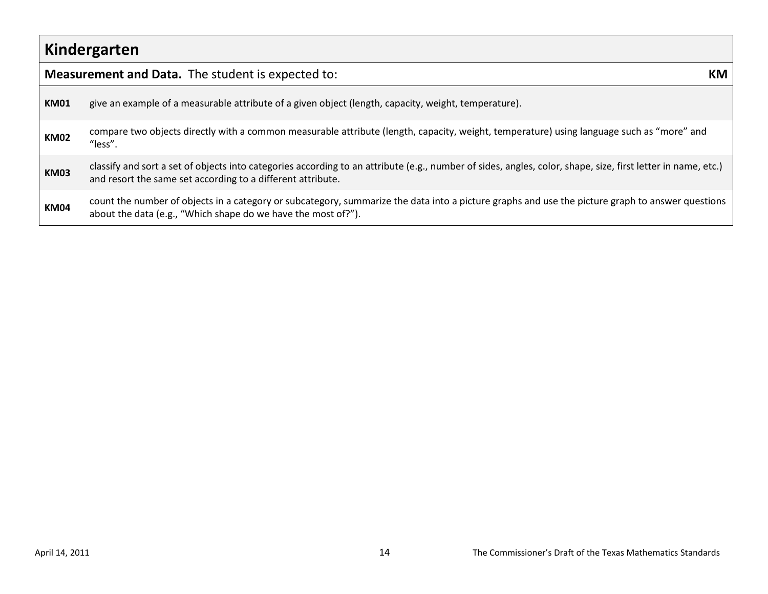## Kindergarten

| **Measurement and Data.** The student is expected to: | **KM** |
|---|---|
| **KM01** | give an example of a measurable attribute of a given object (length, capacity, weight, temperature). |
| **KM02** | compare two objects directly with a common measurable attribute (length, capacity, weight, temperature) using language such as “more” and “less”. |
| **KM03** | classify and sort a set of objects into categories according to an attribute (e.g., number of sides, angles, color, shape, size, first letter in name, etc.) and resort the same set according to a different attribute. |
| **KM04** | count the number of objects in a category or subcategory, summarize the data into a picture graphs and use the picture graph to answer questions about the data (e.g., “Which shape do we have the most of?”). |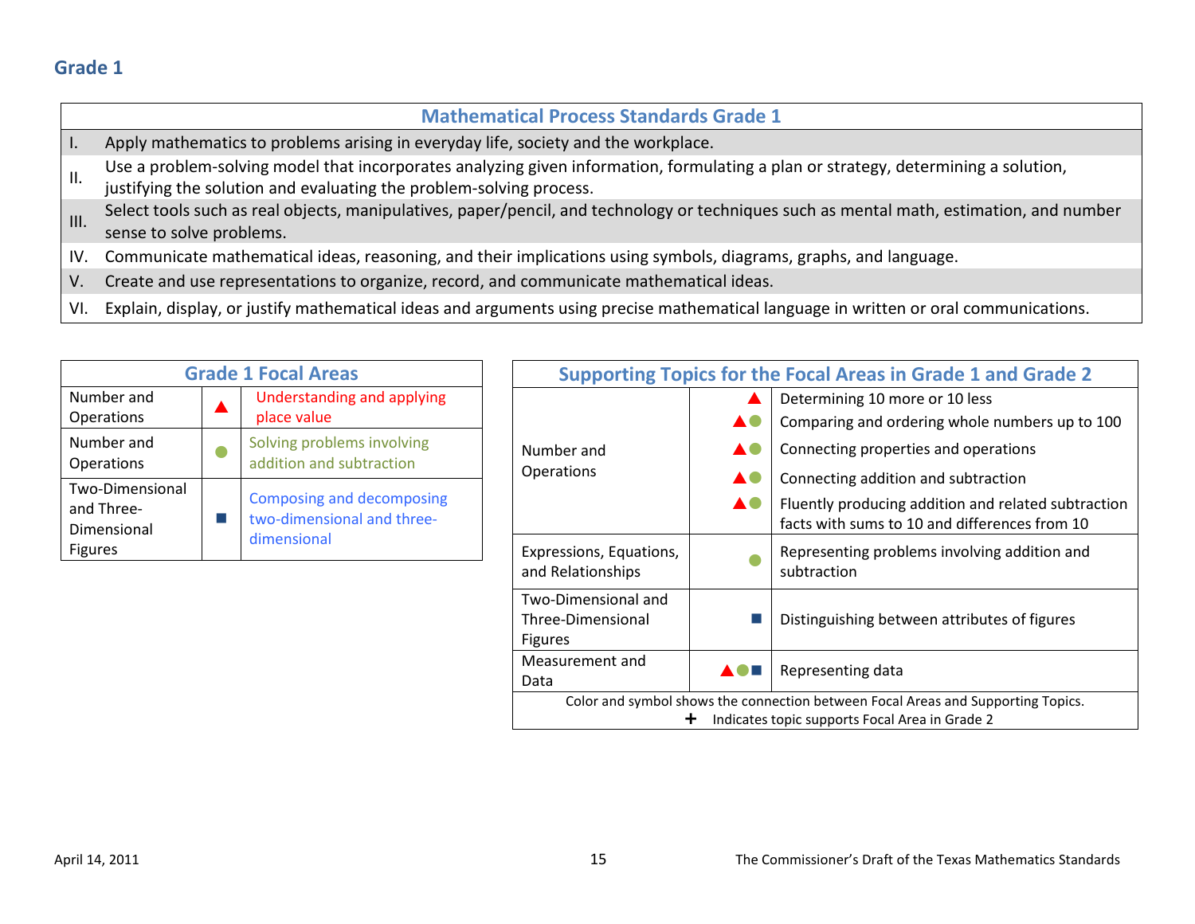## Grade 1

| Mathematical Process Standards Grade 1 | |
|---|---|
| I. | Apply mathematics to problems arising in everyday life, society and the workplace. |
| II. | Use a problem-solving model that incorporates analyzing given information, formulating a plan or strategy, determining a solution, justifying the solution and evaluating the problem-solving process. |
| III. | Select tools such as real objects, manipulatives, paper/pencil, and technology or techniques such as mental math, estimation, and number sense to solve problems. |
| IV. | Communicate mathematical ideas, reasoning, and their implications using symbols, diagrams, graphs, and language. |
| V. | Create and use representations to organize, record, and communicate mathematical ideas. |
| VI. | Explain, display, or justify mathematical ideas and arguments using precise mathematical language in written or oral communications. |

| Grade 1 Focal Areas | | |
|---|---|---|
| Number and Operations | ▲ | Understanding and applying place value |
| Number and Operations | ● | Solving problems involving addition and subtraction |
| Two-Dimensional and Three-Dimensional Figures | ■ | Composing and decomposing two-dimensional and three-dimensional |

| Supporting Topics for the Focal Areas in Grade 1 and Grade 2 | | |
|---|---|---|
| Number and Operations | ▲ | Determining 10 more or 10 less |
| | ▲● | Comparing and ordering whole numbers up to 100 |
| | ▲● | Connecting properties and operations |
| | ▲● | Connecting addition and subtraction |
| | ▲● | Fluently producing addition and related subtraction facts with sums to 10 and differences from 10 |
| Expressions, Equations, and Relationships | ● | Representing problems involving addition and subtraction |
| Two-Dimensional and Three-Dimensional Figures | ■ | Distinguishing between attributes of figures |
| Measurement and Data | ▲●■ | Representing data |

Color and symbol shows the connection between Focal Areas and Supporting Topics.
+ Indicates topic supports Focal Area in Grade 2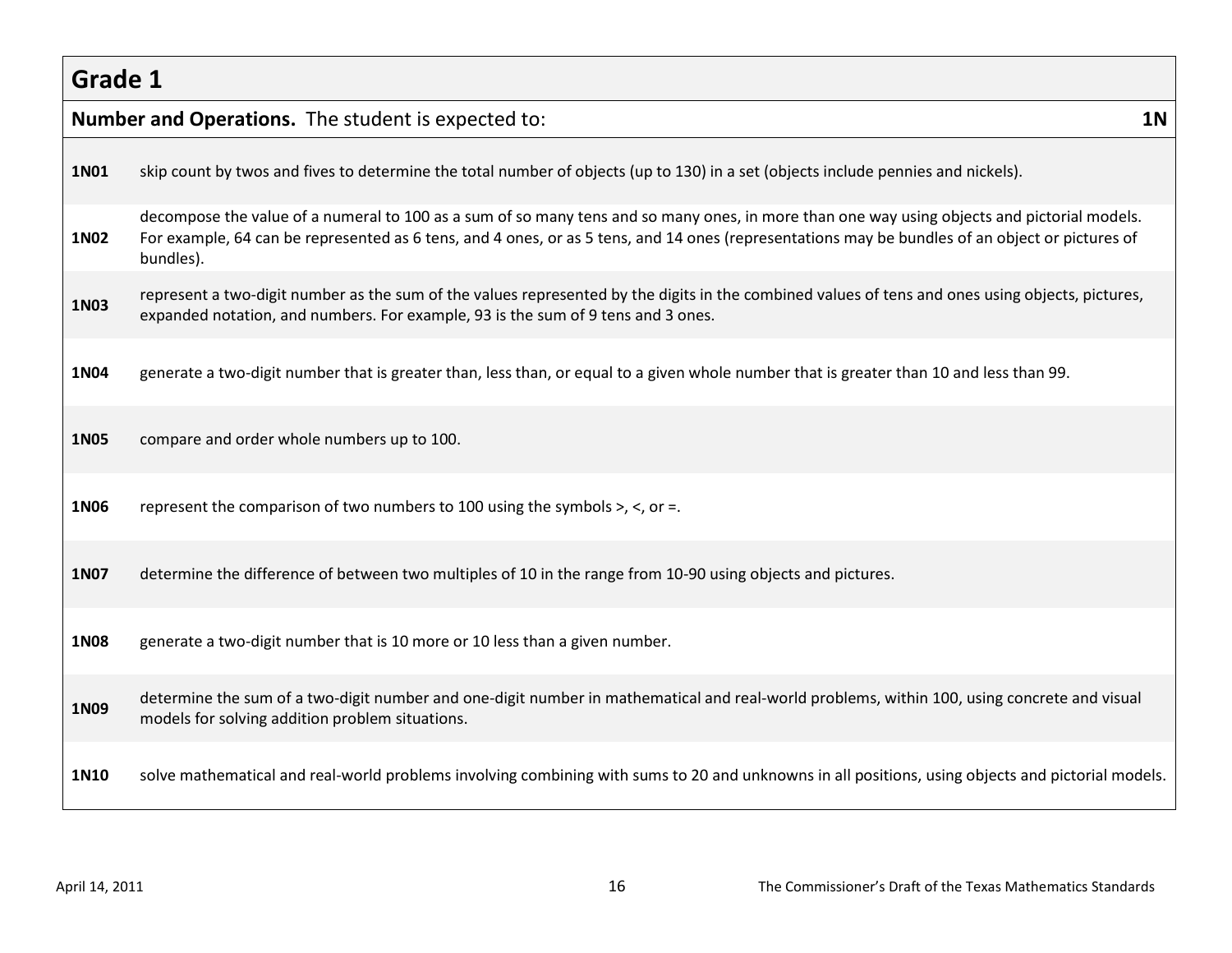## Grade 1

**Number and Operations.** The student is expected to: **1N**

| | |
|---|---|
| **1N01** | skip count by twos and fives to determine the total number of objects (up to 130) in a set (objects include pennies and nickels). |
| **1N02** | decompose the value of a numeral to 100 as a sum of so many tens and so many ones, in more than one way using objects and pictorial models. For example, 64 can be represented as 6 tens, and 4 ones, or as 5 tens, and 14 ones (representations may be bundles of an object or pictures of bundles). |
| **1N03** | represent a two-digit number as the sum of the values represented by the digits in the combined values of tens and ones using objects, pictures, expanded notation, and numbers. For example, 93 is the sum of 9 tens and 3 ones. |
| **1N04** | generate a two-digit number that is greater than, less than, or equal to a given whole number that is greater than 10 and less than 99. |
| **1N05** | compare and order whole numbers up to 100. |
| **1N06** | represent the comparison of two numbers to 100 using the symbols >, <, or =. |
| **1N07** | determine the difference of between two multiples of 10 in the range from 10-90 using objects and pictures. |
| **1N08** | generate a two-digit number that is 10 more or 10 less than a given number. |
| **1N09** | determine the sum of a two-digit number and one-digit number in mathematical and real-world problems, within 100, using concrete and visual models for solving addition problem situations. |
| **1N10** | solve mathematical and real-world problems involving combining with sums to 20 and unknowns in all positions, using objects and pictorial models. |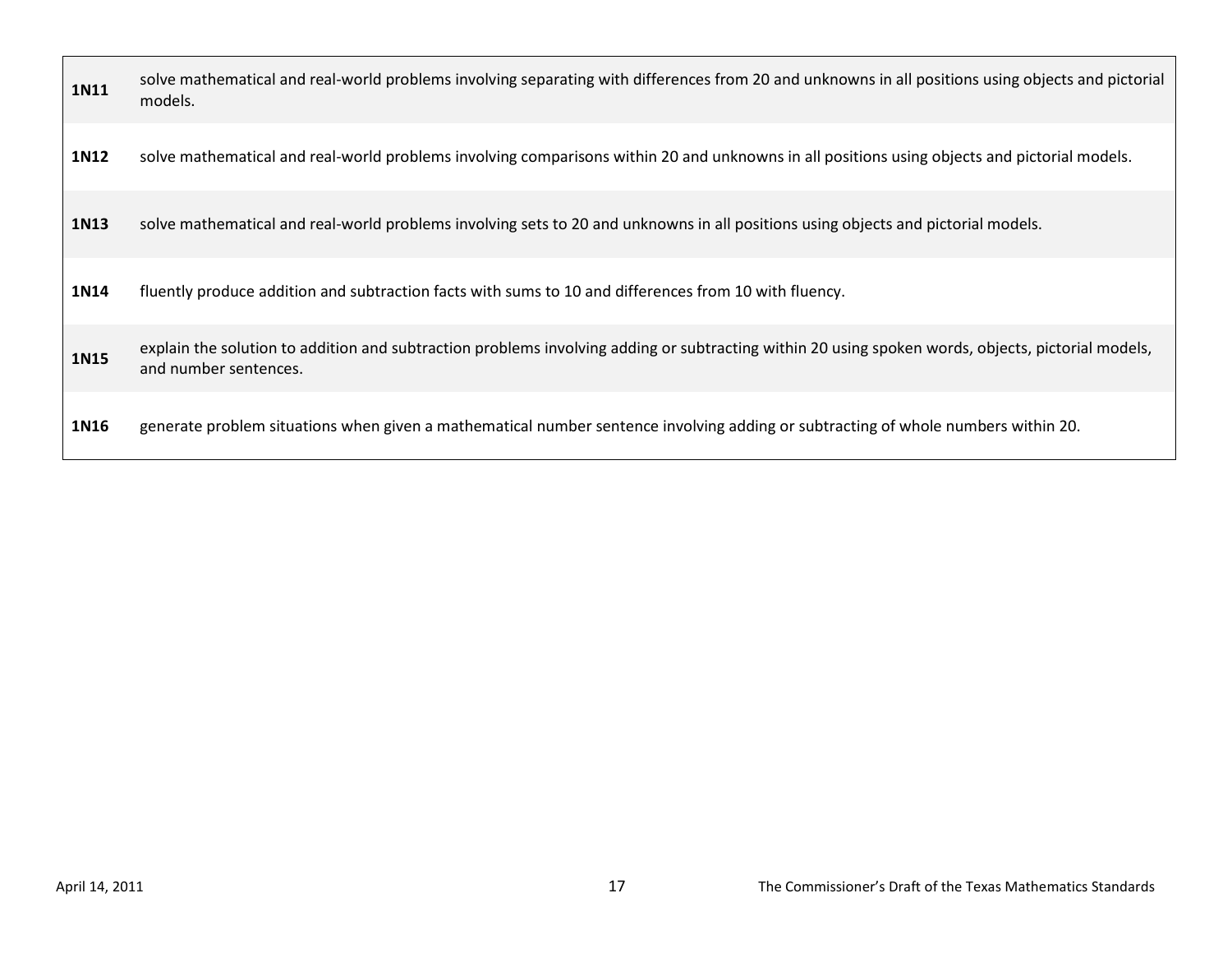| | |
|---|---|
| **1N11** | solve mathematical and real-world problems involving separating with differences from 20 and unknowns in all positions using objects and pictorial models. |
| **1N12** | solve mathematical and real-world problems involving comparisons within 20 and unknowns in all positions using objects and pictorial models. |
| **1N13** | solve mathematical and real-world problems involving sets to 20 and unknowns in all positions using objects and pictorial models. |
| **1N14** | fluently produce addition and subtraction facts with sums to 10 and differences from 10 with fluency. |
| **1N15** | explain the solution to addition and subtraction problems involving adding or subtracting within 20 using spoken words, objects, pictorial models, and number sentences. |
| **1N16** | generate problem situations when given a mathematical number sentence involving adding or subtracting of whole numbers within 20. |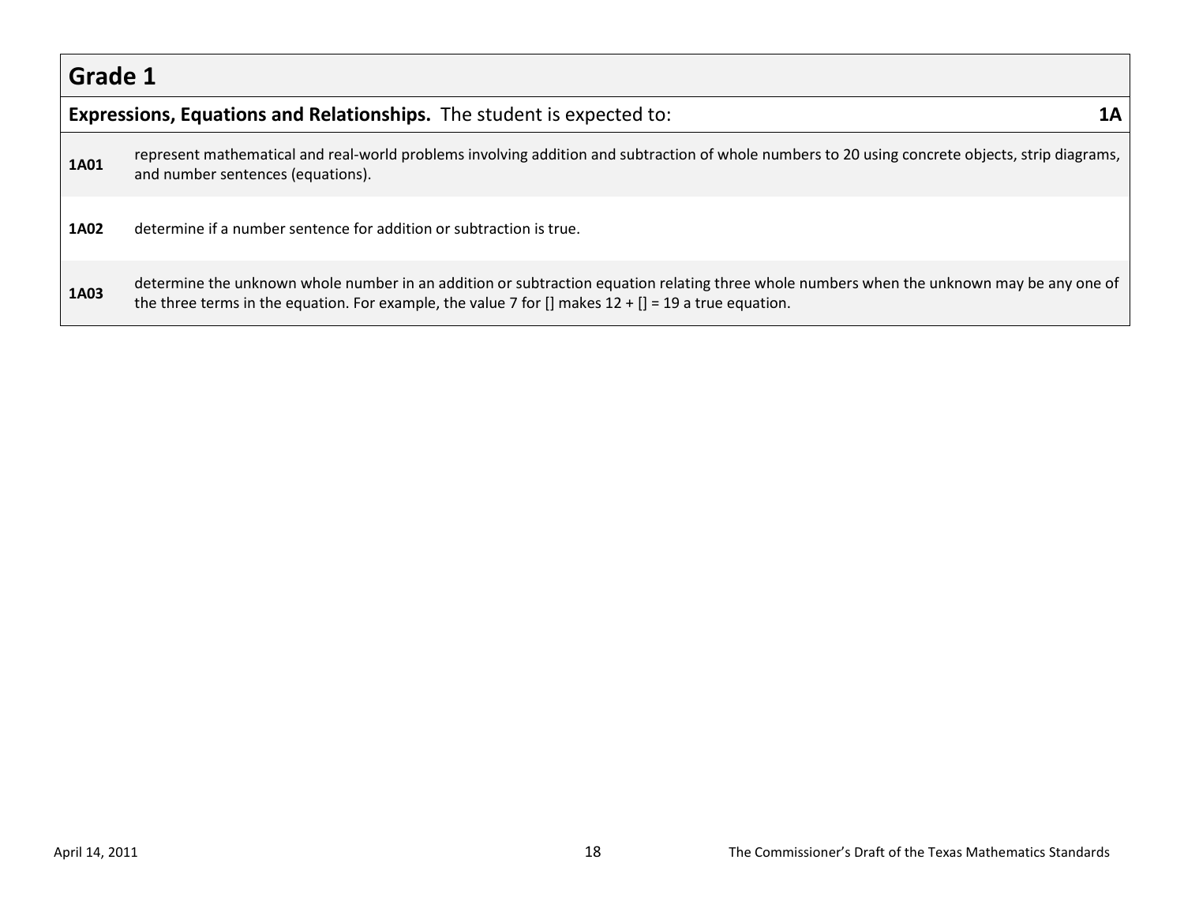## Grade 1

| **Expressions, Equations and Relationships.** The student is expected to: | **1A** |
|---|---|
| **1A01** | represent mathematical and real-world problems involving addition and subtraction of whole numbers to 20 using concrete objects, strip diagrams, and number sentences (equations). |
| **1A02** | determine if a number sentence for addition or subtraction is true. |
| **1A03** | determine the unknown whole number in an addition or subtraction equation relating three whole numbers when the unknown may be any one of the three terms in the equation. For example, the value 7 for [] makes 12 + [] = 19 a true equation. |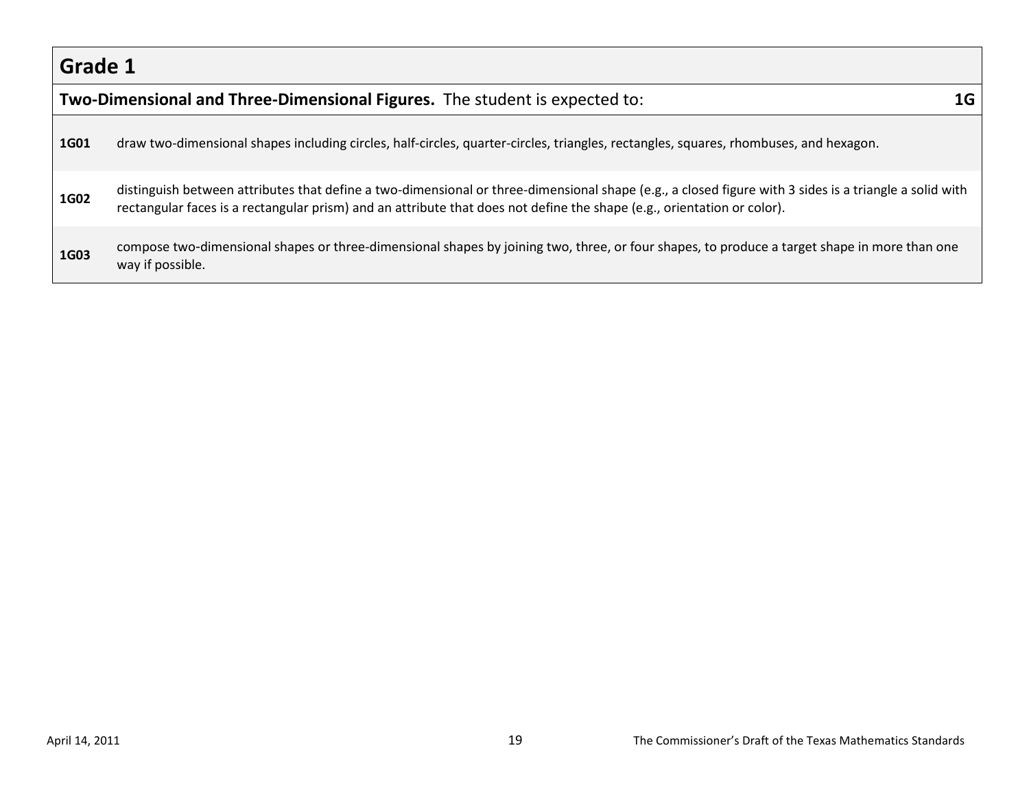# Grade 1

**Two-Dimensional and Three-Dimensional Figures.** The student is expected to: **1G**

| | |
|---|---|
| **1G01** | draw two-dimensional shapes including circles, half-circles, quarter-circles, triangles, rectangles, squares, rhombuses, and hexagon. |
| **1G02** | distinguish between attributes that define a two-dimensional or three-dimensional shape (e.g., a closed figure with 3 sides is a triangle a solid with rectangular faces is a rectangular prism) and an attribute that does not define the shape (e.g., orientation or color). |
| **1G03** | compose two-dimensional shapes or three-dimensional shapes by joining two, three, or four shapes, to produce a target shape in more than one way if possible. |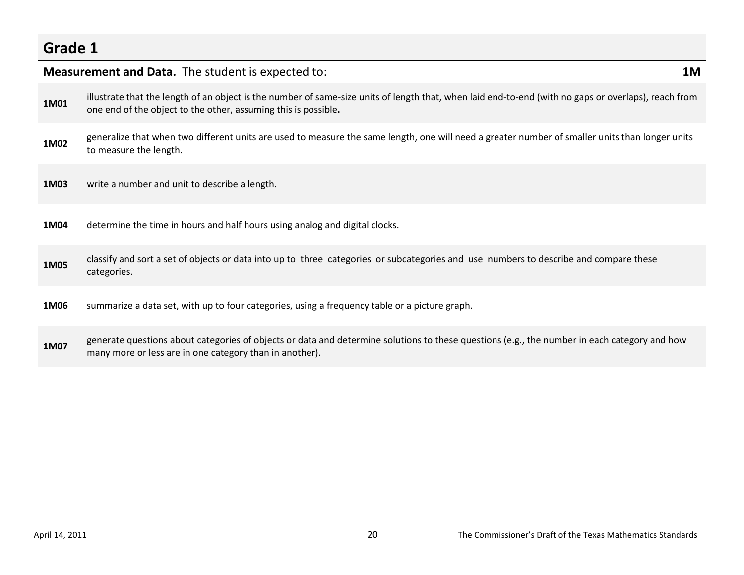## Grade 1

| **Measurement and Data.** The student is expected to: | **1M** |
|---|---|
| **1M01** | illustrate that the length of an object is the number of same-size units of length that, when laid end-to-end (with no gaps or overlaps), reach from one end of the object to the other, assuming this is possible**.** |
| **1M02** | generalize that when two different units are used to measure the same length, one will need a greater number of smaller units than longer units to measure the length. |
| **1M03** | write a number and unit to describe a length. |
| **1M04** | determine the time in hours and half hours using analog and digital clocks. |
| **1M05** | classify and sort a set of objects or data into up to three categories or subcategories and use numbers to describe and compare these categories. |
| **1M06** | summarize a data set, with up to four categories, using a frequency table or a picture graph. |
| **1M07** | generate questions about categories of objects or data and determine solutions to these questions (e.g., the number in each category and how many more or less are in one category than in another). |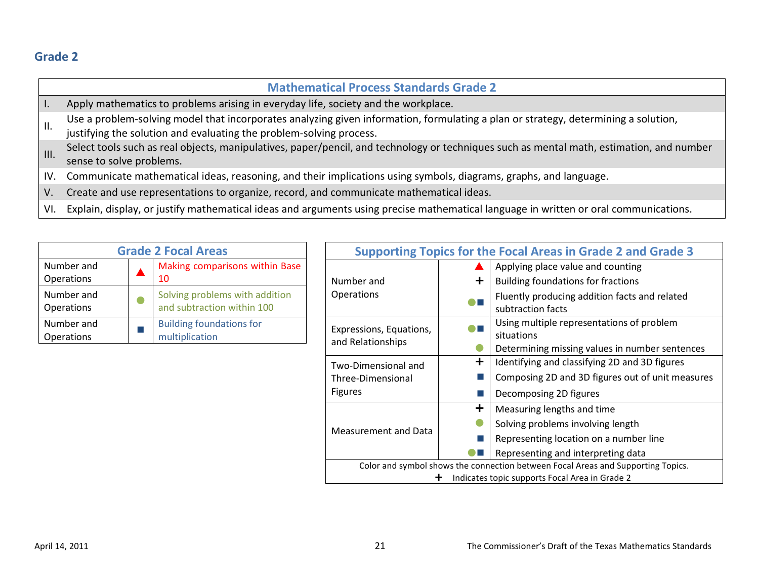## Grade 2

| Mathematical Process Standards Grade 2 | |
|---|---|
| I. | Apply mathematics to problems arising in everyday life, society and the workplace. |
| II. | Use a problem-solving model that incorporates analyzing given information, formulating a plan or strategy, determining a solution, justifying the solution and evaluating the problem-solving process. |
| III. | Select tools such as real objects, manipulatives, paper/pencil, and technology or techniques such as mental math, estimation, and number sense to solve problems. |
| IV. | Communicate mathematical ideas, reasoning, and their implications using symbols, diagrams, graphs, and language. |
| V. | Create and use representations to organize, record, and communicate mathematical ideas. |
| VI. | Explain, display, or justify mathematical ideas and arguments using precise mathematical language in written or oral communications. |

| Grade 2 Focal Areas | | |
|---|---|---|
| Number and Operations | ▲ | Making comparisons within Base 10 |
| Number and Operations | ● | Solving problems with addition and subtraction within 100 |
| Number and Operations | ■ | Building foundations for multiplication |

| Supporting Topics for the Focal Areas in Grade 2 and Grade 3 | | |
|---|---|---|
| Number and Operations | ▲ | Applying place value and counting |
| | + | Building foundations for fractions |
| | ●■ | Fluently producing addition facts and related subtraction facts |
| Expressions, Equations, and Relationships | ●■ | Using multiple representations of problem situations |
| | ● | Determining missing values in number sentences |
| Two-Dimensional and Three-Dimensional Figures | + | Identifying and classifying 2D and 3D figures |
| | ■ | Composing 2D and 3D figures out of unit measures |
| | ■ | Decomposing 2D figures |
| Measurement and Data | + | Measuring lengths and time |
| | ● | Solving problems involving length |
| | ■ | Representing location on a number line |
| | ●■ | Representing and interpreting data |

Color and symbol shows the connection between Focal Areas and Supporting Topics.
+ Indicates topic supports Focal Area in Grade 2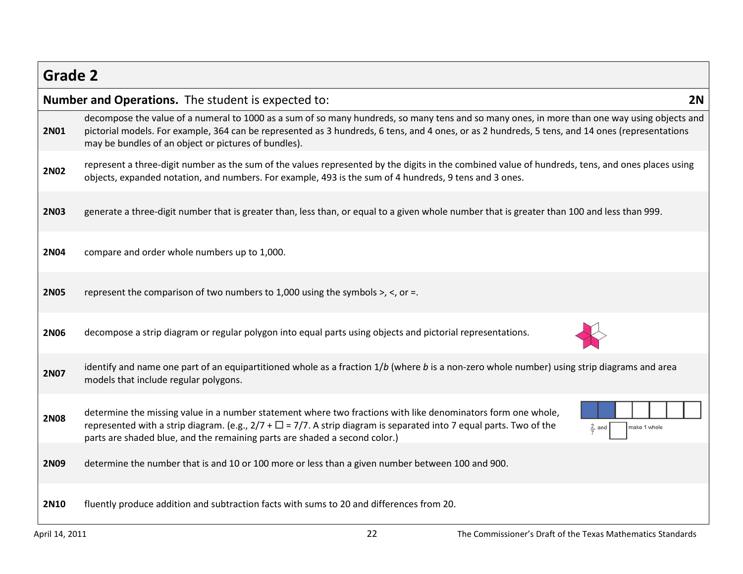## Grade 2

| **Number and Operations.** The student is expected to: | **2N** |
|---|---|
| **2N01** | decompose the value of a numeral to 1000 as a sum of so many hundreds, so many tens and so many ones, in more than one way using objects and pictorial models. For example, 364 can be represented as 3 hundreds, 6 tens, and 4 ones, or as 2 hundreds, 5 tens, and 14 ones (representations may be bundles of an object or pictures of bundles). |
| **2N02** | represent a three-digit number as the sum of the values represented by the digits in the combined value of hundreds, tens, and ones places using objects, expanded notation, and numbers. For example, 493 is the sum of 4 hundreds, 9 tens and 3 ones. |
| **2N03** | generate a three-digit number that is greater than, less than, or equal to a given whole number that is greater than 100 and less than 999. |
| **2N04** | compare and order whole numbers up to 1,000. |
| **2N05** | represent the comparison of two numbers to 1,000 using the symbols >, <, or =. |
| **2N06** | decompose a strip diagram or regular polygon into equal parts using objects and pictorial representations. |
| **2N07** | identify and name one part of an equipartitioned whole as a fraction 1/*b* (where *b* is a non-zero whole number) using strip diagrams and area models that include regular polygons. |
| **2N08** | determine the missing value in a number statement where two fractions with like denominators form one whole, represented with a strip diagram. (e.g., 2/7 + ☐ = 7/7. A strip diagram is separated into 7 equal parts. Two of the parts are shaded blue, and the remaining parts are shaded a second color.) $\frac{2}{7}$ and ☐ make 1 whole |
| **2N09** | determine the number that is and 10 or 100 more or less than a given number between 100 and 900. |
| **2N10** | fluently produce addition and subtraction facts with sums to 20 and differences from 20. |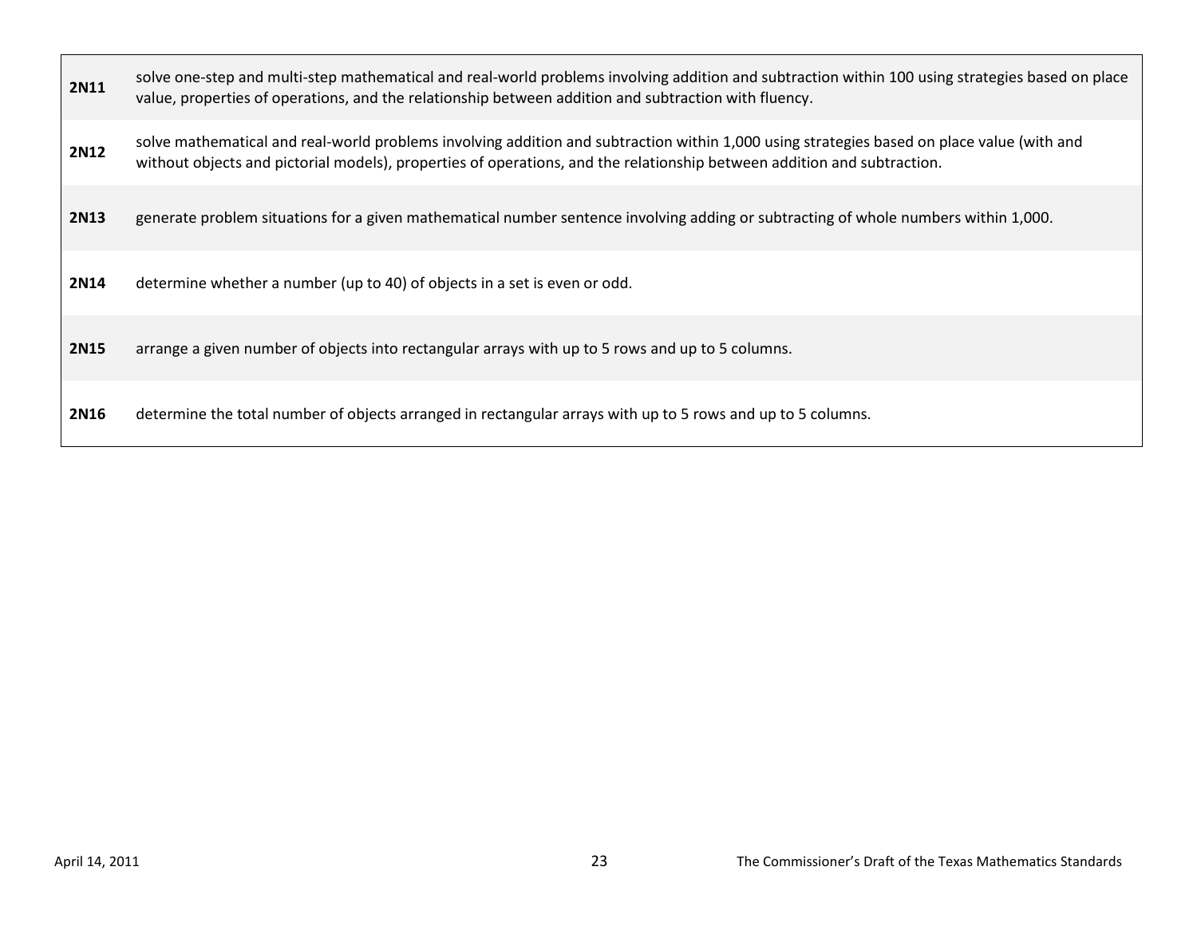| | |
|---|---|
| **2N11** | solve one-step and multi-step mathematical and real-world problems involving addition and subtraction within 100 using strategies based on place value, properties of operations, and the relationship between addition and subtraction with fluency. |
| **2N12** | solve mathematical and real-world problems involving addition and subtraction within 1,000 using strategies based on place value (with and without objects and pictorial models), properties of operations, and the relationship between addition and subtraction. |
| **2N13** | generate problem situations for a given mathematical number sentence involving adding or subtracting of whole numbers within 1,000. |
| **2N14** | determine whether a number (up to 40) of objects in a set is even or odd. |
| **2N15** | arrange a given number of objects into rectangular arrays with up to 5 rows and up to 5 columns. |
| **2N16** | determine the total number of objects arranged in rectangular arrays with up to 5 rows and up to 5 columns. |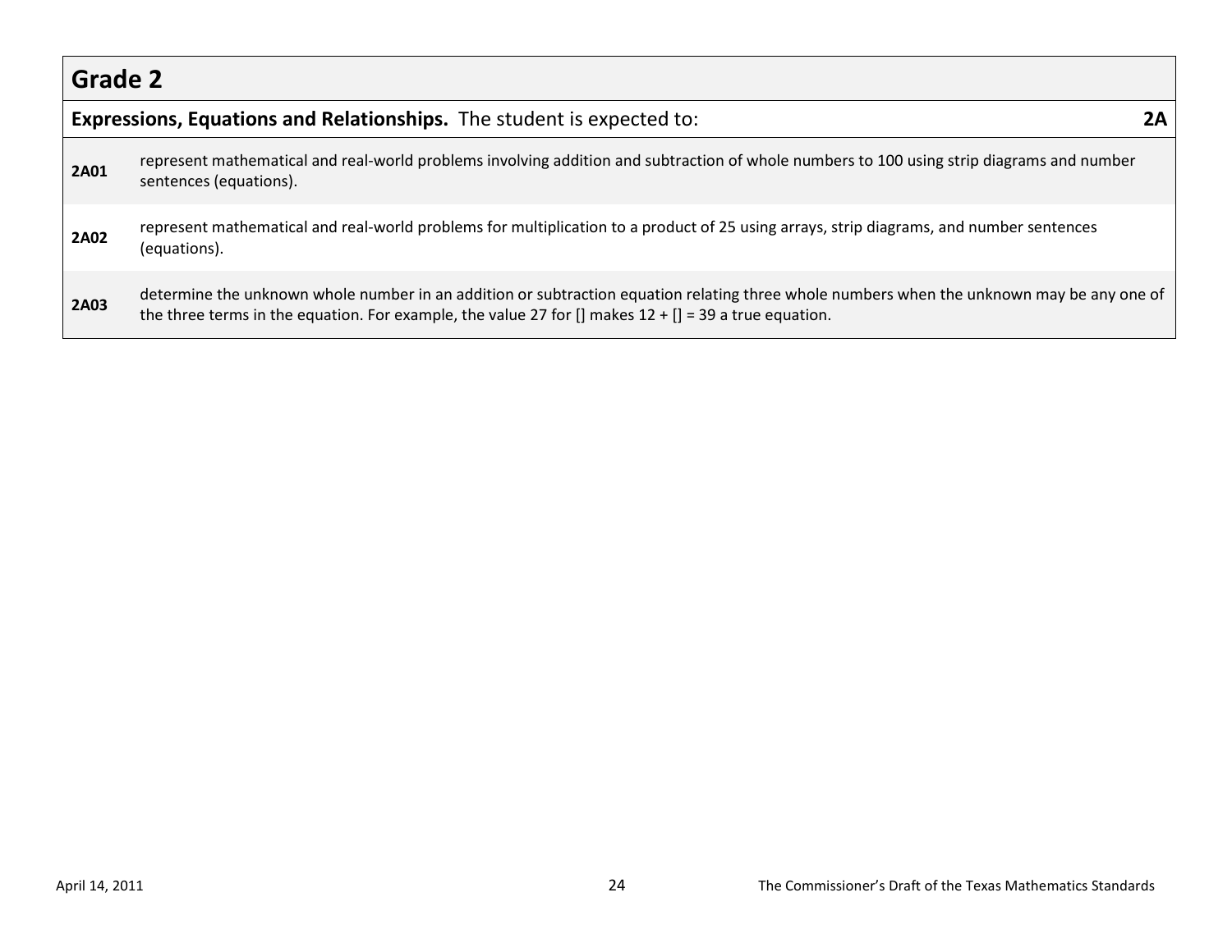## Grade 2

| **Expressions, Equations and Relationships.** The student is expected to: | **2A** |
|---|---|
| **2A01** | represent mathematical and real-world problems involving addition and subtraction of whole numbers to 100 using strip diagrams and number sentences (equations). |
| **2A02** | represent mathematical and real-world problems for multiplication to a product of 25 using arrays, strip diagrams, and number sentences (equations). |
| **2A03** | determine the unknown whole number in an addition or subtraction equation relating three whole numbers when the unknown may be any one of the three terms in the equation. For example, the value 27 for [] makes 12 + [] = 39 a true equation. |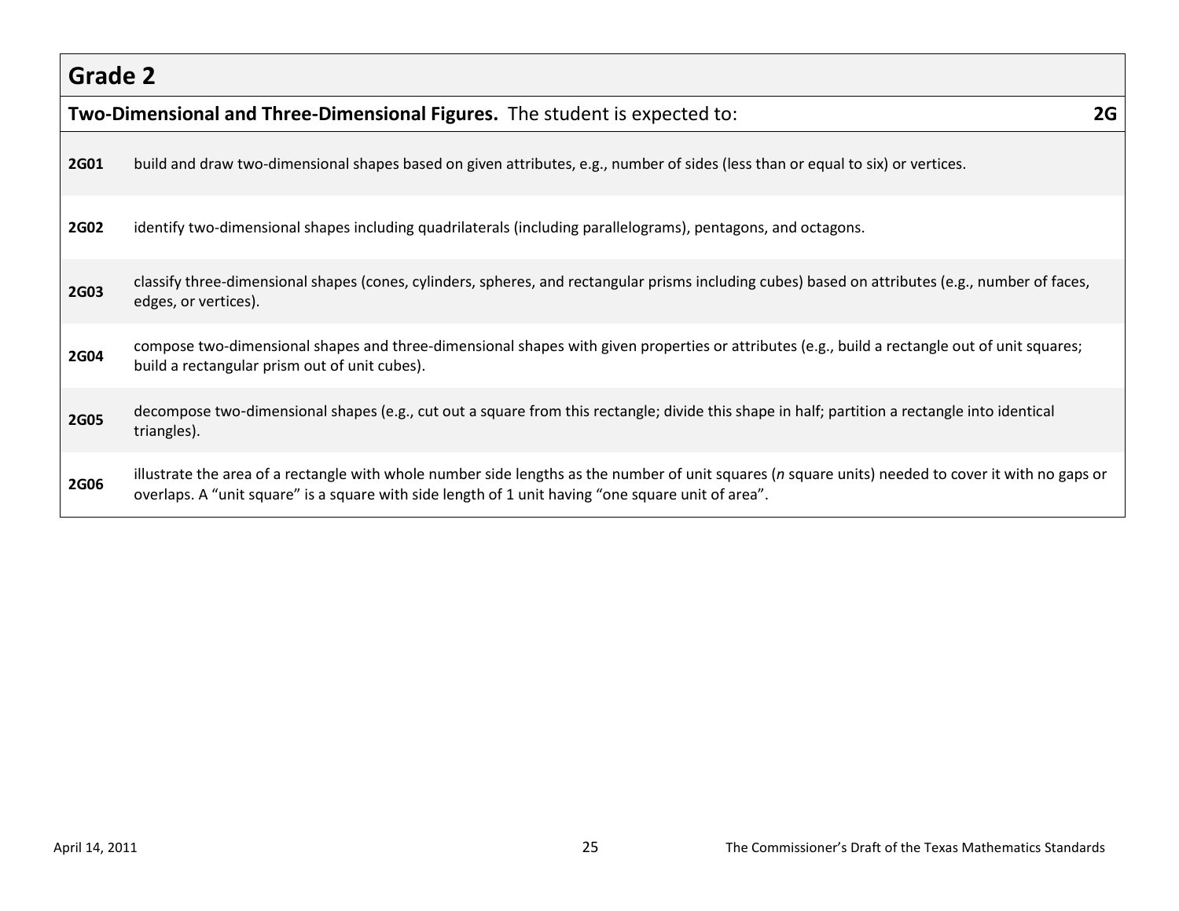## Grade 2

| **Two-Dimensional and Three-Dimensional Figures.** The student is expected to: | **2G** |
|---|---|
| **2G01** | build and draw two-dimensional shapes based on given attributes, e.g., number of sides (less than or equal to six) or vertices. |
| **2G02** | identify two-dimensional shapes including quadrilaterals (including parallelograms), pentagons, and octagons. |
| **2G03** | classify three-dimensional shapes (cones, cylinders, spheres, and rectangular prisms including cubes) based on attributes (e.g., number of faces, edges, or vertices). |
| **2G04** | compose two-dimensional shapes and three-dimensional shapes with given properties or attributes (e.g., build a rectangle out of unit squares; build a rectangular prism out of unit cubes). |
| **2G05** | decompose two-dimensional shapes (e.g., cut out a square from this rectangle; divide this shape in half; partition a rectangle into identical triangles). |
| **2G06** | illustrate the area of a rectangle with whole number side lengths as the number of unit squares ($n$ square units) needed to cover it with no gaps or overlaps. A "unit square" is a square with side length of 1 unit having "one square unit of area". |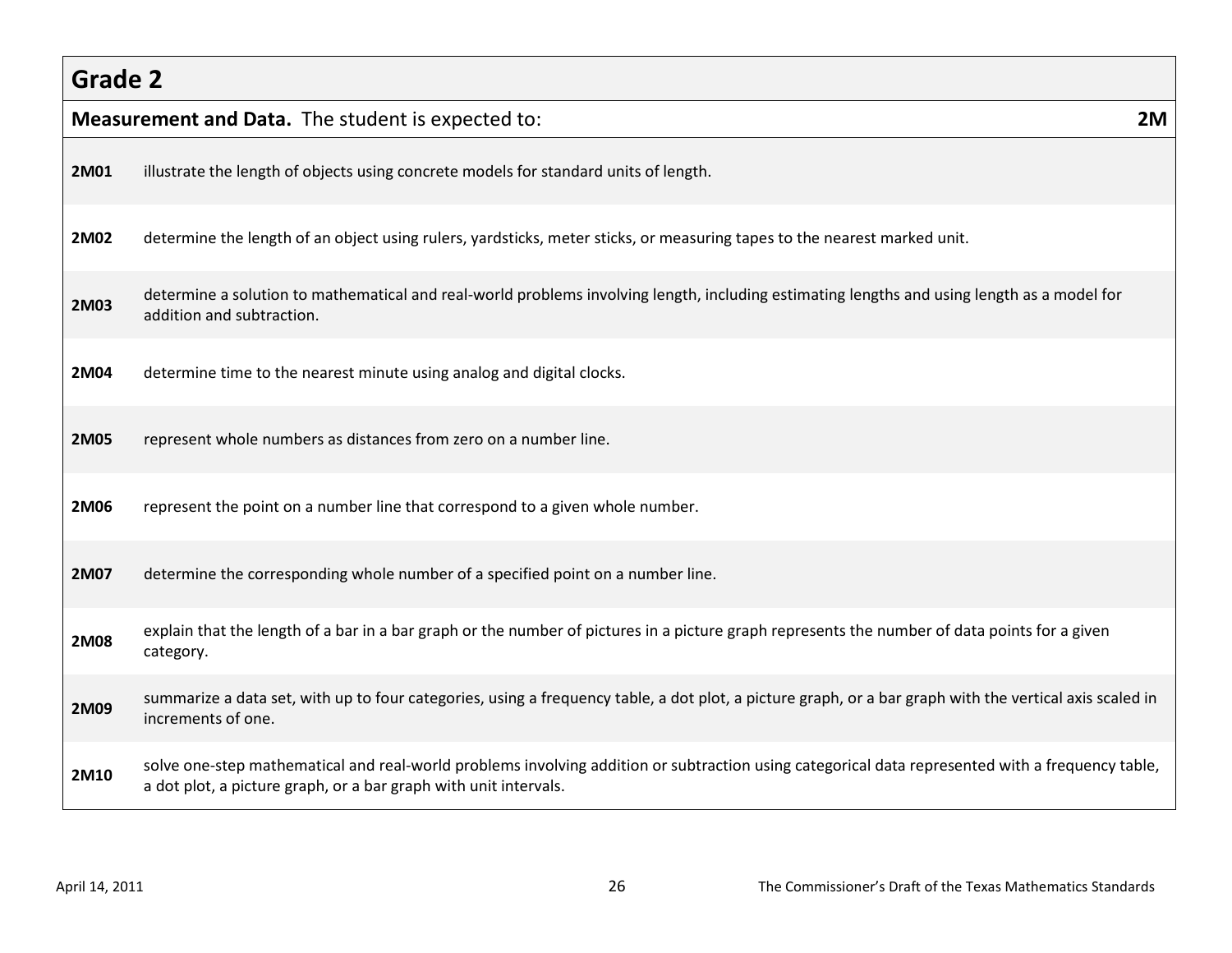## Grade 2

| **Measurement and Data.** The student is expected to: | **2M** |
|---|---|
| **2M01** | illustrate the length of objects using concrete models for standard units of length. |
| **2M02** | determine the length of an object using rulers, yardsticks, meter sticks, or measuring tapes to the nearest marked unit. |
| **2M03** | determine a solution to mathematical and real-world problems involving length, including estimating lengths and using length as a model for addition and subtraction. |
| **2M04** | determine time to the nearest minute using analog and digital clocks. |
| **2M05** | represent whole numbers as distances from zero on a number line. |
| **2M06** | represent the point on a number line that correspond to a given whole number. |
| **2M07** | determine the corresponding whole number of a specified point on a number line. |
| **2M08** | explain that the length of a bar in a bar graph or the number of pictures in a picture graph represents the number of data points for a given category. |
| **2M09** | summarize a data set, with up to four categories, using a frequency table, a dot plot, a picture graph, or a bar graph with the vertical axis scaled in increments of one. |
| **2M10** | solve one-step mathematical and real-world problems involving addition or subtraction using categorical data represented with a frequency table, a dot plot, a picture graph, or a bar graph with unit intervals. |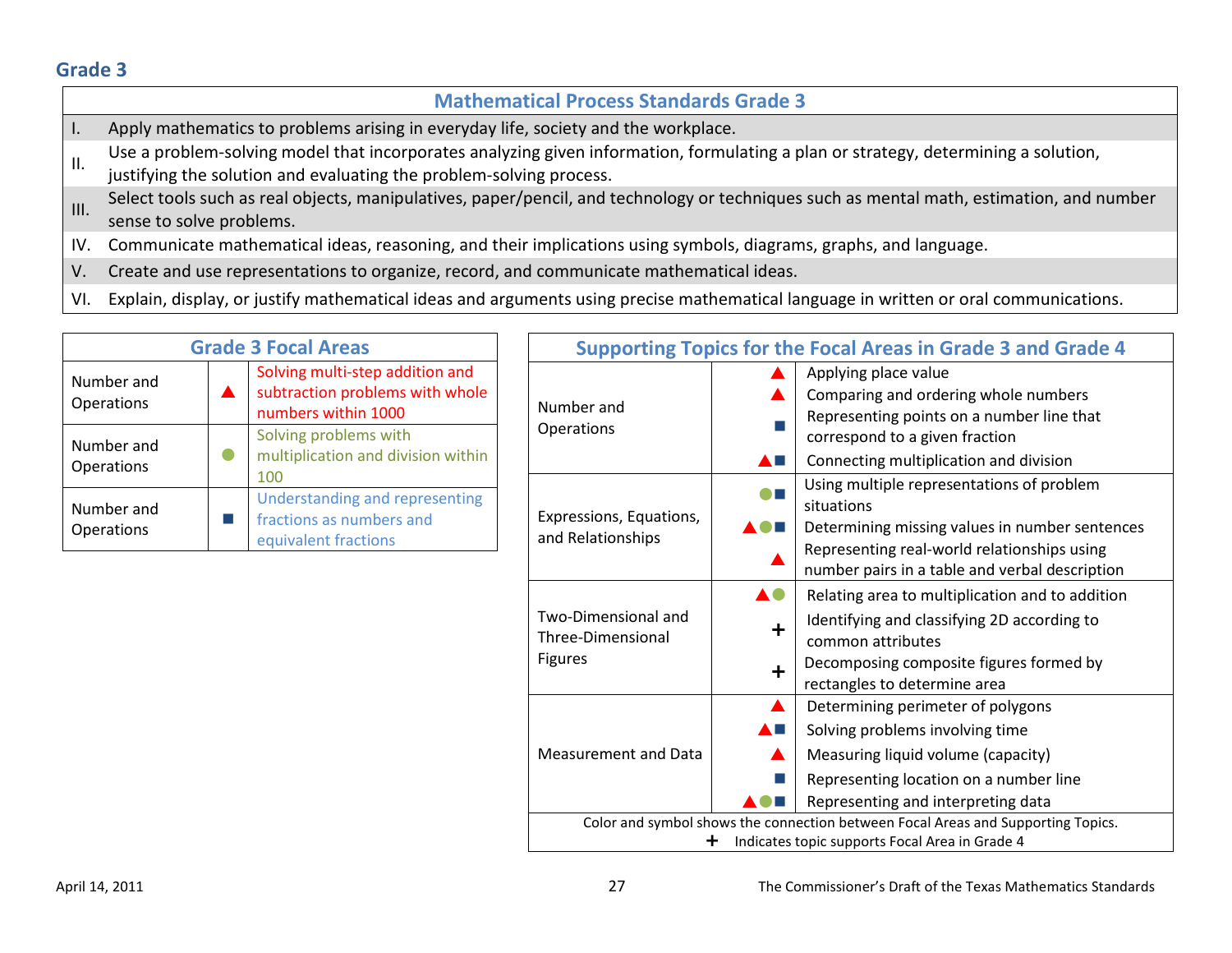## Grade 3

| Mathematical Process Standards Grade 3 | |
|---|---|
| I. | Apply mathematics to problems arising in everyday life, society and the workplace. |
| II. | Use a problem-solving model that incorporates analyzing given information, formulating a plan or strategy, determining a solution, justifying the solution and evaluating the problem-solving process. |
| III. | Select tools such as real objects, manipulatives, paper/pencil, and technology or techniques such as mental math, estimation, and number sense to solve problems. |
| IV. | Communicate mathematical ideas, reasoning, and their implications using symbols, diagrams, graphs, and language. |
| V. | Create and use representations to organize, record, and communicate mathematical ideas. |
| VI. | Explain, display, or justify mathematical ideas and arguments using precise mathematical language in written or oral communications. |

| Grade 3 Focal Areas | | |
|---|---|---|
| Number and Operations | ▲ | Solving multi-step addition and subtraction problems with whole numbers within 1000 |
| Number and Operations | ● | Solving problems with multiplication and division within 100 |
| Number and Operations | ■ | Understanding and representing fractions as numbers and equivalent fractions |

| Supporting Topics for the Focal Areas in Grade 3 and Grade 4 | | |
|---|---|---|
| Number and Operations | ▲ | Applying place value |
| | ▲ | Comparing and ordering whole numbers |
| | ■ | Representing points on a number line that correspond to a given fraction |
| | ▲■ | Connecting multiplication and division |
| Expressions, Equations, and Relationships | ●■ | Using multiple representations of problem situations |
| | ▲●■ | Determining missing values in number sentences |
| | ▲ | Representing real-world relationships using number pairs in a table and verbal description |
| Two-Dimensional and Three-Dimensional Figures | ▲● | Relating area to multiplication and to addition |
| | + | Identifying and classifying 2D according to common attributes |
| | + | Decomposing composite figures formed by rectangles to determine area |
| Measurement and Data | ▲ | Determining perimeter of polygons |
| | ▲■ | Solving problems involving time |
| | ▲ | Measuring liquid volume (capacity) |
| | ■ | Representing location on a number line |
| | ▲●■ | Representing and interpreting data |

Color and symbol shows the connection between Focal Areas and Supporting Topics.
+ Indicates topic supports Focal Area in Grade 4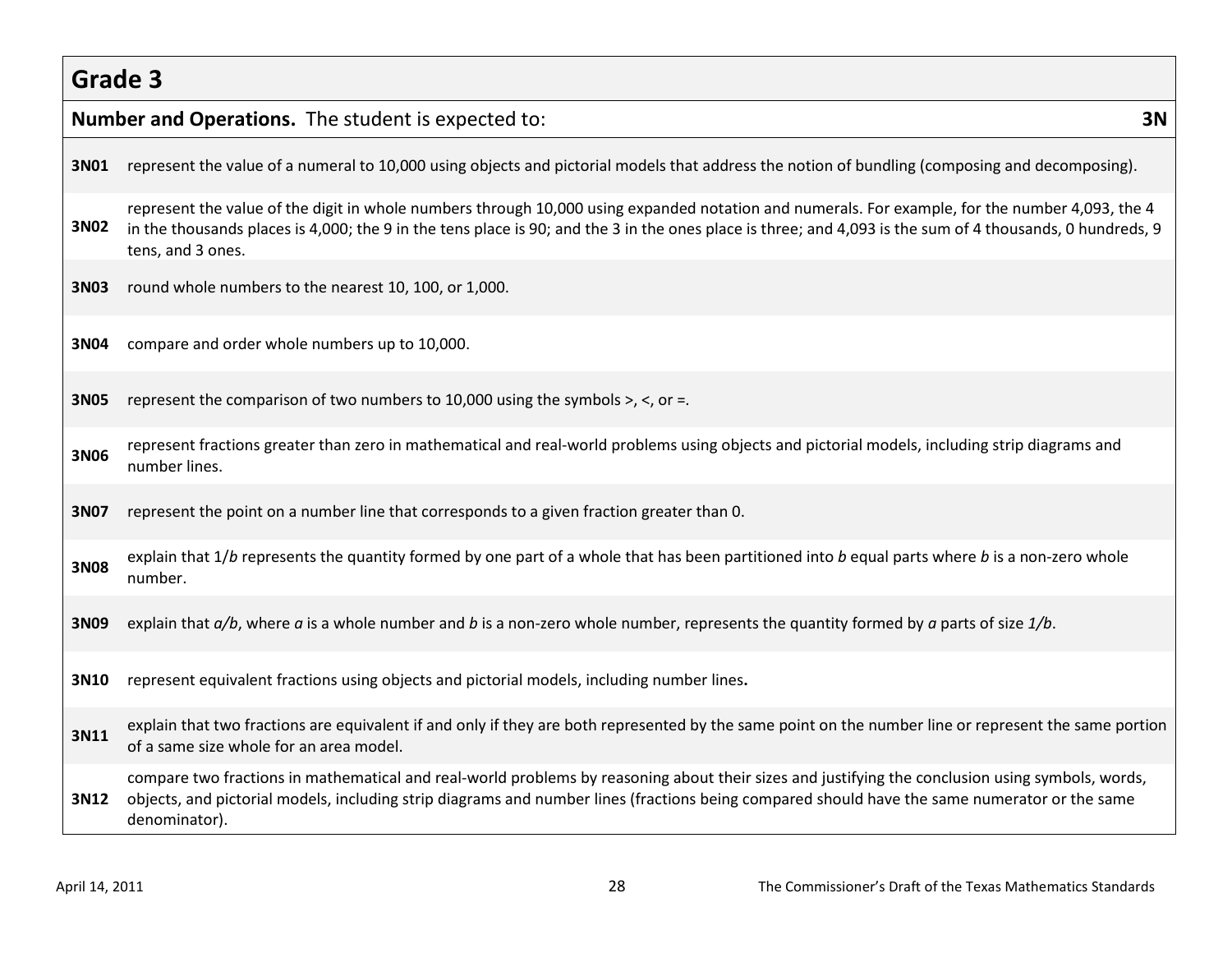## Grade 3

| **Number and Operations.** The student is expected to: | **3N** |
|---|---|
| **3N01** | represent the value of a numeral to 10,000 using objects and pictorial models that address the notion of bundling (composing and decomposing). |
| **3N02** | represent the value of the digit in whole numbers through 10,000 using expanded notation and numerals. For example, for the number 4,093, the 4 in the thousands places is 4,000; the 9 in the tens place is 90; and the 3 in the ones place is three; and 4,093 is the sum of 4 thousands, 0 hundreds, 9 tens, and 3 ones. |
| **3N03** | round whole numbers to the nearest 10, 100, or 1,000. |
| **3N04** | compare and order whole numbers up to 10,000. |
| **3N05** | represent the comparison of two numbers to 10,000 using the symbols >, <, or =. |
| **3N06** | represent fractions greater than zero in mathematical and real-world problems using objects and pictorial models, including strip diagrams and number lines. |
| **3N07** | represent the point on a number line that corresponds to a given fraction greater than 0. |
| **3N08** | explain that $1/b$ represents the quantity formed by one part of a whole that has been partitioned into $b$ equal parts where $b$ is a non-zero whole number. |
| **3N09** | explain that $a/b$, where $a$ is a whole number and $b$ is a non-zero whole number, represents the quantity formed by $a$ parts of size $1/b$. |
| **3N10** | represent equivalent fractions using objects and pictorial models, including number lines**.** |
| **3N11** | explain that two fractions are equivalent if and only if they are both represented by the same point on the number line or represent the same portion of a same size whole for an area model. |
| **3N12** | compare two fractions in mathematical and real-world problems by reasoning about their sizes and justifying the conclusion using symbols, words, objects, and pictorial models, including strip diagrams and number lines (fractions being compared should have the same numerator or the same denominator). |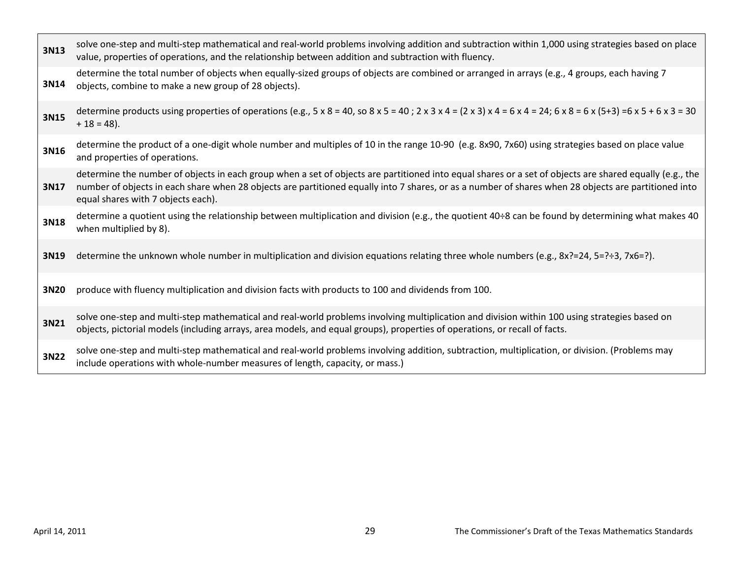| | |
|---|---|
| **3N13** | solve one-step and multi-step mathematical and real-world problems involving addition and subtraction within 1,000 using strategies based on place value, properties of operations, and the relationship between addition and subtraction with fluency. |
| **3N14** | determine the total number of objects when equally-sized groups of objects are combined or arranged in arrays (e.g., 4 groups, each having 7 objects, combine to make a new group of 28 objects). |
| **3N15** | determine products using properties of operations (e.g., 5 x 8 = 40, so 8 x 5 = 40 ; 2 x 3 x 4 = (2 x 3) x 4 = 6 x 4 = 24; 6 x 8 = 6 x (5+3) =6 x 5 + 6 x 3 = 30 + 18 = 48). |
| **3N16** | determine the product of a one-digit whole number and multiples of 10 in the range 10-90 (e.g. 8x90, 7x60) using strategies based on place value and properties of operations. |
| **3N17** | determine the number of objects in each group when a set of objects are partitioned into equal shares or a set of objects are shared equally (e.g., the number of objects in each share when 28 objects are partitioned equally into 7 shares, or as a number of shares when 28 objects are partitioned into equal shares with 7 objects each). |
| **3N18** | determine a quotient using the relationship between multiplication and division (e.g., the quotient 40÷8 can be found by determining what makes 40 when multiplied by 8). |
| **3N19** | determine the unknown whole number in multiplication and division equations relating three whole numbers (e.g., 8x?=24, 5=?÷3, 7x6=?). |
| **3N20** | produce with fluency multiplication and division facts with products to 100 and dividends from 100. |
| **3N21** | solve one-step and multi-step mathematical and real-world problems involving multiplication and division within 100 using strategies based on objects, pictorial models (including arrays, area models, and equal groups), properties of operations, or recall of facts. |
| **3N22** | solve one-step and multi-step mathematical and real-world problems involving addition, subtraction, multiplication, or division. (Problems may include operations with whole-number measures of length, capacity, or mass.) |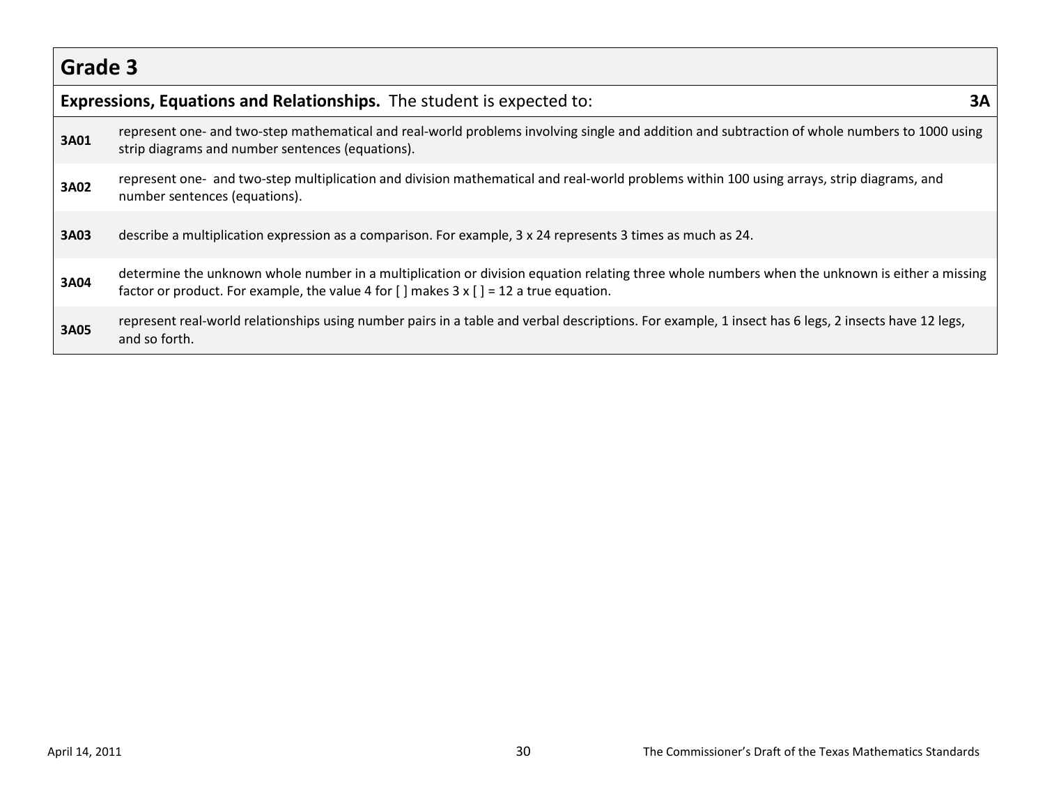## Grade 3

| **Expressions, Equations and Relationships.** The student is expected to: | **3A** |
|---|---|
| **3A01** | represent one- and two-step mathematical and real-world problems involving single and addition and subtraction of whole numbers to 1000 using strip diagrams and number sentences (equations). |
| **3A02** | represent one- and two-step multiplication and division mathematical and real-world problems within 100 using arrays, strip diagrams, and number sentences (equations). |
| **3A03** | describe a multiplication expression as a comparison. For example, 3 x 24 represents 3 times as much as 24. |
| **3A04** | determine the unknown whole number in a multiplication or division equation relating three whole numbers when the unknown is either a missing factor or product. For example, the value 4 for [ ] makes 3 x [ ] = 12 a true equation. |
| **3A05** | represent real-world relationships using number pairs in a table and verbal descriptions. For example, 1 insect has 6 legs, 2 insects have 12 legs, and so forth. |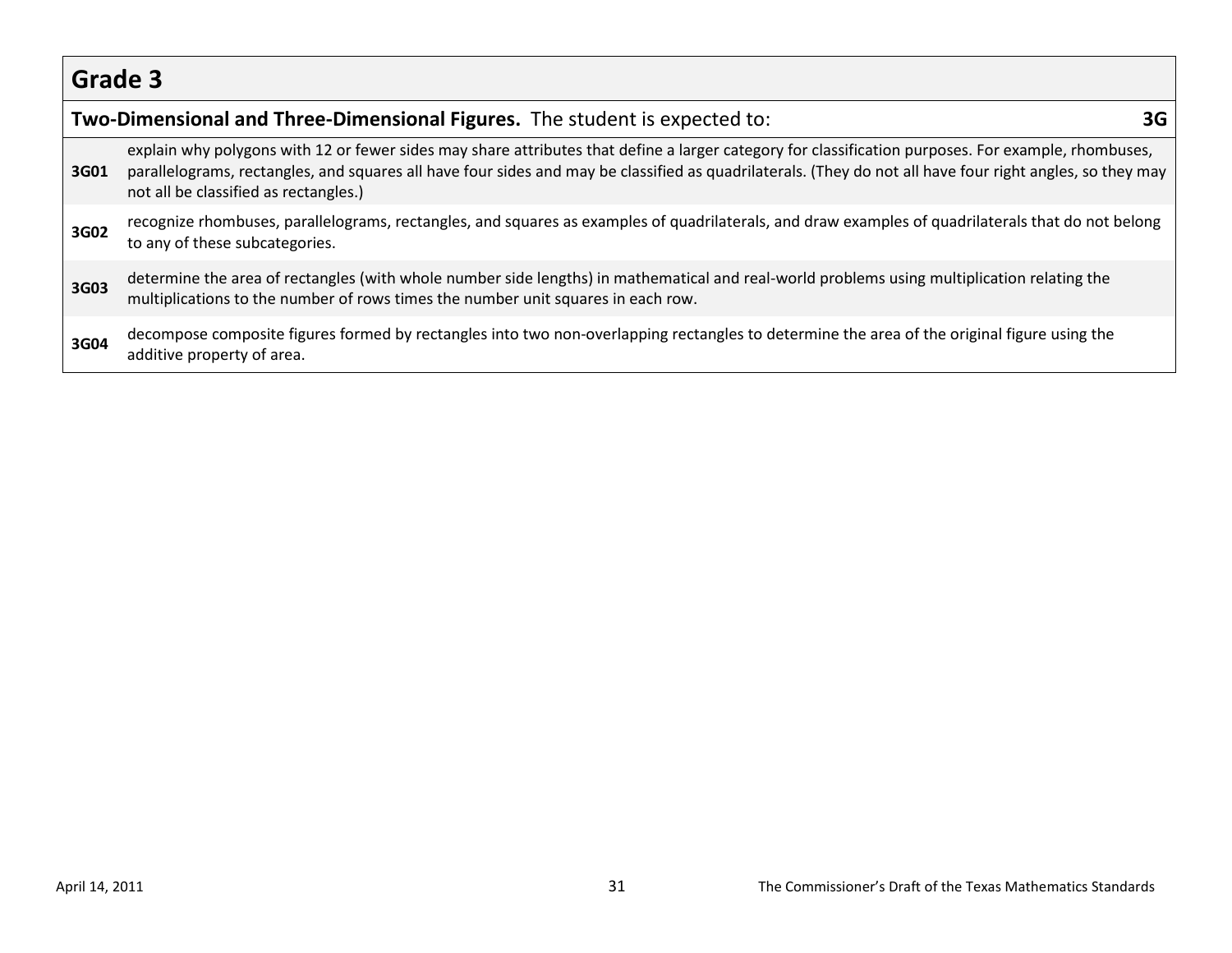## Grade 3

| **Two-Dimensional and Three-Dimensional Figures.** The student is expected to: | **3G** |
|---|---|
| **3G01** | explain why polygons with 12 or fewer sides may share attributes that define a larger category for classification purposes. For example, rhombuses, parallelograms, rectangles, and squares all have four sides and may be classified as quadrilaterals. (They do not all have four right angles, so they may not all be classified as rectangles.) |
| **3G02** | recognize rhombuses, parallelograms, rectangles, and squares as examples of quadrilaterals, and draw examples of quadrilaterals that do not belong to any of these subcategories. |
| **3G03** | determine the area of rectangles (with whole number side lengths) in mathematical and real-world problems using multiplication relating the multiplications to the number of rows times the number unit squares in each row. |
| **3G04** | decompose composite figures formed by rectangles into two non-overlapping rectangles to determine the area of the original figure using the additive property of area. |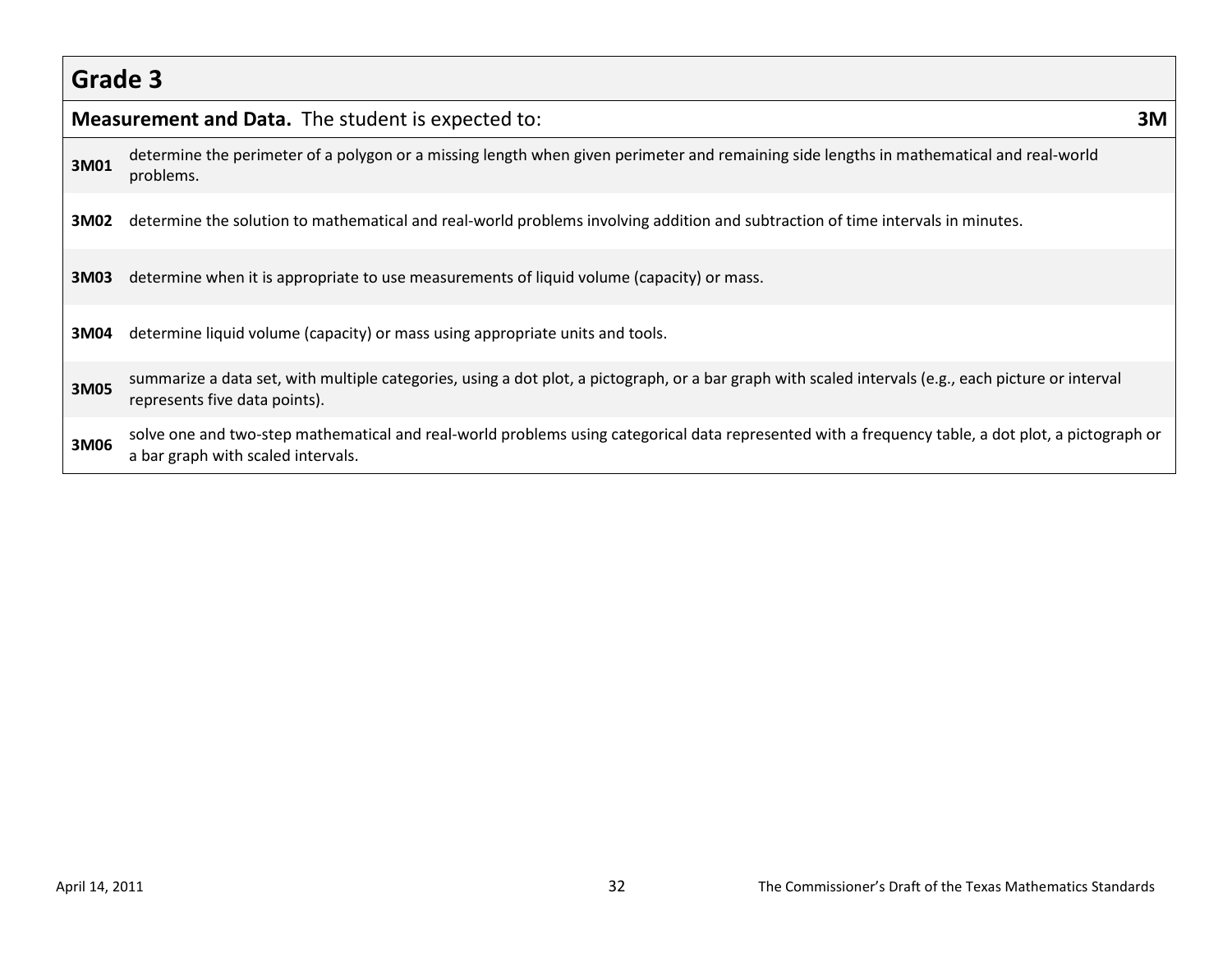## Grade 3

| **Measurement and Data.** The student is expected to: | **3M** |
|---|---|
| **3M01** | determine the perimeter of a polygon or a missing length when given perimeter and remaining side lengths in mathematical and real-world problems. |
| **3M02** | determine the solution to mathematical and real-world problems involving addition and subtraction of time intervals in minutes. |
| **3M03** | determine when it is appropriate to use measurements of liquid volume (capacity) or mass. |
| **3M04** | determine liquid volume (capacity) or mass using appropriate units and tools. |
| **3M05** | summarize a data set, with multiple categories, using a dot plot, a pictograph, or a bar graph with scaled intervals (e.g., each picture or interval represents five data points). |
| **3M06** | solve one and two-step mathematical and real-world problems using categorical data represented with a frequency table, a dot plot, a pictograph or a bar graph with scaled intervals. |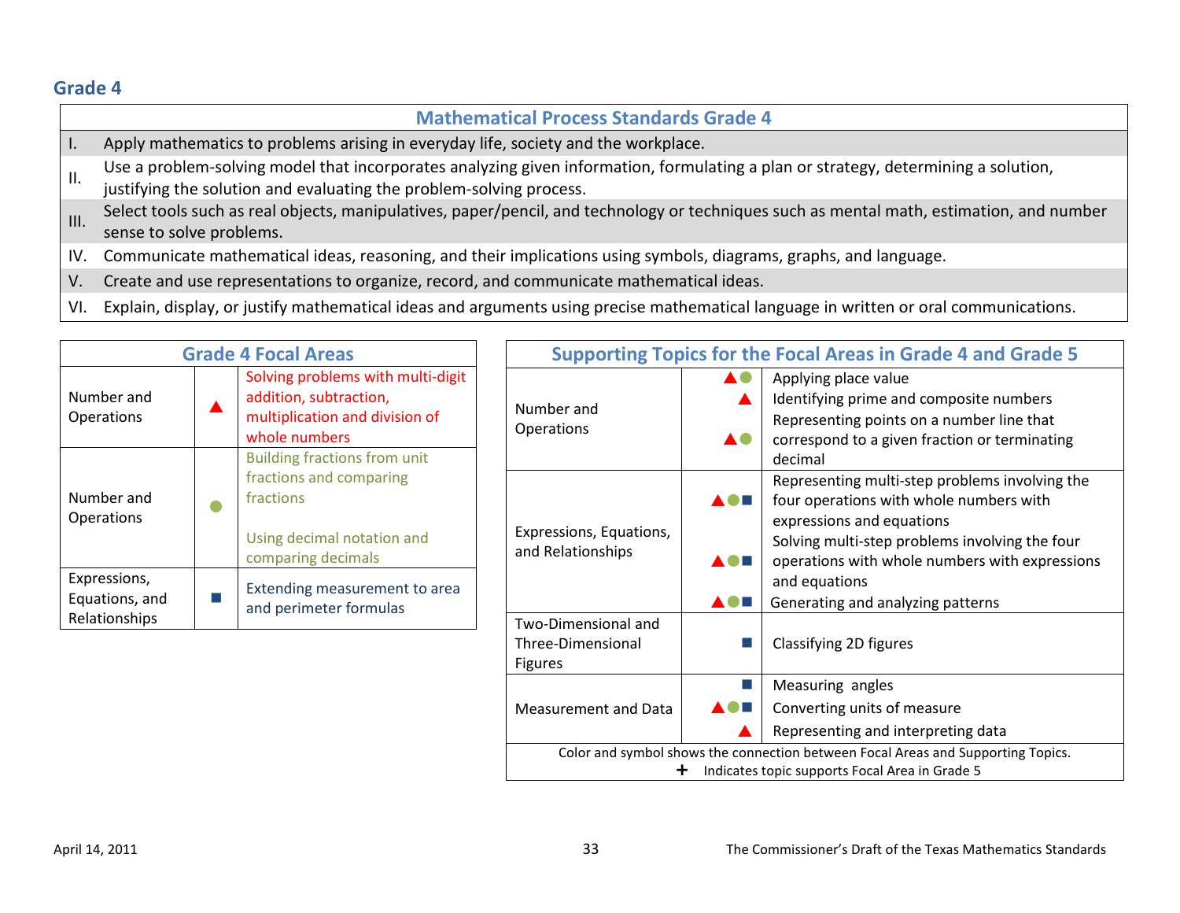## Grade 4

| Mathematical Process Standards Grade 4 | |
|---|---|
| I. | Apply mathematics to problems arising in everyday life, society and the workplace. |
| II. | Use a problem-solving model that incorporates analyzing given information, formulating a plan or strategy, determining a solution, justifying the solution and evaluating the problem-solving process. |
| III. | Select tools such as real objects, manipulatives, paper/pencil, and technology or techniques such as mental math, estimation, and number sense to solve problems. |
| IV. | Communicate mathematical ideas, reasoning, and their implications using symbols, diagrams, graphs, and language. |
| V. | Create and use representations to organize, record, and communicate mathematical ideas. |
| VI. | Explain, display, or justify mathematical ideas and arguments using precise mathematical language in written or oral communications. |

| Grade 4 Focal Areas | | |
|---|---|---|
| Number and Operations | ▲ | Solving problems with multi-digit addition, subtraction, multiplication and division of whole numbers |
| Number and Operations | ● | Building fractions from unit fractions and comparing fractions<br><br>Using decimal notation and comparing decimals |
| Expressions, Equations, and Relationships | ■ | Extending measurement to area and perimeter formulas |

| Supporting Topics for the Focal Areas in Grade 4 and Grade 5 | | |
|---|---|---|
| Number and Operations | ▲● | Applying place value |
| | ▲ | Identifying prime and composite numbers |
| | ▲● | Representing points on a number line that correspond to a given fraction or terminating decimal |
| Expressions, Equations, and Relationships | ▲●■ | Representing multi-step problems involving the four operations with whole numbers with expressions and equations |
| | ▲●■ | Solving multi-step problems involving the four operations with whole numbers with expressions and equations |
| | ▲●■ | Generating and analyzing patterns |
| Two-Dimensional and Three-Dimensional Figures | ■ | Classifying 2D figures |
| Measurement and Data | ■ | Measuring angles |
| | ▲●■ | Converting units of measure |
| | ▲ | Representing and interpreting data |

Color and symbol shows the connection between Focal Areas and Supporting Topics.
+ Indicates topic supports Focal Area in Grade 5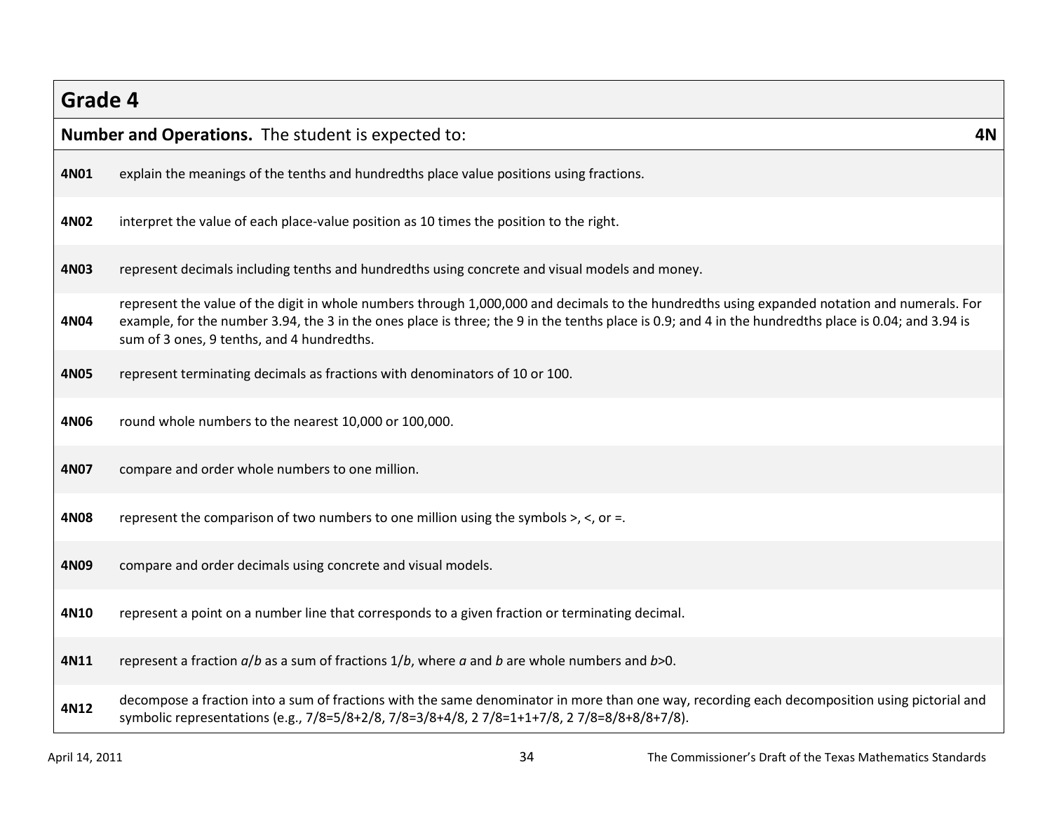## Grade 4

| **Number and Operations.** The student is expected to: | **4N** |
|---|---|
| **4N01** | explain the meanings of the tenths and hundredths place value positions using fractions. |
| **4N02** | interpret the value of each place-value position as 10 times the position to the right. |
| **4N03** | represent decimals including tenths and hundredths using concrete and visual models and money. |
| **4N04** | represent the value of the digit in whole numbers through 1,000,000 and decimals to the hundredths using expanded notation and numerals. For example, for the number 3.94, the 3 in the ones place is three; the 9 in the tenths place is 0.9; and 4 in the hundredths place is 0.04; and 3.94 is sum of 3 ones, 9 tenths, and 4 hundredths. |
| **4N05** | represent terminating decimals as fractions with denominators of 10 or 100. |
| **4N06** | round whole numbers to the nearest 10,000 or 100,000. |
| **4N07** | compare and order whole numbers to one million. |
| **4N08** | represent the comparison of two numbers to one million using the symbols >, <, or =. |
| **4N09** | compare and order decimals using concrete and visual models. |
| **4N10** | represent a point on a number line that corresponds to a given fraction or terminating decimal. |
| **4N11** | represent a fraction $a/b$ as a sum of fractions $1/b$, where $a$ and $b$ are whole numbers and $b>0$. |
| **4N12** | decompose a fraction into a sum of fractions with the same denominator in more than one way, recording each decomposition using pictorial and symbolic representations (e.g., 7/8=5/8+2/8, 7/8=3/8+4/8, 2 7/8=1+1+7/8, 2 7/8=8/8+8/8+7/8). |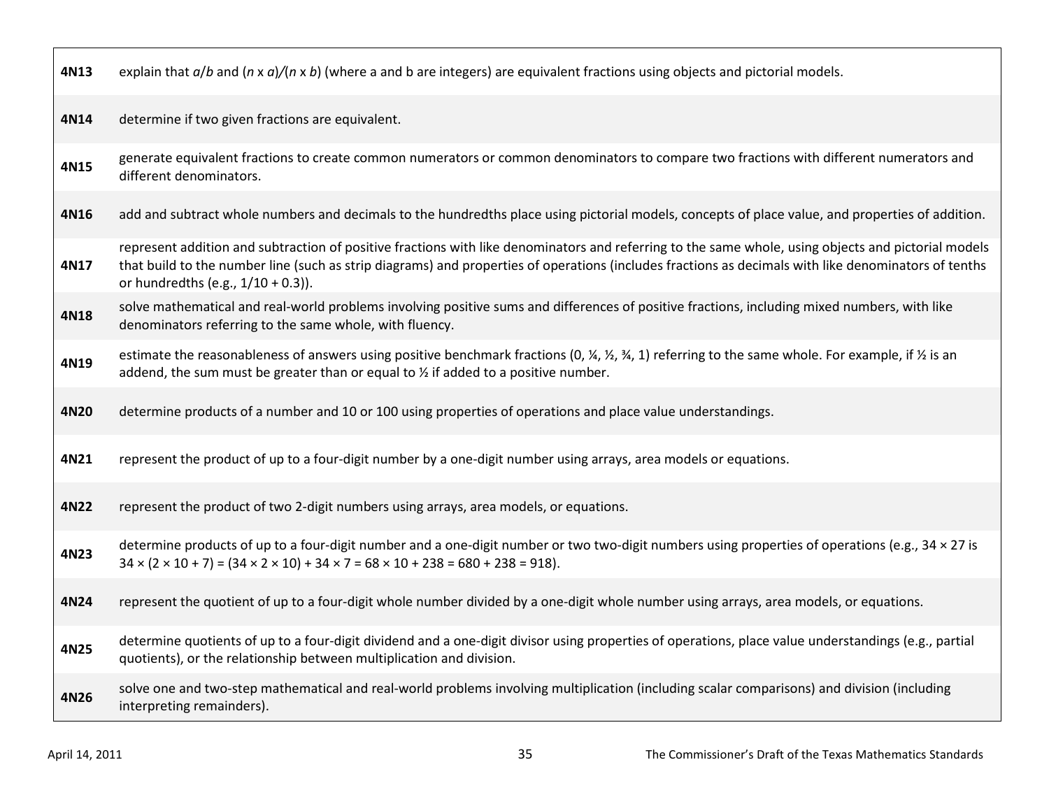| | |
|---|---|
| **4N13** | explain that $a/b$ and $(n \times a)/(n \times b)$ (where a and b are integers) are equivalent fractions using objects and pictorial models. |
| **4N14** | determine if two given fractions are equivalent. |
| **4N15** | generate equivalent fractions to create common numerators or common denominators to compare two fractions with different numerators and different denominators. |
| **4N16** | add and subtract whole numbers and decimals to the hundredths place using pictorial models, concepts of place value, and properties of addition. |
| **4N17** | represent addition and subtraction of positive fractions with like denominators and referring to the same whole, using objects and pictorial models that build to the number line (such as strip diagrams) and properties of operations (includes fractions as decimals with like denominators of tenths or hundredths (e.g., $1/10 + 0.3$)). |
| **4N18** | solve mathematical and real-world problems involving positive sums and differences of positive fractions, including mixed numbers, with like denominators referring to the same whole, with fluency. |
| **4N19** | estimate the reasonableness of answers using positive benchmark fractions (0, ¼, ½, ¾, 1) referring to the same whole. For example, if ½ is an addend, the sum must be greater than or equal to ½ if added to a positive number. |
| **4N20** | determine products of a number and 10 or 100 using properties of operations and place value understandings. |
| **4N21** | represent the product of up to a four-digit number by a one-digit number using arrays, area models or equations. |
| **4N22** | represent the product of two 2-digit numbers using arrays, area models, or equations. |
| **4N23** | determine products of up to a four-digit number and a one-digit number or two two-digit numbers using properties of operations (e.g., $34 \times 27$ is $34 \times (2 \times 10 + 7) = (34 \times 2 \times 10) + 34 \times 7 = 68 \times 10 + 238 = 680 + 238 = 918$). |
| **4N24** | represent the quotient of up to a four-digit whole number divided by a one-digit whole number using arrays, area models, or equations. |
| **4N25** | determine quotients of up to a four-digit dividend and a one-digit divisor using properties of operations, place value understandings (e.g., partial quotients), or the relationship between multiplication and division. |
| **4N26** | solve one and two-step mathematical and real-world problems involving multiplication (including scalar comparisons) and division (including interpreting remainders). |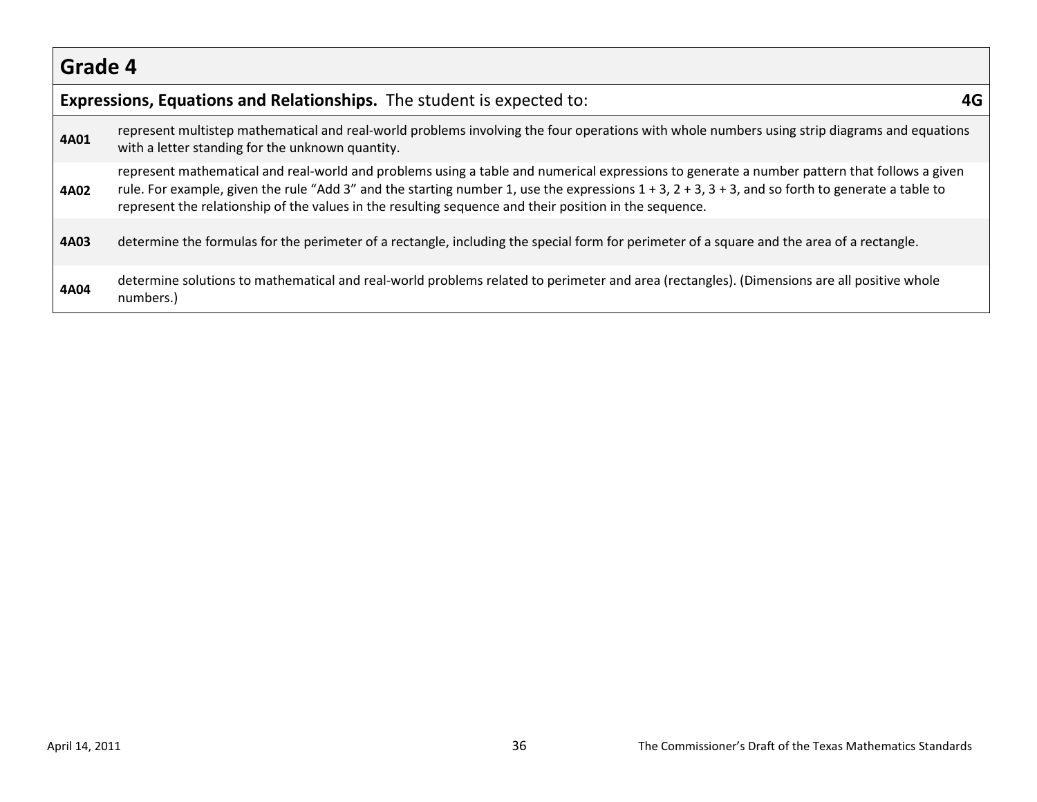## Grade 4

| **Expressions, Equations and Relationships.** The student is expected to: | **4G** |
|---|---|
| **4A01** | represent multistep mathematical and real-world problems involving the four operations with whole numbers using strip diagrams and equations with a letter standing for the unknown quantity. |
| **4A02** | represent mathematical and real-world and problems using a table and numerical expressions to generate a number pattern that follows a given rule. For example, given the rule "Add 3" and the starting number 1, use the expressions 1 + 3, 2 + 3, 3 + 3, and so forth to generate a table to represent the relationship of the values in the resulting sequence and their position in the sequence. |
| **4A03** | determine the formulas for the perimeter of a rectangle, including the special form for perimeter of a square and the area of a rectangle. |
| **4A04** | determine solutions to mathematical and real-world problems related to perimeter and area (rectangles). (Dimensions are all positive whole numbers.) |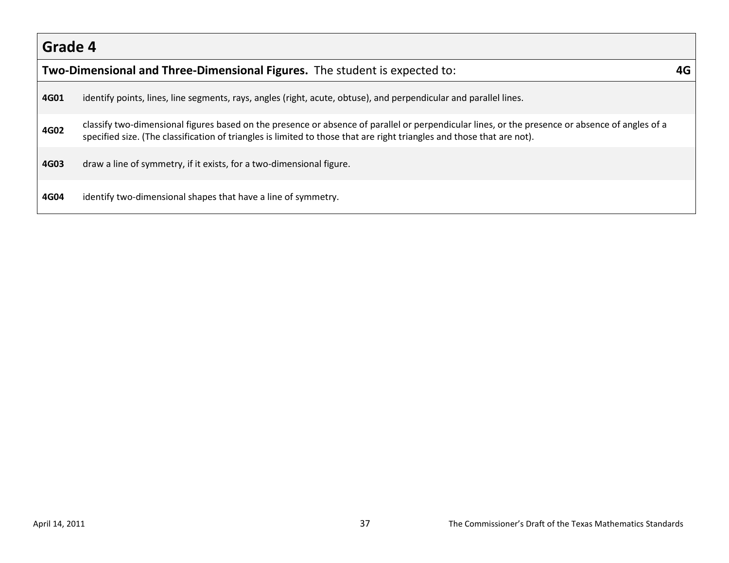## Grade 4

| **Two-Dimensional and Three-Dimensional Figures.** The student is expected to: | **4G** |
|---|---|
| **4G01** | identify points, lines, line segments, rays, angles (right, acute, obtuse), and perpendicular and parallel lines. |
| **4G02** | classify two-dimensional figures based on the presence or absence of parallel or perpendicular lines, or the presence or absence of angles of a specified size. (The classification of triangles is limited to those that are right triangles and those that are not). |
| **4G03** | draw a line of symmetry, if it exists, for a two-dimensional figure. |
| **4G04** | identify two-dimensional shapes that have a line of symmetry. |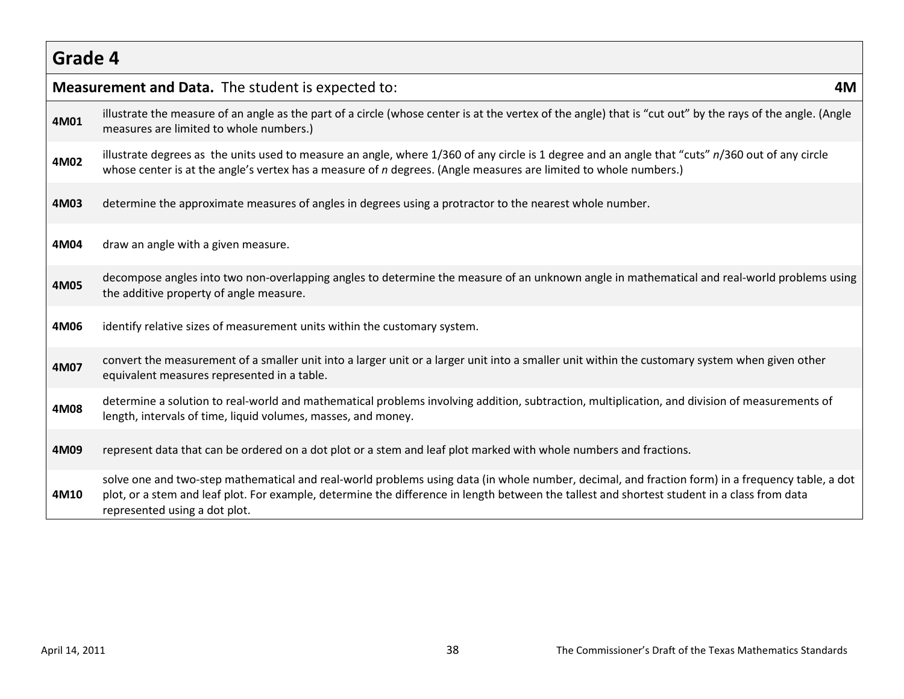## Grade 4

| **Measurement and Data.** The student is expected to: | **4M** |
|---|---|
| **4M01** | illustrate the measure of an angle as the part of a circle (whose center is at the vertex of the angle) that is “cut out” by the rays of the angle. (Angle measures are limited to whole numbers.) |
| **4M02** | illustrate degrees as the units used to measure an angle, where 1/360 of any circle is 1 degree and an angle that “cuts” *n*/360 out of any circle whose center is at the angle’s vertex has a measure of *n* degrees. (Angle measures are limited to whole numbers.) |
| **4M03** | determine the approximate measures of angles in degrees using a protractor to the nearest whole number. |
| **4M04** | draw an angle with a given measure. |
| **4M05** | decompose angles into two non-overlapping angles to determine the measure of an unknown angle in mathematical and real-world problems using the additive property of angle measure. |
| **4M06** | identify relative sizes of measurement units within the customary system. |
| **4M07** | convert the measurement of a smaller unit into a larger unit or a larger unit into a smaller unit within the customary system when given other equivalent measures represented in a table. |
| **4M08** | determine a solution to real-world and mathematical problems involving addition, subtraction, multiplication, and division of measurements of length, intervals of time, liquid volumes, masses, and money. |
| **4M09** | represent data that can be ordered on a dot plot or a stem and leaf plot marked with whole numbers and fractions. |
| **4M10** | solve one and two-step mathematical and real-world problems using data (in whole number, decimal, and fraction form) in a frequency table, a dot plot, or a stem and leaf plot. For example, determine the difference in length between the tallest and shortest student in a class from data represented using a dot plot. |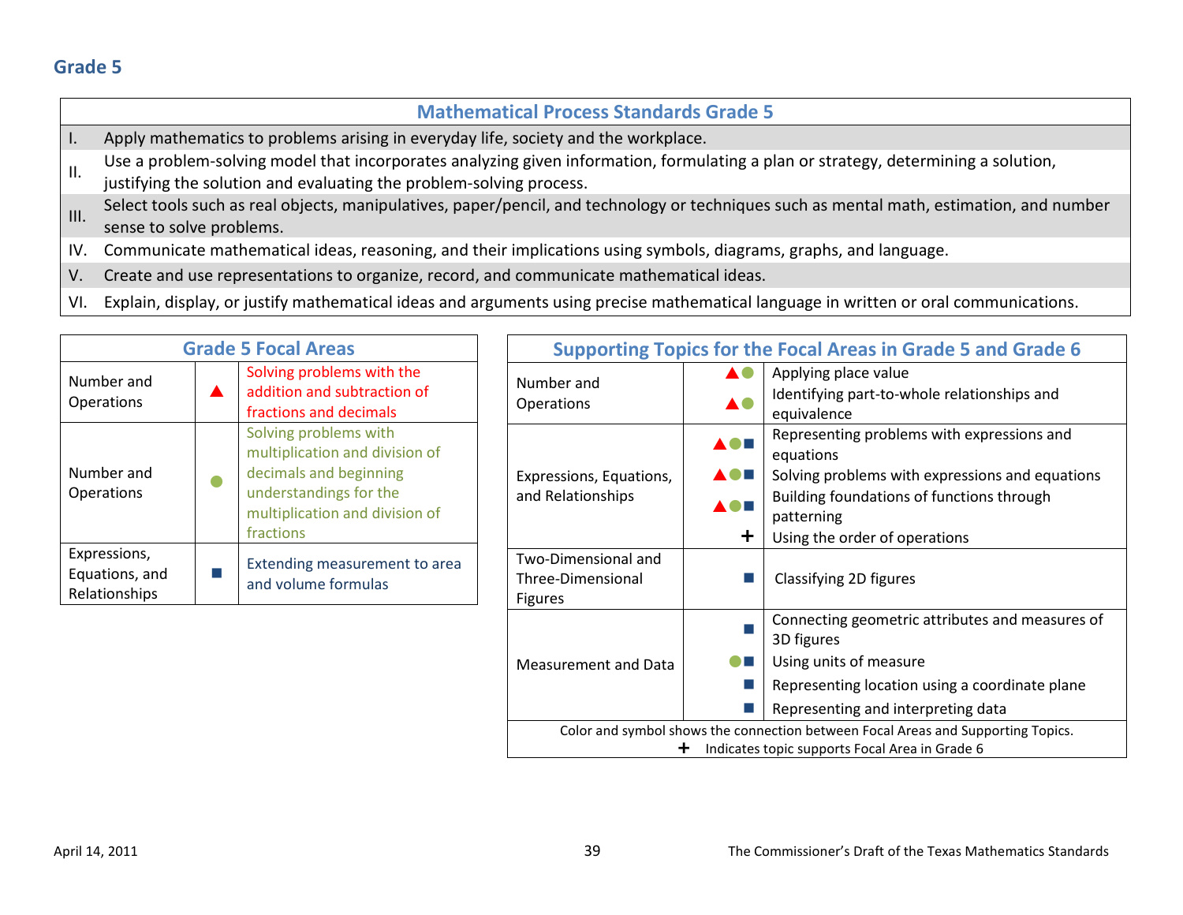## Grade 5

| Mathematical Process Standards Grade 5 | |
|---|---|
| I. | Apply mathematics to problems arising in everyday life, society and the workplace. |
| II. | Use a problem-solving model that incorporates analyzing given information, formulating a plan or strategy, determining a solution, justifying the solution and evaluating the problem-solving process. |
| III. | Select tools such as real objects, manipulatives, paper/pencil, and technology or techniques such as mental math, estimation, and number sense to solve problems. |
| IV. | Communicate mathematical ideas, reasoning, and their implications using symbols, diagrams, graphs, and language. |
| V. | Create and use representations to organize, record, and communicate mathematical ideas. |
| VI. | Explain, display, or justify mathematical ideas and arguments using precise mathematical language in written or oral communications. |

| Grade 5 Focal Areas | | |
|---|---|---|
| Number and Operations | ▲ | Solving problems with the addition and subtraction of fractions and decimals |
| Number and Operations | ● | Solving problems with multiplication and division of decimals and beginning understandings for the multiplication and division of fractions |
| Expressions, Equations, and Relationships | ■ | Extending measurement to area and volume formulas |

| Supporting Topics for the Focal Areas in Grade 5 and Grade 6 | | |
|---|---|---|
| Number and Operations | ▲● | Applying place value |
| | ▲● | Identifying part-to-whole relationships and equivalence |
| Expressions, Equations, and Relationships | ▲●■ | Representing problems with expressions and equations |
| | ▲●■ | Solving problems with expressions and equations |
| | ▲●■ | Building foundations of functions through patterning |
| | + | Using the order of operations |
| Two-Dimensional and Three-Dimensional Figures | ■ | Classifying 2D figures |
| Measurement and Data | ■ | Connecting geometric attributes and measures of 3D figures |
| | ●■ | Using units of measure |
| | ■ | Representing location using a coordinate plane |
| | ■ | Representing and interpreting data |

Color and symbol shows the connection between Focal Areas and Supporting Topics.
+ Indicates topic supports Focal Area in Grade 6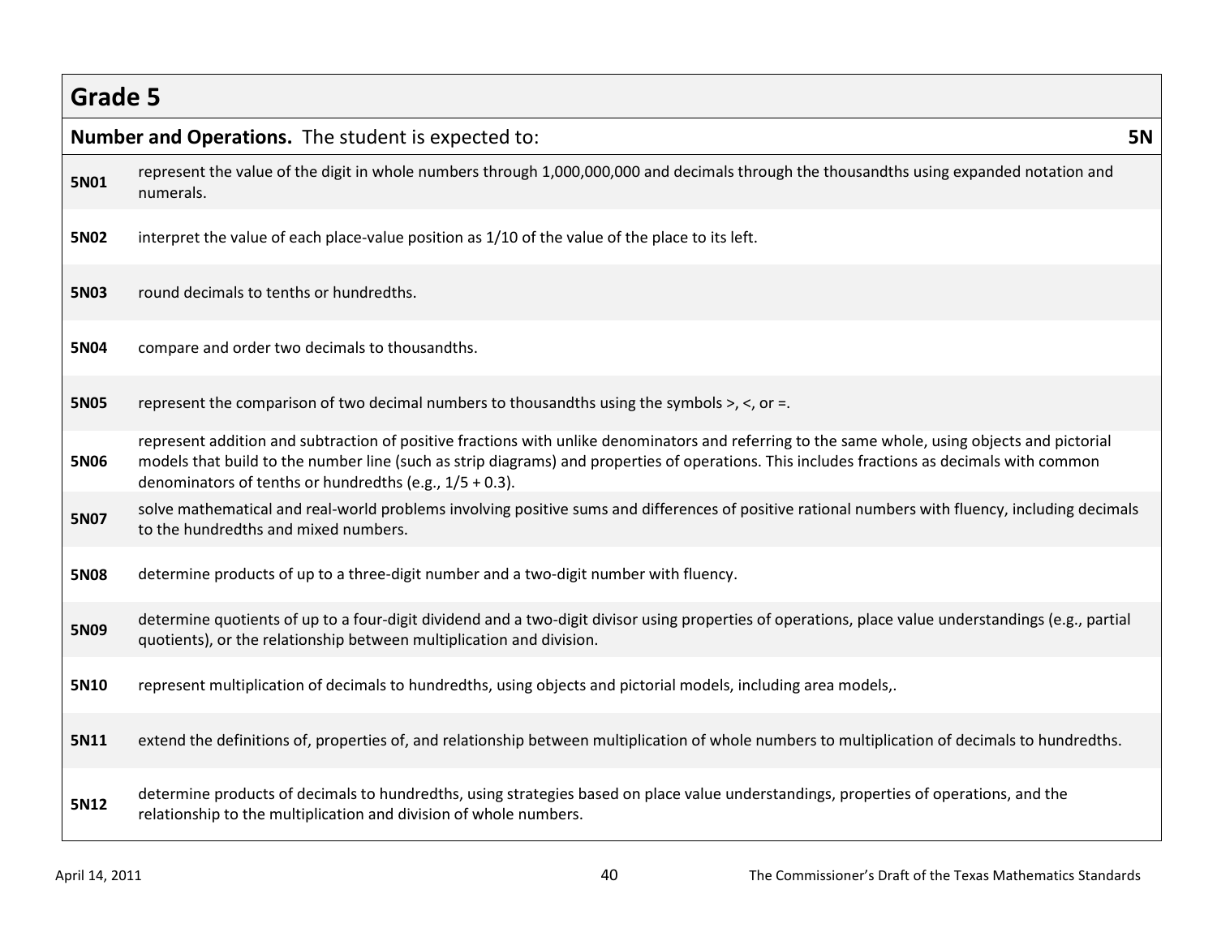## Grade 5

| **Number and Operations.** The student is expected to: | **5N** |
|---|---|
| **5N01** | represent the value of the digit in whole numbers through 1,000,000,000 and decimals through the thousandths using expanded notation and numerals. |
| **5N02** | interpret the value of each place-value position as 1/10 of the value of the place to its left. |
| **5N03** | round decimals to tenths or hundredths. |
| **5N04** | compare and order two decimals to thousandths. |
| **5N05** | represent the comparison of two decimal numbers to thousandths using the symbols >, <, or =. |
| **5N06** | represent addition and subtraction of positive fractions with unlike denominators and referring to the same whole, using objects and pictorial models that build to the number line (such as strip diagrams) and properties of operations. This includes fractions as decimals with common denominators of tenths or hundredths (e.g., 1/5 + 0.3). |
| **5N07** | solve mathematical and real-world problems involving positive sums and differences of positive rational numbers with fluency, including decimals to the hundredths and mixed numbers. |
| **5N08** | determine products of up to a three-digit number and a two-digit number with fluency. |
| **5N09** | determine quotients of up to a four-digit dividend and a two-digit divisor using properties of operations, place value understandings (e.g., partial quotients), or the relationship between multiplication and division. |
| **5N10** | represent multiplication of decimals to hundredths, using objects and pictorial models, including area models,. |
| **5N11** | extend the definitions of, properties of, and relationship between multiplication of whole numbers to multiplication of decimals to hundredths. |
| **5N12** | determine products of decimals to hundredths, using strategies based on place value understandings, properties of operations, and the relationship to the multiplication and division of whole numbers. |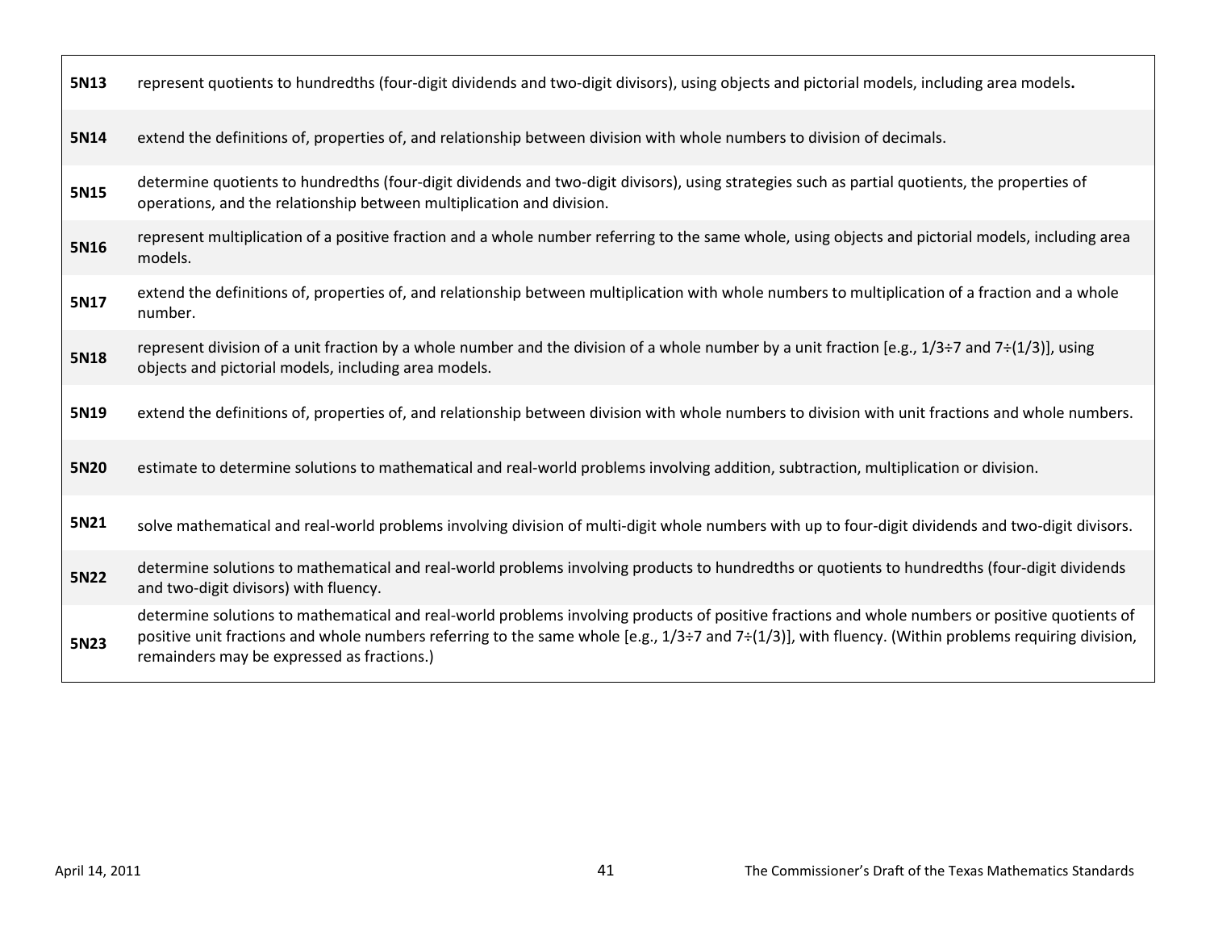| | |
|---|---|
| **5N13** | represent quotients to hundredths (four-digit dividends and two-digit divisors), using objects and pictorial models, including area models**.** |
| **5N14** | extend the definitions of, properties of, and relationship between division with whole numbers to division of decimals. |
| **5N15** | determine quotients to hundredths (four-digit dividends and two-digit divisors), using strategies such as partial quotients, the properties of operations, and the relationship between multiplication and division. |
| **5N16** | represent multiplication of a positive fraction and a whole number referring to the same whole, using objects and pictorial models, including area models. |
| **5N17** | extend the definitions of, properties of, and relationship between multiplication with whole numbers to multiplication of a fraction and a whole number. |
| **5N18** | represent division of a unit fraction by a whole number and the division of a whole number by a unit fraction [e.g., $1/3 \div 7$ and $7 \div (1/3)$], using objects and pictorial models, including area models. |
| **5N19** | extend the definitions of, properties of, and relationship between division with whole numbers to division with unit fractions and whole numbers. |
| **5N20** | estimate to determine solutions to mathematical and real-world problems involving addition, subtraction, multiplication or division. |
| **5N21** | solve mathematical and real-world problems involving division of multi-digit whole numbers with up to four-digit dividends and two-digit divisors. |
| **5N22** | determine solutions to mathematical and real-world problems involving products to hundredths or quotients to hundredths (four-digit dividends and two-digit divisors) with fluency. |
| **5N23** | determine solutions to mathematical and real-world problems involving products of positive fractions and whole numbers or positive quotients of positive unit fractions and whole numbers referring to the same whole [e.g., $1/3 \div 7$ and $7 \div (1/3)$], with fluency. (Within problems requiring division, remainders may be expressed as fractions.) |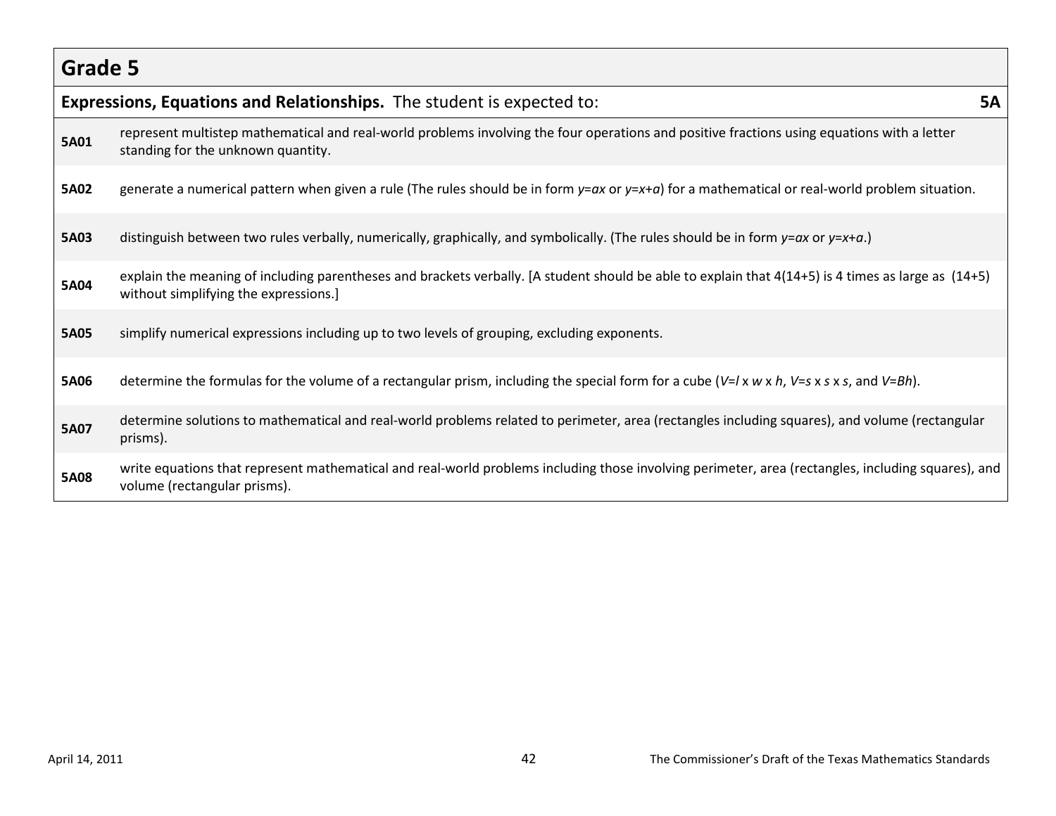## Grade 5

| **Expressions, Equations and Relationships.** The student is expected to: | **5A** |
|---|---|
| **5A01** | represent multistep mathematical and real-world problems involving the four operations and positive fractions using equations with a letter standing for the unknown quantity. |
| **5A02** | generate a numerical pattern when given a rule (The rules should be in form $y=ax$ or $y=x+a$) for a mathematical or real-world problem situation. |
| **5A03** | distinguish between two rules verbally, numerically, graphically, and symbolically. (The rules should be in form $y=ax$ or $y=x+a$.) |
| **5A04** | explain the meaning of including parentheses and brackets verbally. [A student should be able to explain that 4(14+5) is 4 times as large as (14+5) without simplifying the expressions.] |
| **5A05** | simplify numerical expressions including up to two levels of grouping, excluding exponents. |
| **5A06** | determine the formulas for the volume of a rectangular prism, including the special form for a cube ($V=l \times w \times h$, $V=s \times s \times s$, and $V=Bh$). |
| **5A07** | determine solutions to mathematical and real-world problems related to perimeter, area (rectangles including squares), and volume (rectangular prisms). |
| **5A08** | write equations that represent mathematical and real-world problems including those involving perimeter, area (rectangles, including squares), and volume (rectangular prisms). |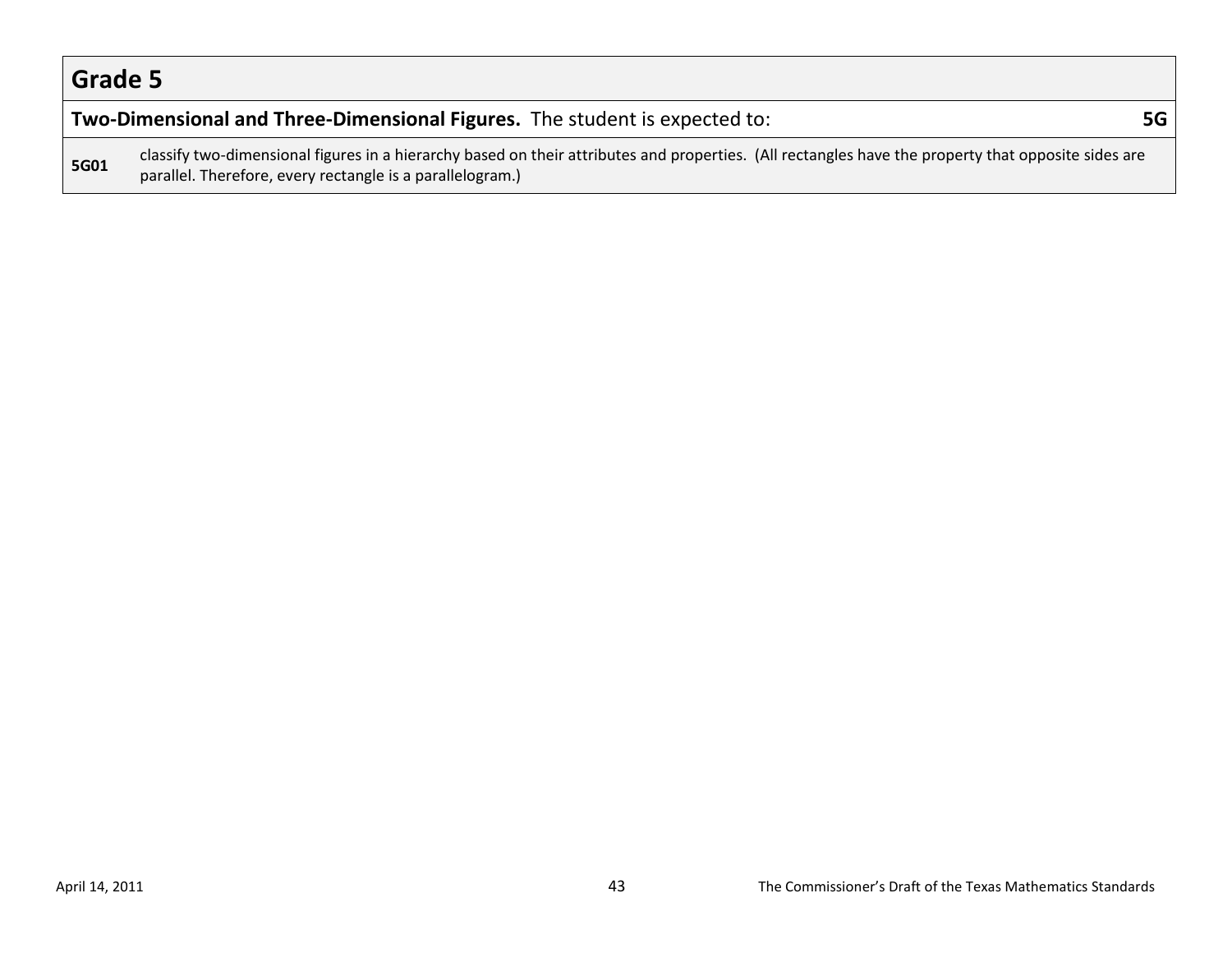# Grade 5

| **Two-Dimensional and Three-Dimensional Figures.** The student is expected to: | **5G** |
|---|---|
| **5G01** | classify two-dimensional figures in a hierarchy based on their attributes and properties. (All rectangles have the property that opposite sides are parallel. Therefore, every rectangle is a parallelogram.) |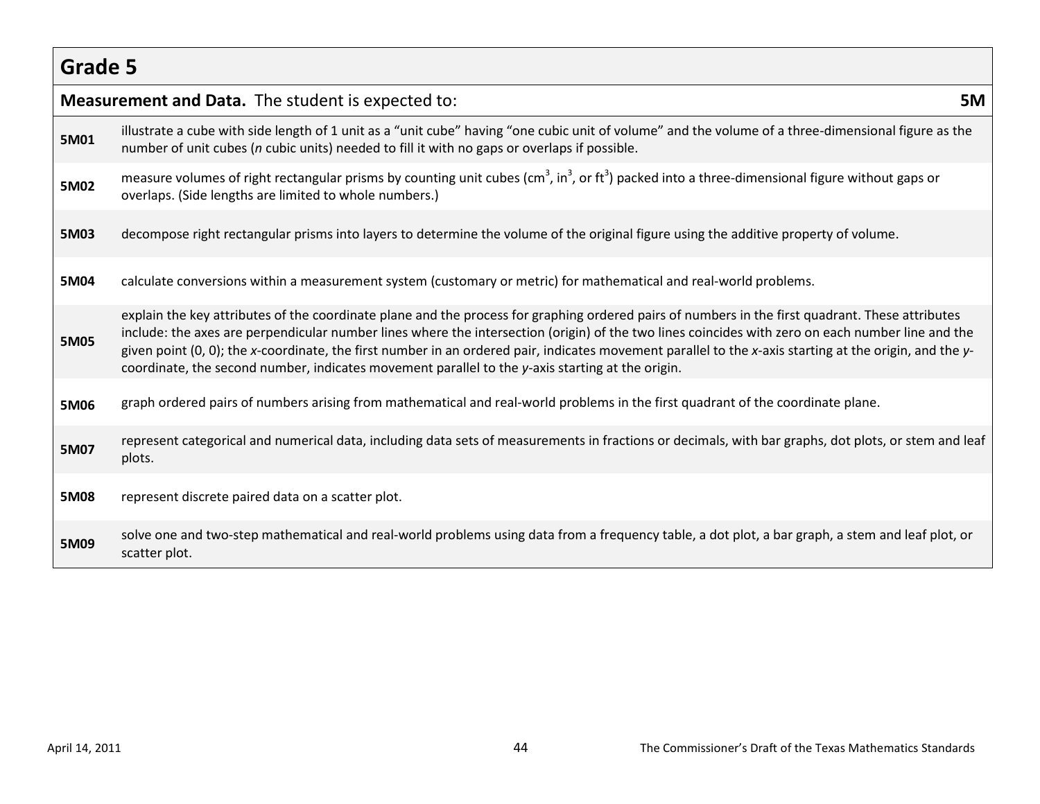## Grade 5

| **Measurement and Data.** The student is expected to: | **5M** |
|---|---|
| **5M01** | illustrate a cube with side length of 1 unit as a "unit cube" having "one cubic unit of volume" and the volume of a three-dimensional figure as the number of unit cubes (*n* cubic units) needed to fill it with no gaps or overlaps if possible. |
| **5M02** | measure volumes of right rectangular prisms by counting unit cubes ($cm^3$, $in^3$, or $ft^3$) packed into a three-dimensional figure without gaps or overlaps. (Side lengths are limited to whole numbers.) |
| **5M03** | decompose right rectangular prisms into layers to determine the volume of the original figure using the additive property of volume. |
| **5M04** | calculate conversions within a measurement system (customary or metric) for mathematical and real-world problems. |
| **5M05** | explain the key attributes of the coordinate plane and the process for graphing ordered pairs of numbers in the first quadrant. These attributes include: the axes are perpendicular number lines where the intersection (origin) of the two lines coincides with zero on each number line and the given point (0, 0); the *x*-coordinate, the first number in an ordered pair, indicates movement parallel to the *x*-axis starting at the origin, and the *y*-coordinate, the second number, indicates movement parallel to the *y*-axis starting at the origin. |
| **5M06** | graph ordered pairs of numbers arising from mathematical and real-world problems in the first quadrant of the coordinate plane. |
| **5M07** | represent categorical and numerical data, including data sets of measurements in fractions or decimals, with bar graphs, dot plots, or stem and leaf plots. |
| **5M08** | represent discrete paired data on a scatter plot. |
| **5M09** | solve one and two-step mathematical and real-world problems using data from a frequency table, a dot plot, a bar graph, a stem and leaf plot, or scatter plot. |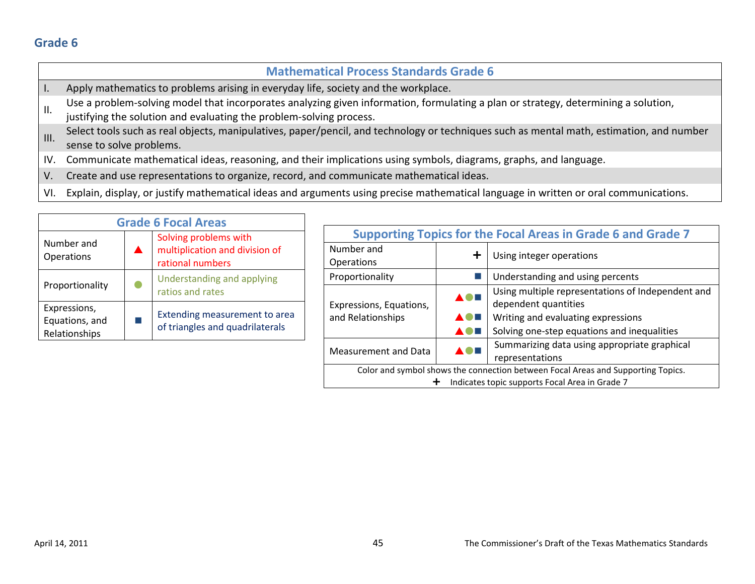## Grade 6

| Mathematical Process Standards Grade 6 | |
|---|---|
| I. | Apply mathematics to problems arising in everyday life, society and the workplace. |
| II. | Use a problem-solving model that incorporates analyzing given information, formulating a plan or strategy, determining a solution, justifying the solution and evaluating the problem-solving process. |
| III. | Select tools such as real objects, manipulatives, paper/pencil, and technology or techniques such as mental math, estimation, and number sense to solve problems. |
| IV. | Communicate mathematical ideas, reasoning, and their implications using symbols, diagrams, graphs, and language. |
| V. | Create and use representations to organize, record, and communicate mathematical ideas. |
| VI. | Explain, display, or justify mathematical ideas and arguments using precise mathematical language in written or oral communications. |

| Grade 6 Focal Areas | | |
|---|---|---|
| Number and Operations | ▲ | Solving problems with multiplication and division of rational numbers |
| Proportionality | ● | Understanding and applying ratios and rates |
| Expressions, Equations, and Relationships | ■ | Extending measurement to area of triangles and quadrilaterals |

| Supporting Topics for the Focal Areas in Grade 6 and Grade 7 | | |
|---|---|---|
| Number and Operations | + | Using integer operations |
| Proportionality | ■ | Understanding and using percents |
| Expressions, Equations, and Relationships | ▲●■ | Using multiple representations of Independent and dependent quantities |
| | ▲●■ | Writing and evaluating expressions |
| | ▲●■ | Solving one-step equations and inequalities |
| Measurement and Data | ▲●■ | Summarizing data using appropriate graphical representations |

Color and symbol shows the connection between Focal Areas and Supporting Topics.
+ Indicates topic supports Focal Area in Grade 7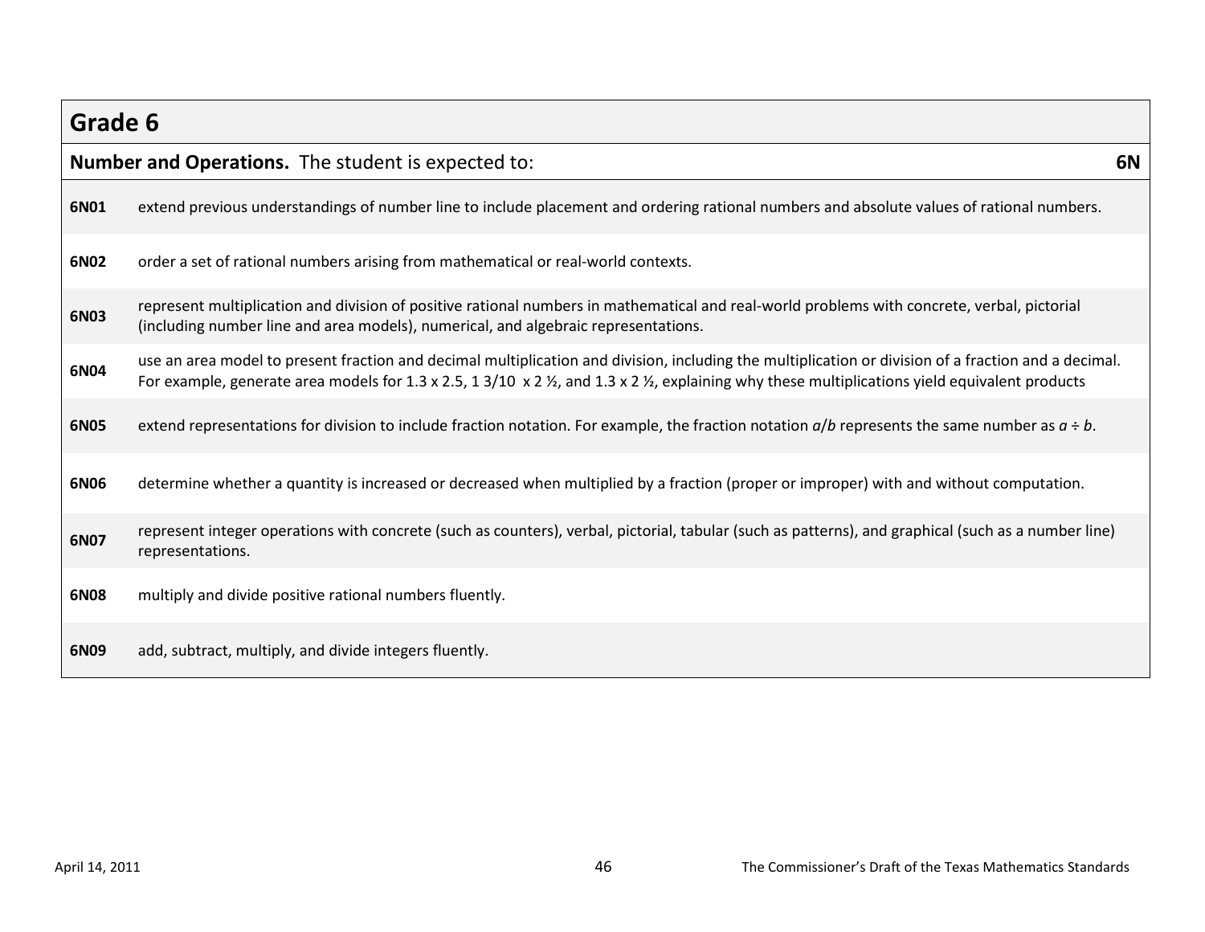## Grade 6

| **Number and Operations.** The student is expected to: | **6N** |
|---|---|
| **6N01** | extend previous understandings of number line to include placement and ordering rational numbers and absolute values of rational numbers. |
| **6N02** | order a set of rational numbers arising from mathematical or real-world contexts. |
| **6N03** | represent multiplication and division of positive rational numbers in mathematical and real-world problems with concrete, verbal, pictorial (including number line and area models), numerical, and algebraic representations. |
| **6N04** | use an area model to present fraction and decimal multiplication and division, including the multiplication or division of a fraction and a decimal. For example, generate area models for 1.3 x 2.5, 1 3/10 x 2 ½, and 1.3 x 2 ½, explaining why these multiplications yield equivalent products |
| **6N05** | extend representations for division to include fraction notation. For example, the fraction notation $a/b$ represents the same number as $a \div b$. |
| **6N06** | determine whether a quantity is increased or decreased when multiplied by a fraction (proper or improper) with and without computation. |
| **6N07** | represent integer operations with concrete (such as counters), verbal, pictorial, tabular (such as patterns), and graphical (such as a number line) representations. |
| **6N08** | multiply and divide positive rational numbers fluently. |
| **6N09** | add, subtract, multiply, and divide integers fluently. |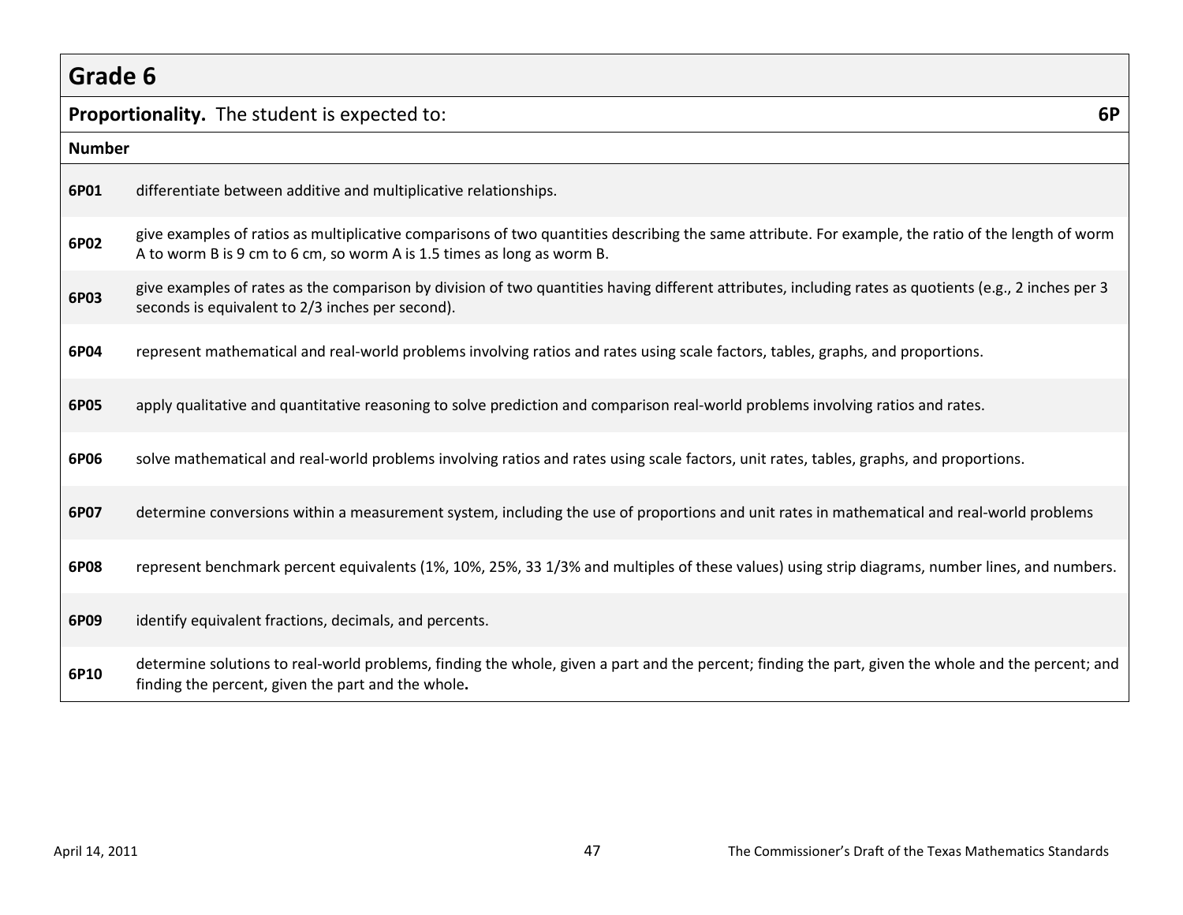## Grade 6

**Proportionality.** The student is expected to: **6P**

| **Number** | |
|---|---|
| **6P01** | differentiate between additive and multiplicative relationships. |
| **6P02** | give examples of ratios as multiplicative comparisons of two quantities describing the same attribute. For example, the ratio of the length of worm A to worm B is 9 cm to 6 cm, so worm A is 1.5 times as long as worm B. |
| **6P03** | give examples of rates as the comparison by division of two quantities having different attributes, including rates as quotients (e.g., 2 inches per 3 seconds is equivalent to 2/3 inches per second). |
| **6P04** | represent mathematical and real-world problems involving ratios and rates using scale factors, tables, graphs, and proportions. |
| **6P05** | apply qualitative and quantitative reasoning to solve prediction and comparison real-world problems involving ratios and rates. |
| **6P06** | solve mathematical and real-world problems involving ratios and rates using scale factors, unit rates, tables, graphs, and proportions. |
| **6P07** | determine conversions within a measurement system, including the use of proportions and unit rates in mathematical and real-world problems |
| **6P08** | represent benchmark percent equivalents (1%, 10%, 25%, 33 1/3% and multiples of these values) using strip diagrams, number lines, and numbers. |
| **6P09** | identify equivalent fractions, decimals, and percents. |
| **6P10** | determine solutions to real-world problems, finding the whole, given a part and the percent; finding the part, given the whole and the percent; and finding the percent, given the part and the whole**.** |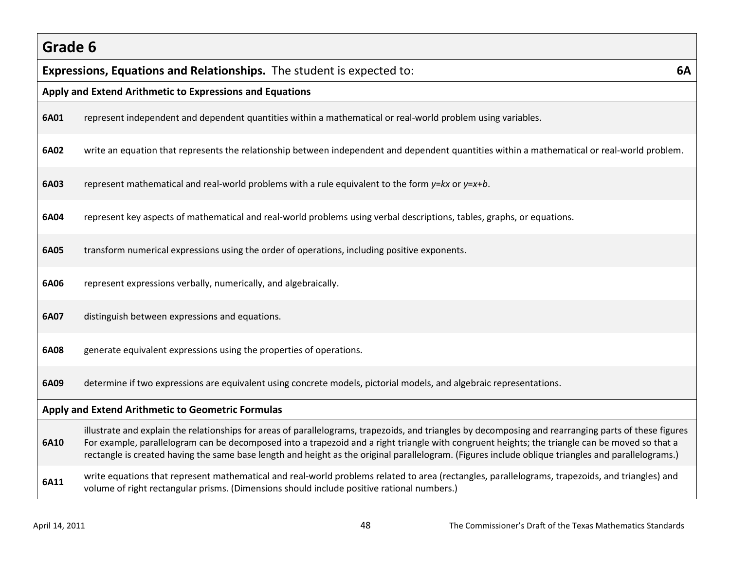# Grade 6

| **Expressions, Equations and Relationships.** The student is expected to: | **6A** |
|---|---|
| **Apply and Extend Arithmetic to Expressions and Equations** | |
| **6A01** | represent independent and dependent quantities within a mathematical or real-world problem using variables. |
| **6A02** | write an equation that represents the relationship between independent and dependent quantities within a mathematical or real-world problem. |
| **6A03** | represent mathematical and real-world problems with a rule equivalent to the form $y=kx$ or $y=x+b$. |
| **6A04** | represent key aspects of mathematical and real-world problems using verbal descriptions, tables, graphs, or equations. |
| **6A05** | transform numerical expressions using the order of operations, including positive exponents. |
| **6A06** | represent expressions verbally, numerically, and algebraically. |
| **6A07** | distinguish between expressions and equations. |
| **6A08** | generate equivalent expressions using the properties of operations. |
| **6A09** | determine if two expressions are equivalent using concrete models, pictorial models, and algebraic representations. |
| **Apply and Extend Arithmetic to Geometric Formulas** | |
| **6A10** | illustrate and explain the relationships for areas of parallelograms, trapezoids, and triangles by decomposing and rearranging parts of these figures For example, parallelogram can be decomposed into a trapezoid and a right triangle with congruent heights; the triangle can be moved so that a rectangle is created having the same base length and height as the original parallelogram. (Figures include oblique triangles and parallelograms.) |
| **6A11** | write equations that represent mathematical and real-world problems related to area (rectangles, parallelograms, trapezoids, and triangles) and volume of right rectangular prisms. (Dimensions should include positive rational numbers.) |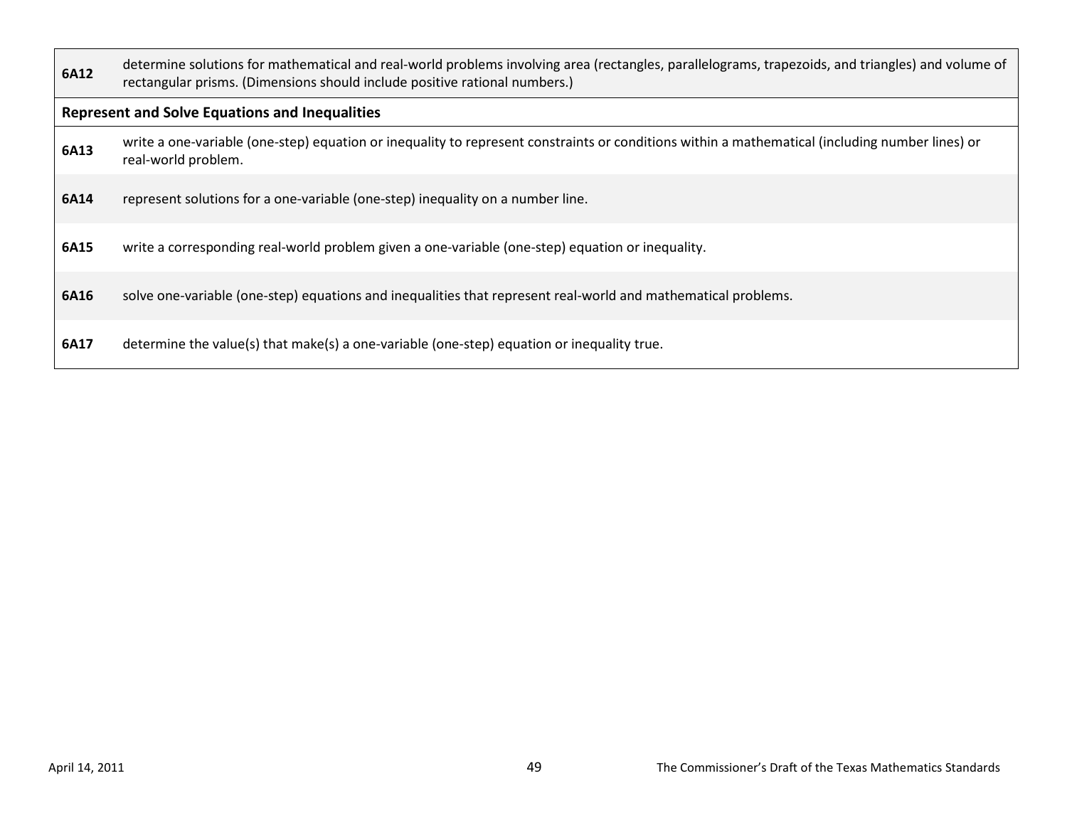| | |
|---|---|
| **6A12** | determine solutions for mathematical and real-world problems involving area (rectangles, parallelograms, trapezoids, and triangles) and volume of rectangular prisms. (Dimensions should include positive rational numbers.) |
| **Represent and Solve Equations and Inequalities** | |
| **6A13** | write a one-variable (one-step) equation or inequality to represent constraints or conditions within a mathematical (including number lines) or real-world problem. |
| **6A14** | represent solutions for a one-variable (one-step) inequality on a number line. |
| **6A15** | write a corresponding real-world problem given a one-variable (one-step) equation or inequality. |
| **6A16** | solve one-variable (one-step) equations and inequalities that represent real-world and mathematical problems. |
| **6A17** | determine the value(s) that make(s) a one-variable (one-step) equation or inequality true. |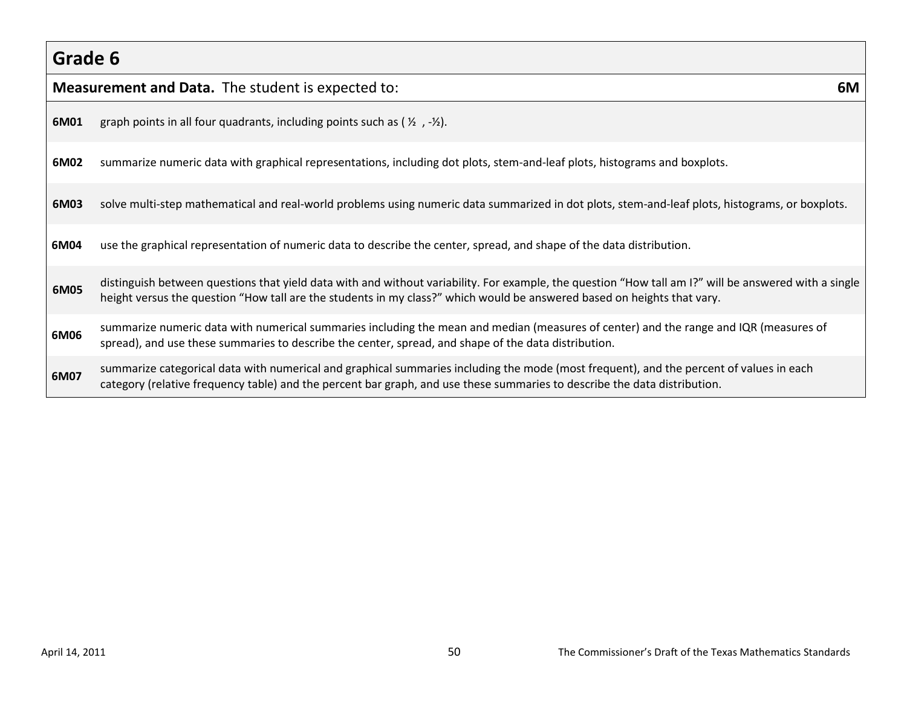## Grade 6

| **Measurement and Data.** The student is expected to: | **6M** |
|---|---|
| **6M01** | graph points in all four quadrants, including points such as ( ½ , -½). |
| **6M02** | summarize numeric data with graphical representations, including dot plots, stem-and-leaf plots, histograms and boxplots. |
| **6M03** | solve multi-step mathematical and real-world problems using numeric data summarized in dot plots, stem-and-leaf plots, histograms, or boxplots. |
| **6M04** | use the graphical representation of numeric data to describe the center, spread, and shape of the data distribution. |
| **6M05** | distinguish between questions that yield data with and without variability. For example, the question "How tall am I?" will be answered with a single height versus the question "How tall are the students in my class?" which would be answered based on heights that vary. |
| **6M06** | summarize numeric data with numerical summaries including the mean and median (measures of center) and the range and IQR (measures of spread), and use these summaries to describe the center, spread, and shape of the data distribution. |
| **6M07** | summarize categorical data with numerical and graphical summaries including the mode (most frequent), and the percent of values in each category (relative frequency table) and the percent bar graph, and use these summaries to describe the data distribution. |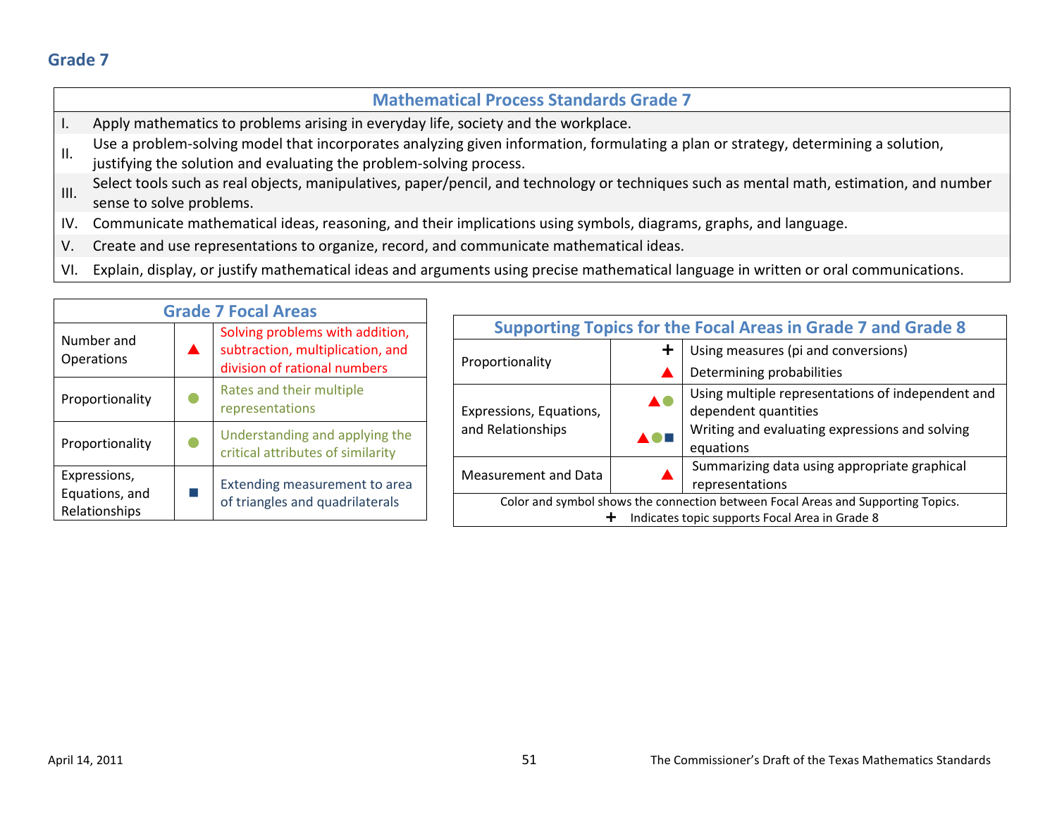## Grade 7

| Mathematical Process Standards Grade 7 | |
|---|---|
| I. | Apply mathematics to problems arising in everyday life, society and the workplace. |
| II. | Use a problem-solving model that incorporates analyzing given information, formulating a plan or strategy, determining a solution, justifying the solution and evaluating the problem-solving process. |
| III. | Select tools such as real objects, manipulatives, paper/pencil, and technology or techniques such as mental math, estimation, and number sense to solve problems. |
| IV. | Communicate mathematical ideas, reasoning, and their implications using symbols, diagrams, graphs, and language. |
| V. | Create and use representations to organize, record, and communicate mathematical ideas. |
| VI. | Explain, display, or justify mathematical ideas and arguments using precise mathematical language in written or oral communications. |

| Grade 7 Focal Areas | | |
|---|---|---|
| Number and Operations | ▲ | Solving problems with addition, subtraction, multiplication, and division of rational numbers |
| Proportionality | ● | Rates and their multiple representations |
| Proportionality | ● | Understanding and applying the critical attributes of similarity |
| Expressions, Equations, and Relationships | ■ | Extending measurement to area of triangles and quadrilaterals |

| Supporting Topics for the Focal Areas in Grade 7 and Grade 8 | | |
|---|---|---|
| Proportionality | + | Using measures (pi and conversions) |
| | ▲ | Determining probabilities |
| Expressions, Equations, and Relationships | ▲● | Using multiple representations of independent and dependent quantities |
| | ▲●■ | Writing and evaluating expressions and solving equations |
| Measurement and Data | ▲ | Summarizing data using appropriate graphical representations |

Color and symbol shows the connection between Focal Areas and Supporting Topics.
+ Indicates topic supports Focal Area in Grade 8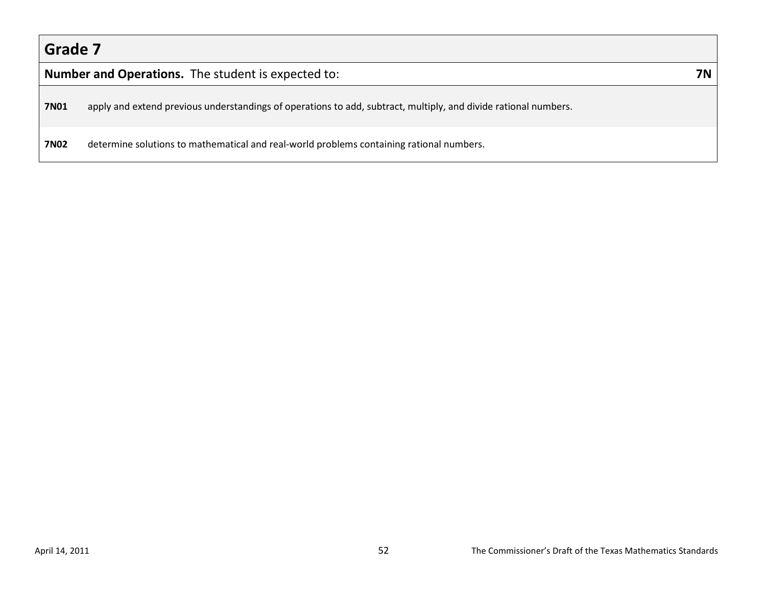## Grade 7

**Number and Operations.** The student is expected to: **7N**

| | |
|---|---|
| **7N01** | apply and extend previous understandings of operations to add, subtract, multiply, and divide rational numbers. |
| **7N02** | determine solutions to mathematical and real-world problems containing rational numbers. |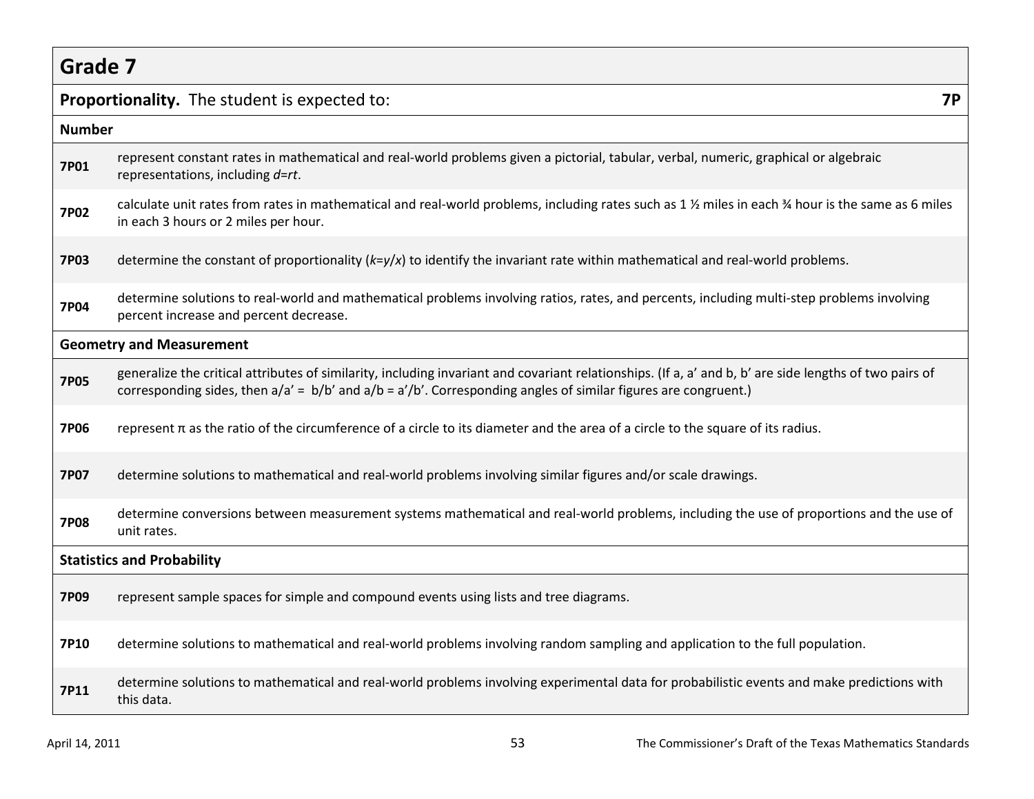## Grade 7

| **Proportionality.** The student is expected to: | **7P** |
|---|---|
| **Number** | |
| **7P01** | represent constant rates in mathematical and real-world problems given a pictorial, tabular, verbal, numeric, graphical or algebraic representations, including $d=rt$. |
| **7P02** | calculate unit rates from rates in mathematical and real-world problems, including rates such as 1 ½ miles in each ¾ hour is the same as 6 miles in each 3 hours or 2 miles per hour. |
| **7P03** | determine the constant of proportionality ($k=y/x$) to identify the invariant rate within mathematical and real-world problems. |
| **7P04** | determine solutions to real-world and mathematical problems involving ratios, rates, and percents, including multi-step problems involving percent increase and percent decrease. |
| **Geometry and Measurement** | |
| **7P05** | generalize the critical attributes of similarity, including invariant and covariant relationships. (If a, a' and b, b' are side lengths of two pairs of corresponding sides, then $a/a' = b/b'$ and $a/b = a'/b'$. Corresponding angles of similar figures are congruent.) |
| **7P06** | represent π as the ratio of the circumference of a circle to its diameter and the area of a circle to the square of its radius. |
| **7P07** | determine solutions to mathematical and real-world problems involving similar figures and/or scale drawings. |
| **7P08** | determine conversions between measurement systems mathematical and real-world problems, including the use of proportions and the use of unit rates. |
| **Statistics and Probability** | |
| **7P09** | represent sample spaces for simple and compound events using lists and tree diagrams. |
| **7P10** | determine solutions to mathematical and real-world problems involving random sampling and application to the full population. |
| **7P11** | determine solutions to mathematical and real-world problems involving experimental data for probabilistic events and make predictions with this data. |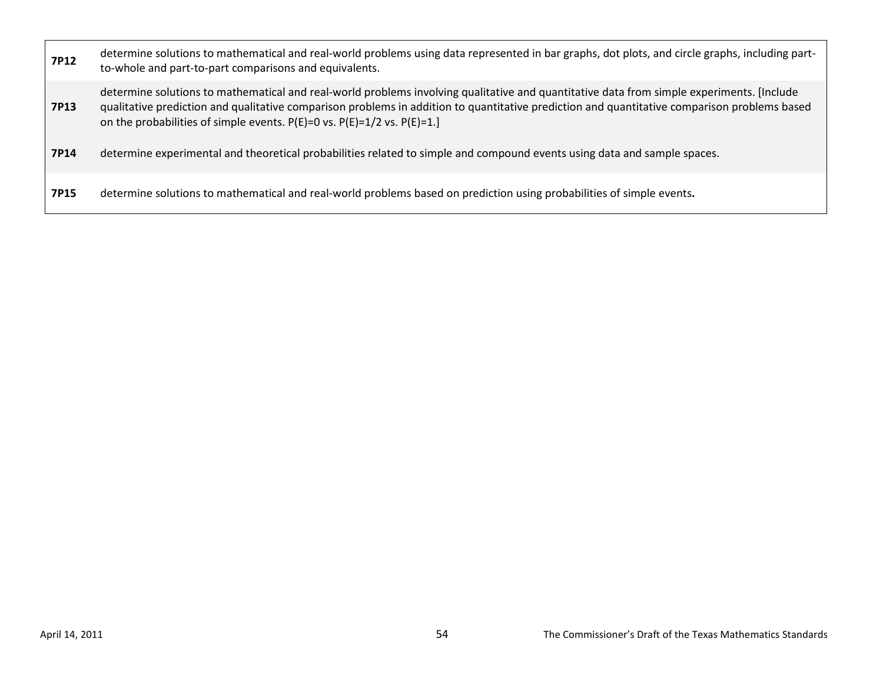| | |
|---|---|
| **7P12** | determine solutions to mathematical and real-world problems using data represented in bar graphs, dot plots, and circle graphs, including part-to-whole and part-to-part comparisons and equivalents. |
| **7P13** | determine solutions to mathematical and real-world problems involving qualitative and quantitative data from simple experiments. [Include qualitative prediction and qualitative comparison problems in addition to quantitative prediction and quantitative comparison problems based on the probabilities of simple events. $P(E)=0$ vs. $P(E)=1/2$ vs. $P(E)=1$.] |
| **7P14** | determine experimental and theoretical probabilities related to simple and compound events using data and sample spaces. |
| **7P15** | determine solutions to mathematical and real-world problems based on prediction using probabilities of simple events**.** |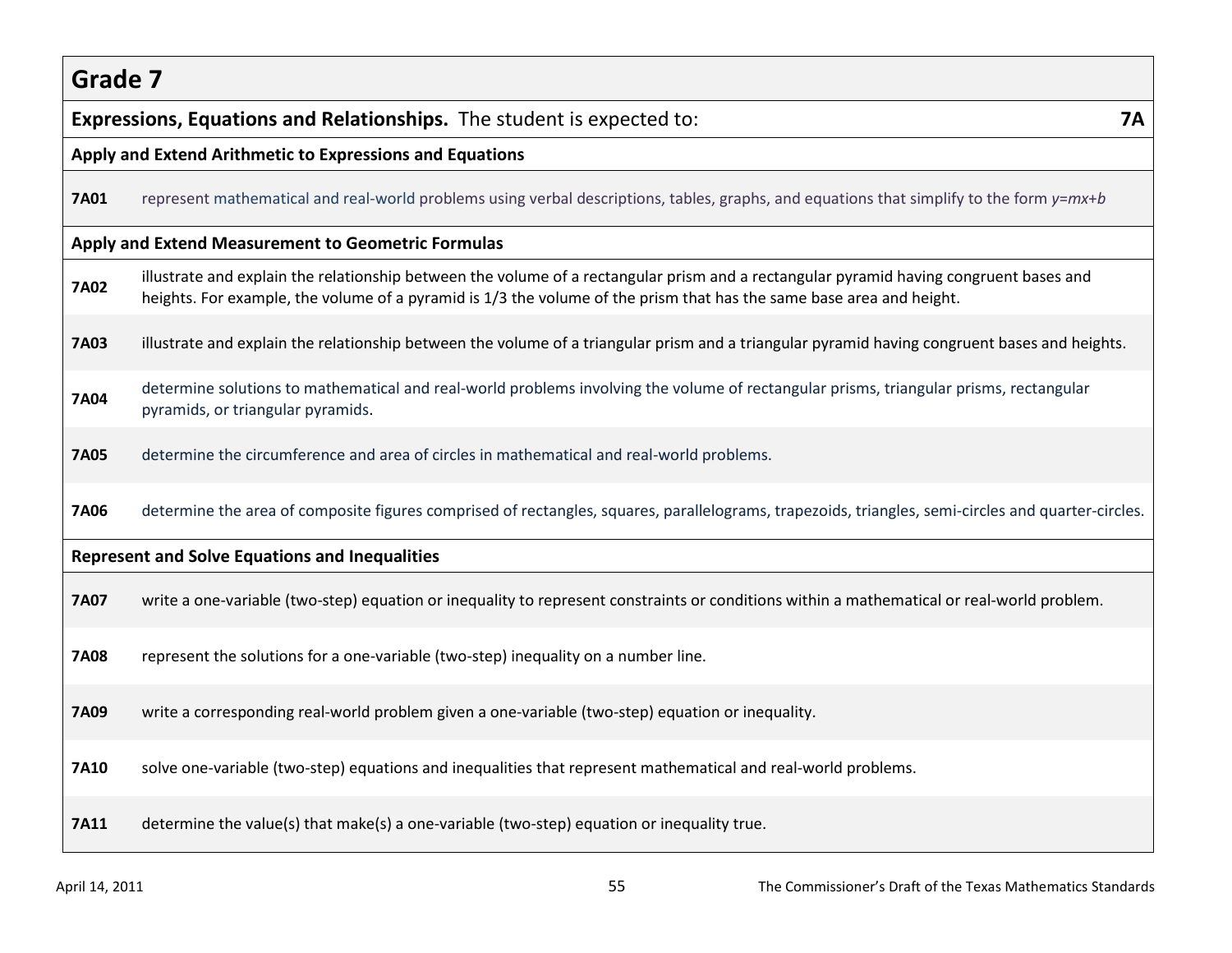## Grade 7

**Expressions, Equations and Relationships.** The student is expected to: **7A**

### Apply and Extend Arithmetic to Expressions and Equations

| | |
|---|---|
| **7A01** | represent mathematical and real-world problems using verbal descriptions, tables, graphs, and equations that simplify to the form $y=mx+b$ |

### Apply and Extend Measurement to Geometric Formulas

| | |
|---|---|
| **7A02** | illustrate and explain the relationship between the volume of a rectangular prism and a rectangular pyramid having congruent bases and heights. For example, the volume of a pyramid is 1/3 the volume of the prism that has the same base area and height. |
| **7A03** | illustrate and explain the relationship between the volume of a triangular prism and a triangular pyramid having congruent bases and heights. |
| **7A04** | determine solutions to mathematical and real-world problems involving the volume of rectangular prisms, triangular prisms, rectangular pyramids, or triangular pyramids. |
| **7A05** | determine the circumference and area of circles in mathematical and real-world problems. |
| **7A06** | determine the area of composite figures comprised of rectangles, squares, parallelograms, trapezoids, triangles, semi-circles and quarter-circles. |

### Represent and Solve Equations and Inequalities

| | |
|---|---|
| **7A07** | write a one-variable (two-step) equation or inequality to represent constraints or conditions within a mathematical or real-world problem. |
| **7A08** | represent the solutions for a one-variable (two-step) inequality on a number line. |
| **7A09** | write a corresponding real-world problem given a one-variable (two-step) equation or inequality. |
| **7A10** | solve one-variable (two-step) equations and inequalities that represent mathematical and real-world problems. |
| **7A11** | determine the value(s) that make(s) a one-variable (two-step) equation or inequality true. |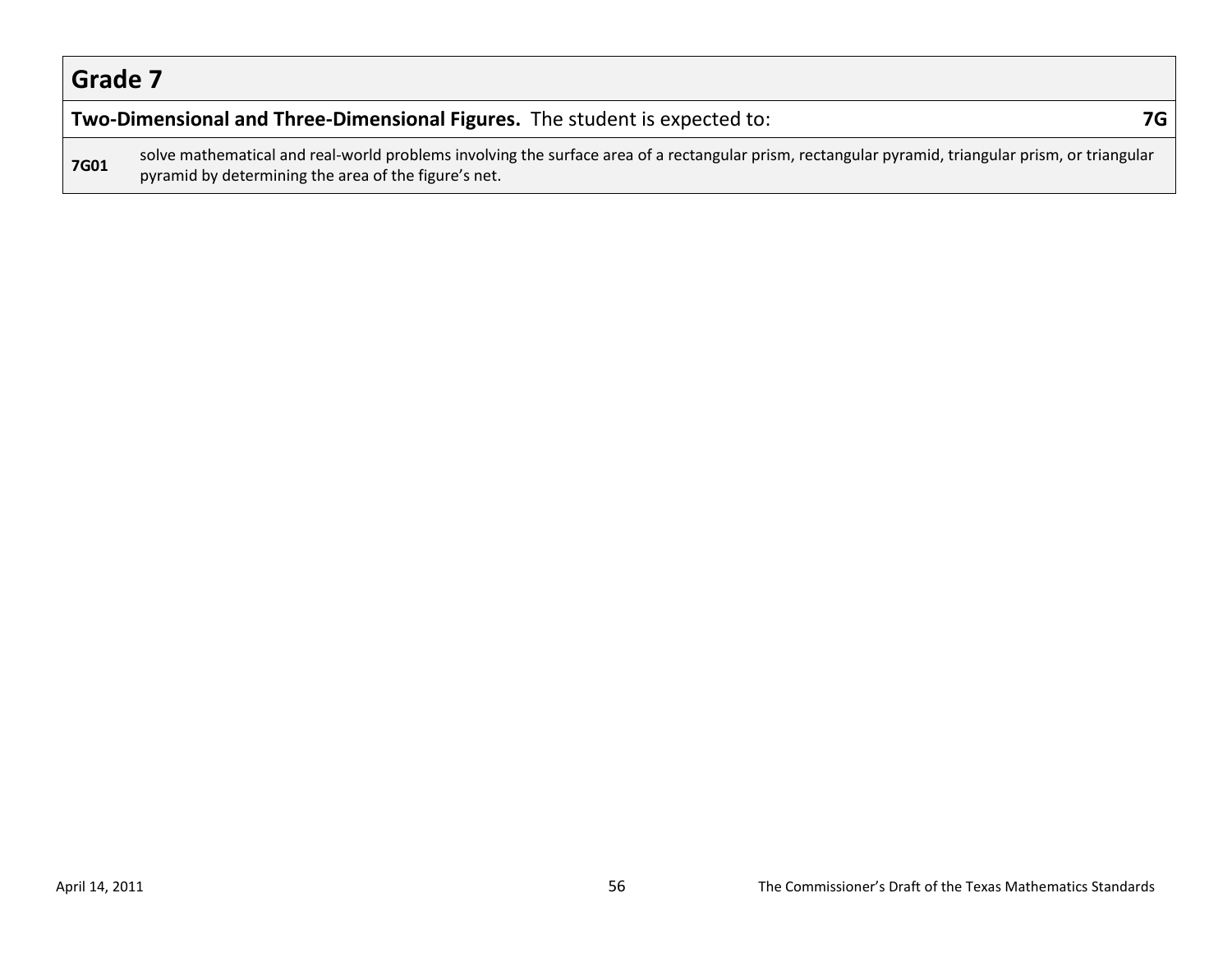## Grade 7

| **Two-Dimensional and Three-Dimensional Figures.** The student is expected to: | **7G** |
|---|---|
| **7G01** | solve mathematical and real-world problems involving the surface area of a rectangular prism, rectangular pyramid, triangular prism, or triangular pyramid by determining the area of the figure's net. |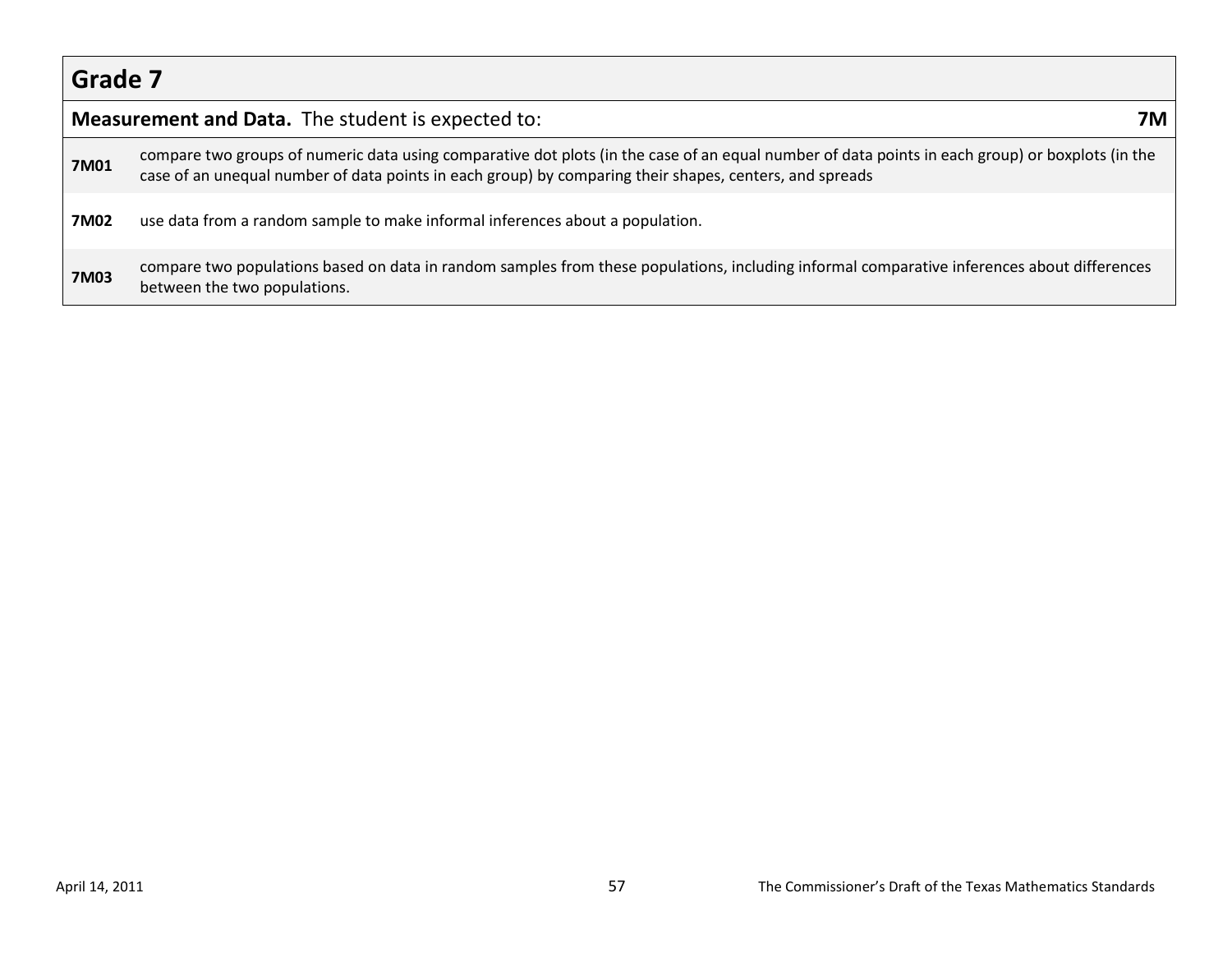## Grade 7

| **Measurement and Data.** The student is expected to: | **7M** |
|---|---|
| **7M01** | compare two groups of numeric data using comparative dot plots (in the case of an equal number of data points in each group) or boxplots (in the case of an unequal number of data points in each group) by comparing their shapes, centers, and spreads |
| **7M02** | use data from a random sample to make informal inferences about a population. |
| **7M03** | compare two populations based on data in random samples from these populations, including informal comparative inferences about differences between the two populations. |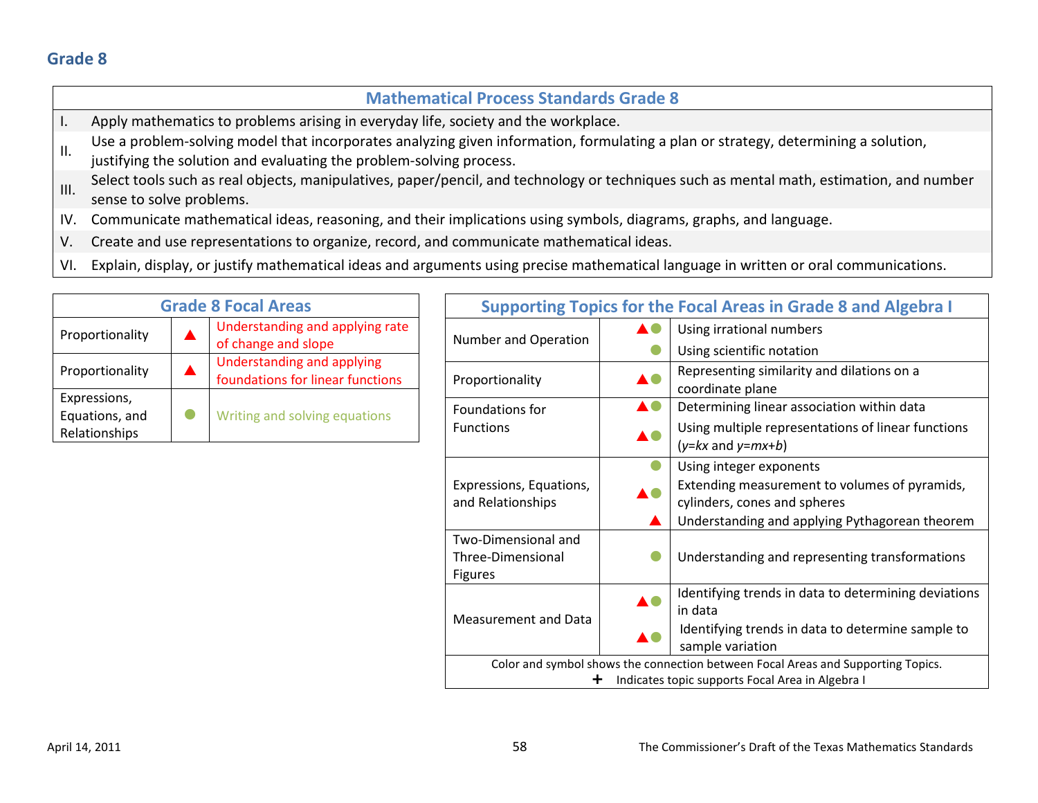## Grade 8

| Mathematical Process Standards Grade 8 | |
|---|---|
| I. | Apply mathematics to problems arising in everyday life, society and the workplace. |
| II. | Use a problem-solving model that incorporates analyzing given information, formulating a plan or strategy, determining a solution, justifying the solution and evaluating the problem-solving process. |
| III. | Select tools such as real objects, manipulatives, paper/pencil, and technology or techniques such as mental math, estimation, and number sense to solve problems. |
| IV. | Communicate mathematical ideas, reasoning, and their implications using symbols, diagrams, graphs, and language. |
| V. | Create and use representations to organize, record, and communicate mathematical ideas. |
| VI. | Explain, display, or justify mathematical ideas and arguments using precise mathematical language in written or oral communications. |

| Grade 8 Focal Areas | | |
|---|---|---|
| Proportionality | ▲ | Understanding and applying rate of change and slope |
| Proportionality | ▲ | Understanding and applying foundations for linear functions |
| Expressions, Equations, and Relationships | ● | Writing and solving equations |

| Supporting Topics for the Focal Areas in Grade 8 and Algebra I | | |
|---|---|---|
| Number and Operation | ▲● | Using irrational numbers |
| | ● | Using scientific notation |
| Proportionality | ▲● | Representing similarity and dilations on a coordinate plane |
| Foundations for Functions | ▲● | Determining linear association within data |
| | ▲● | Using multiple representations of linear functions ($y=kx$ and $y=mx+b$) |
| Expressions, Equations, and Relationships | ● | Using integer exponents |
| | ▲● | Extending measurement to volumes of pyramids, cylinders, cones and spheres |
| | ▲ | Understanding and applying Pythagorean theorem |
| Two-Dimensional and Three-Dimensional Figures | ● | Understanding and representing transformations |
| Measurement and Data | ▲● | Identifying trends in data to determining deviations in data |
| | ▲● | Identifying trends in data to determine sample to sample variation |

Color and symbol shows the connection between Focal Areas and Supporting Topics.
+ Indicates topic supports Focal Area in Algebra I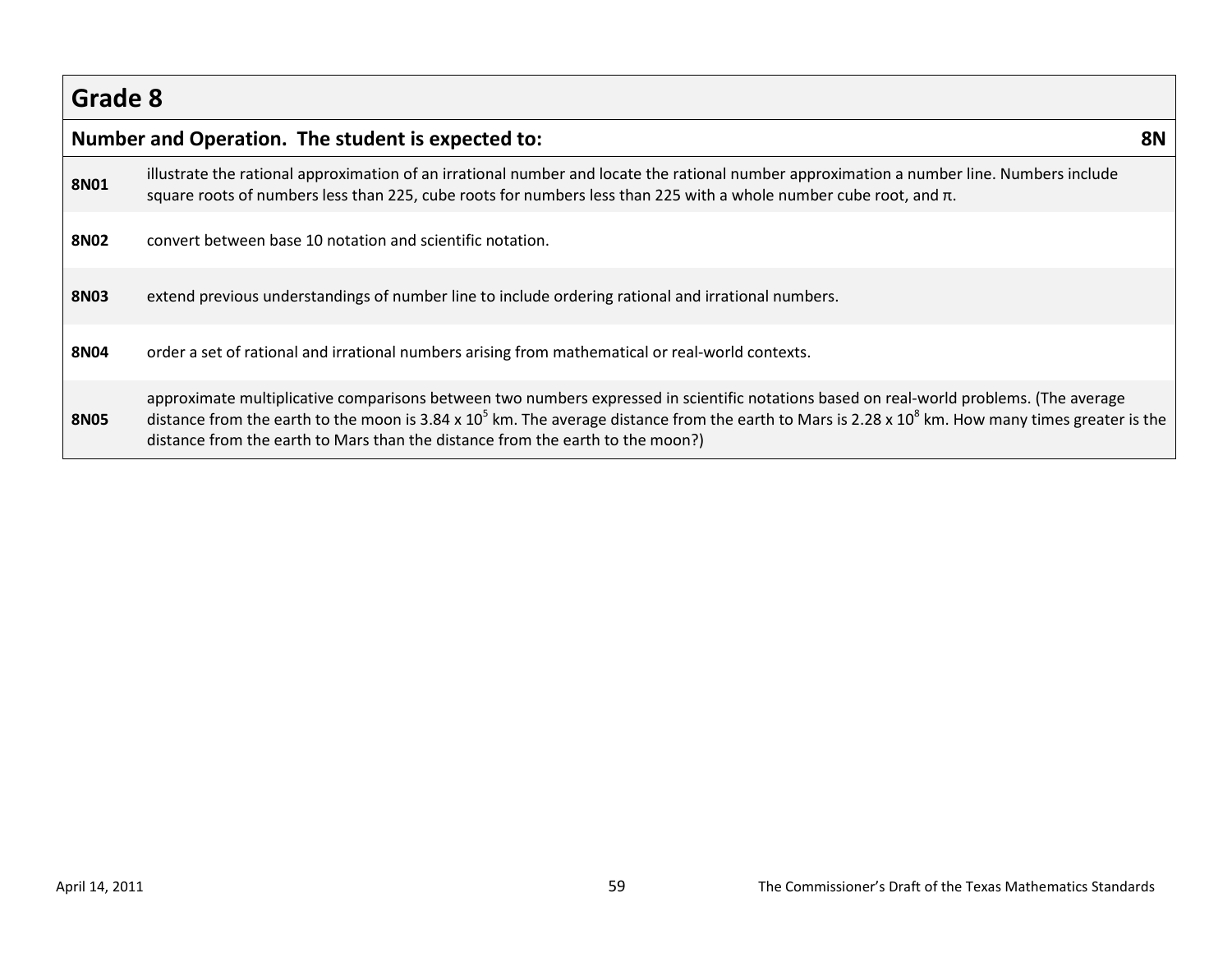## Grade 8

| Number and Operation. The student is expected to: | 8N |
|---|---|
| **8N01** | illustrate the rational approximation of an irrational number and locate the rational number approximation a number line. Numbers include square roots of numbers less than 225, cube roots for numbers less than 225 with a whole number cube root, and π. |
| **8N02** | convert between base 10 notation and scientific notation. |
| **8N03** | extend previous understandings of number line to include ordering rational and irrational numbers. |
| **8N04** | order a set of rational and irrational numbers arising from mathematical or real-world contexts. |
| **8N05** | approximate multiplicative comparisons between two numbers expressed in scientific notations based on real-world problems. (The average distance from the earth to the moon is $3.84 \times 10^5$ km. The average distance from the earth to Mars is $2.28 \times 10^8$ km. How many times greater is the distance from the earth to Mars than the distance from the earth to the moon?) |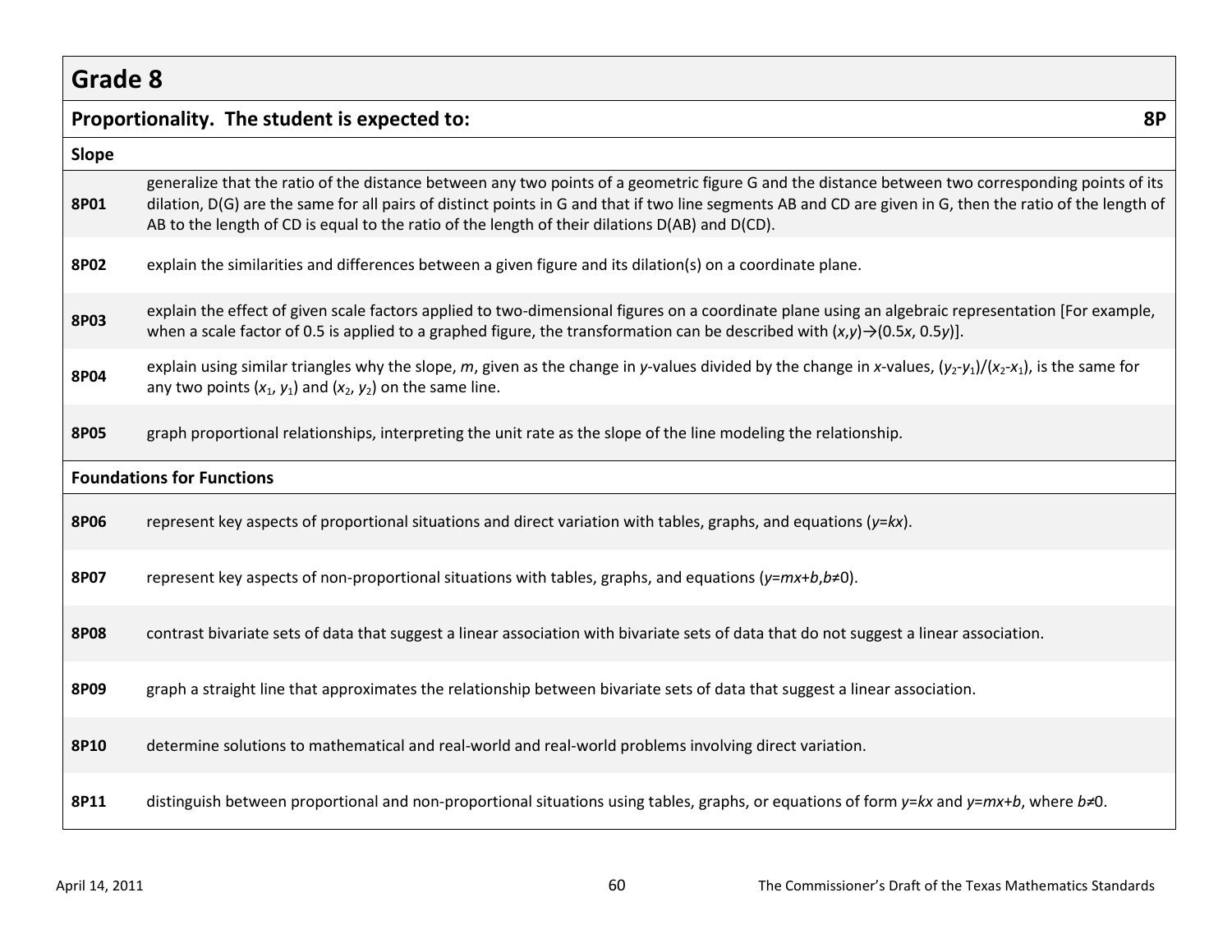# Grade 8

## Proportionality. The student is expected to: 8P

### Slope

| | |
|---|---|
| **8P01** | generalize that the ratio of the distance between any two points of a geometric figure G and the distance between two corresponding points of its dilation, D(G) are the same for all pairs of distinct points in G and that if two line segments AB and CD are given in G, then the ratio of the length of AB to the length of CD is equal to the ratio of the length of their dilations D(AB) and D(CD). |
| **8P02** | explain the similarities and differences between a given figure and its dilation(s) on a coordinate plane. |
| **8P03** | explain the effect of given scale factors applied to two-dimensional figures on a coordinate plane using an algebraic representation [For example, when a scale factor of 0.5 is applied to a graphed figure, the transformation can be described with $(x,y) \rightarrow (0.5x, 0.5y)$]. |
| **8P04** | explain using similar triangles why the slope, $m$, given as the change in $y$-values divided by the change in $x$-values, $(y_2-y_1)/(x_2-x_1)$, is the same for any two points $(x_1, y_1)$ and $(x_2, y_2)$ on the same line. |
| **8P05** | graph proportional relationships, interpreting the unit rate as the slope of the line modeling the relationship. |

### Foundations for Functions

| | |
|---|---|
| **8P06** | represent key aspects of proportional situations and direct variation with tables, graphs, and equations ($y=kx$). |
| **8P07** | represent key aspects of non-proportional situations with tables, graphs, and equations ($y=mx+b, b\neq 0$). |
| **8P08** | contrast bivariate sets of data that suggest a linear association with bivariate sets of data that do not suggest a linear association. |
| **8P09** | graph a straight line that approximates the relationship between bivariate sets of data that suggest a linear association. |
| **8P10** | determine solutions to mathematical and real-world and real-world problems involving direct variation. |
| **8P11** | distinguish between proportional and non-proportional situations using tables, graphs, or equations of form $y=kx$ and $y=mx+b$, where $b\neq 0$. |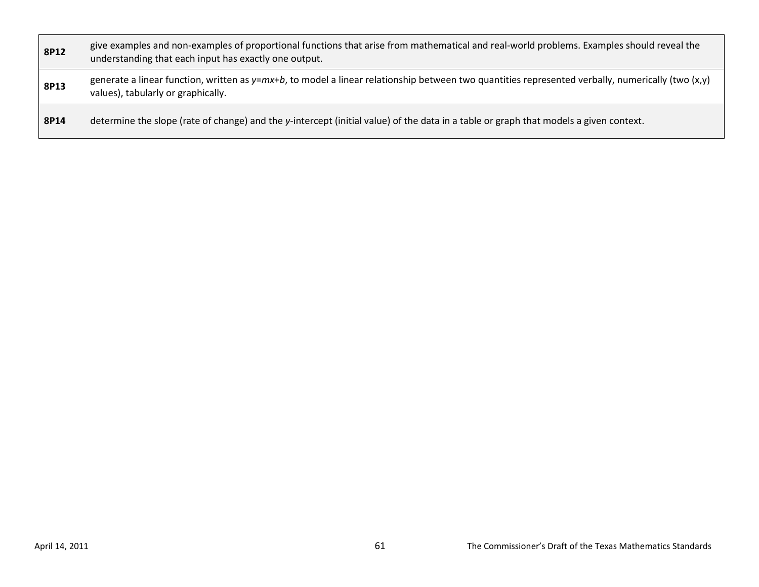| | |
|---|---|
| **8P12** | give examples and non-examples of proportional functions that arise from mathematical and real-world problems. Examples should reveal the understanding that each input has exactly one output. |
| **8P13** | generate a linear function, written as $y=mx+b$, to model a linear relationship between two quantities represented verbally, numerically (two (x,y) values), tabularly or graphically. |
| **8P14** | determine the slope (rate of change) and the *y*-intercept (initial value) of the data in a table or graph that models a given context. |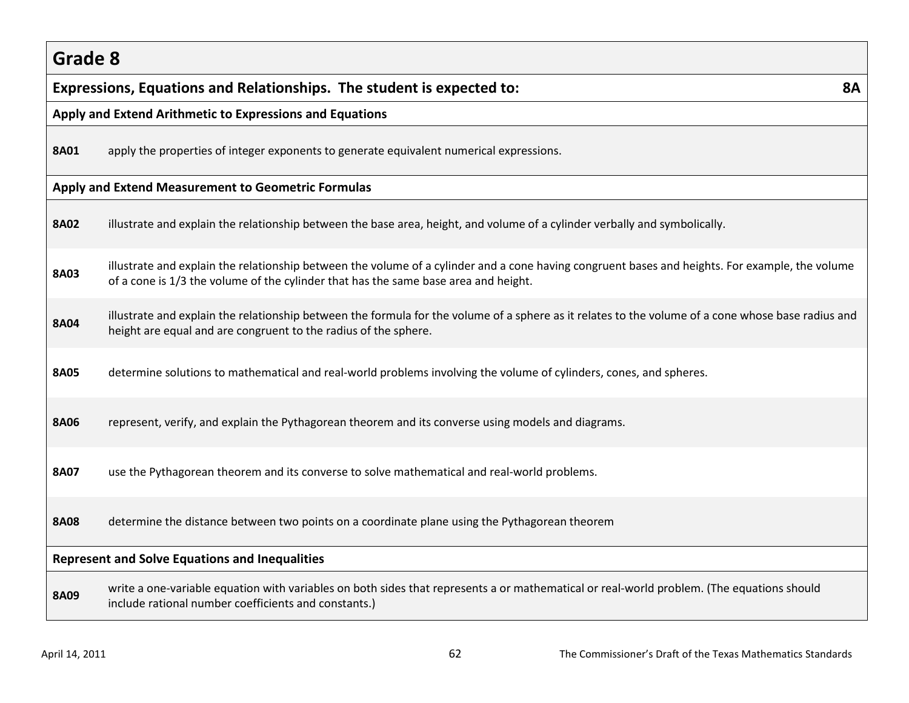## Grade 8

### Expressions, Equations and Relationships. The student is expected to: 8A

**Apply and Extend Arithmetic to Expressions and Equations**

| | |
|---|---|
| **8A01** | apply the properties of integer exponents to generate equivalent numerical expressions. |

**Apply and Extend Measurement to Geometric Formulas**

| | |
|---|---|
| **8A02** | illustrate and explain the relationship between the base area, height, and volume of a cylinder verbally and symbolically. |
| **8A03** | illustrate and explain the relationship between the volume of a cylinder and a cone having congruent bases and heights. For example, the volume of a cone is 1/3 the volume of the cylinder that has the same base area and height. |
| **8A04** | illustrate and explain the relationship between the formula for the volume of a sphere as it relates to the volume of a cone whose base radius and height are equal and are congruent to the radius of the sphere. |
| **8A05** | determine solutions to mathematical and real-world problems involving the volume of cylinders, cones, and spheres. |
| **8A06** | represent, verify, and explain the Pythagorean theorem and its converse using models and diagrams. |
| **8A07** | use the Pythagorean theorem and its converse to solve mathematical and real-world problems. |
| **8A08** | determine the distance between two points on a coordinate plane using the Pythagorean theorem |

**Represent and Solve Equations and Inequalities**

| | |
|---|---|
| **8A09** | write a one-variable equation with variables on both sides that represents a or mathematical or real-world problem. (The equations should include rational number coefficients and constants.) |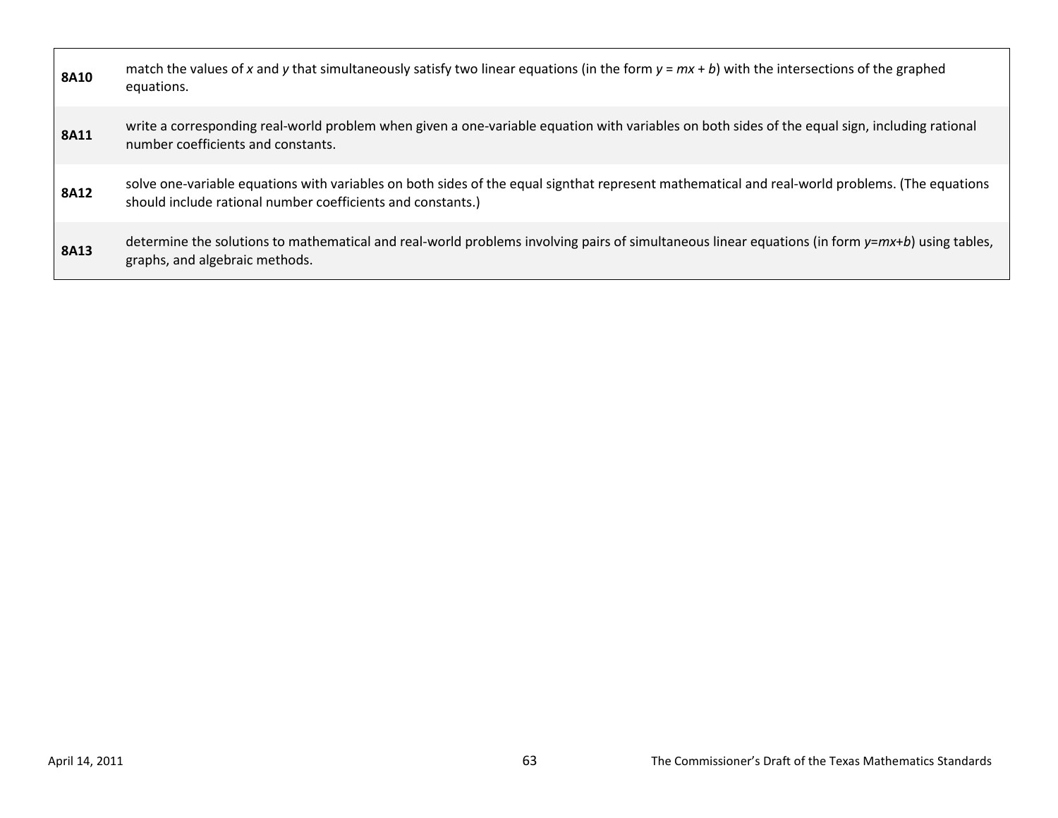| | |
|---|---|
| **8A10** | match the values of $x$ and $y$ that simultaneously satisfy two linear equations (in the form $y = mx + b$) with the intersections of the graphed equations. |
| **8A11** | write a corresponding real-world problem when given a one-variable equation with variables on both sides of the equal sign, including rational number coefficients and constants. |
| **8A12** | solve one-variable equations with variables on both sides of the equal signthat represent mathematical and real-world problems. (The equations should include rational number coefficients and constants.) |
| **8A13** | determine the solutions to mathematical and real-world problems involving pairs of simultaneous linear equations (in form $y$=$mx$+$b$) using tables, graphs, and algebraic methods. |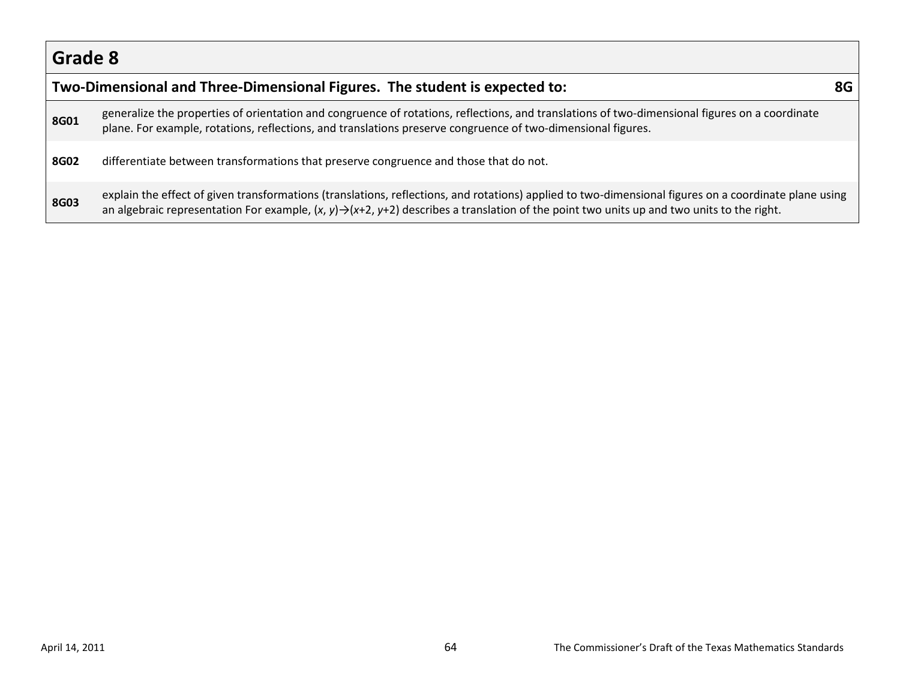## Grade 8

| Two-Dimensional and Three-Dimensional Figures. The student is expected to: | 8G |
|---|---|
| **8G01** | generalize the properties of orientation and congruence of rotations, reflections, and translations of two-dimensional figures on a coordinate plane. For example, rotations, reflections, and translations preserve congruence of two-dimensional figures. |
| **8G02** | differentiate between transformations that preserve congruence and those that do not. |
| **8G03** | explain the effect of given transformations (translations, reflections, and rotations) applied to two-dimensional figures on a coordinate plane using an algebraic representation For example, $(x, y) \rightarrow (x+2, y+2)$ describes a translation of the point two units up and two units to the right. |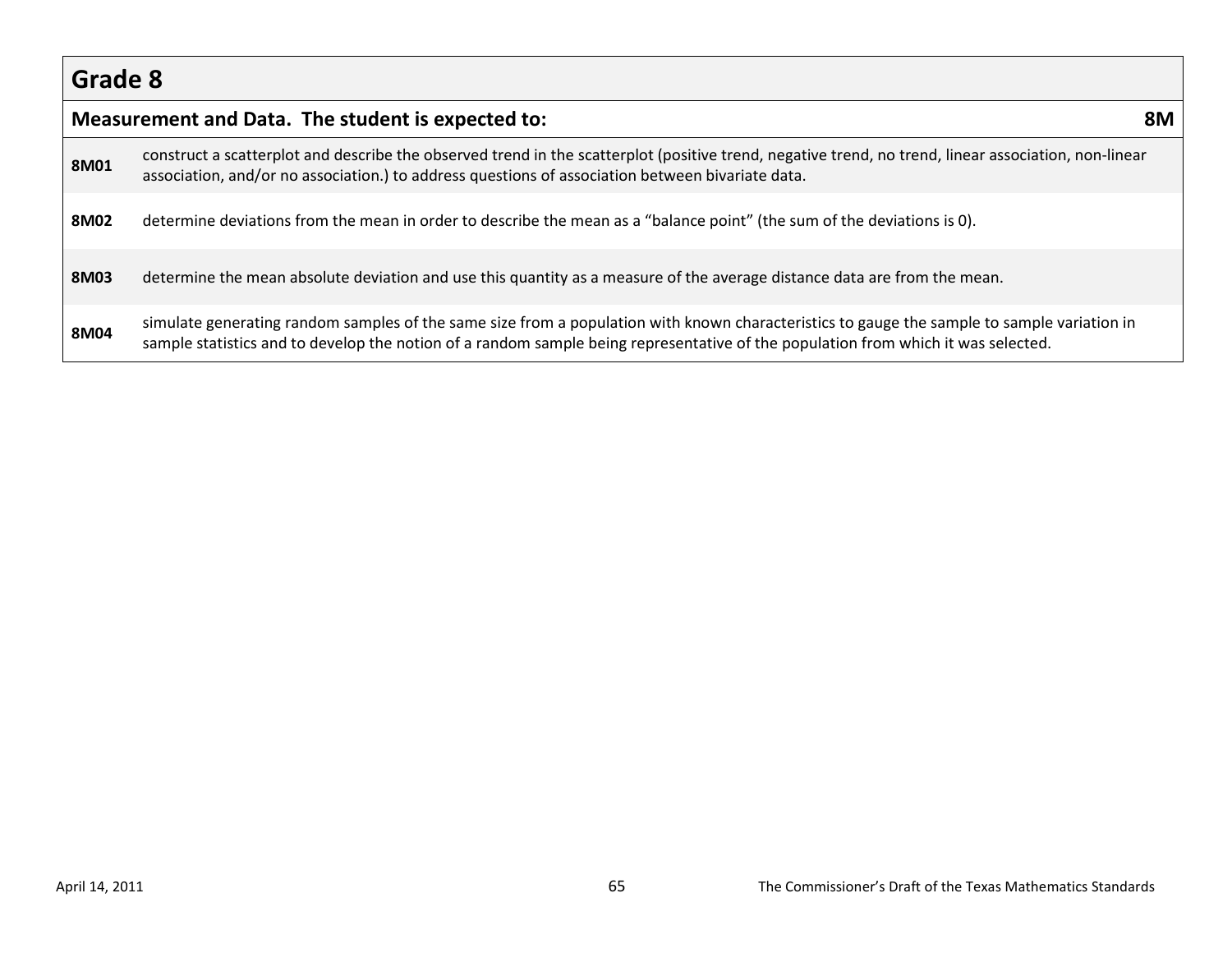## Grade 8

| Measurement and Data. The student is expected to: | 8M |
| --- | --- |
| **8M01** | construct a scatterplot and describe the observed trend in the scatterplot (positive trend, negative trend, no trend, linear association, non-linear association, and/or no association.) to address questions of association between bivariate data. |
| **8M02** | determine deviations from the mean in order to describe the mean as a "balance point" (the sum of the deviations is 0). |
| **8M03** | determine the mean absolute deviation and use this quantity as a measure of the average distance data are from the mean. |
| **8M04** | simulate generating random samples of the same size from a population with known characteristics to gauge the sample to sample variation in sample statistics and to develop the notion of a random sample being representative of the population from which it was selected. |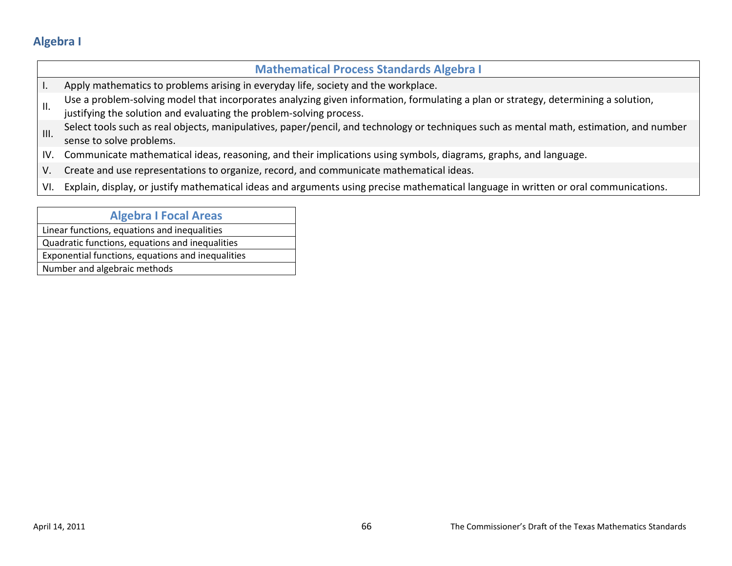## Algebra I

| Mathematical Process Standards Algebra I | |
|---|---|
| I. | Apply mathematics to problems arising in everyday life, society and the workplace. |
| II. | Use a problem-solving model that incorporates analyzing given information, formulating a plan or strategy, determining a solution, justifying the solution and evaluating the problem-solving process. |
| III. | Select tools such as real objects, manipulatives, paper/pencil, and technology or techniques such as mental math, estimation, and number sense to solve problems. |
| IV. | Communicate mathematical ideas, reasoning, and their implications using symbols, diagrams, graphs, and language. |
| V. | Create and use representations to organize, record, and communicate mathematical ideas. |
| VI. | Explain, display, or justify mathematical ideas and arguments using precise mathematical language in written or oral communications. |

| Algebra I Focal Areas |
|---|
| Linear functions, equations and inequalities |
| Quadratic functions, equations and inequalities |
| Exponential functions, equations and inequalities |
| Number and algebraic methods |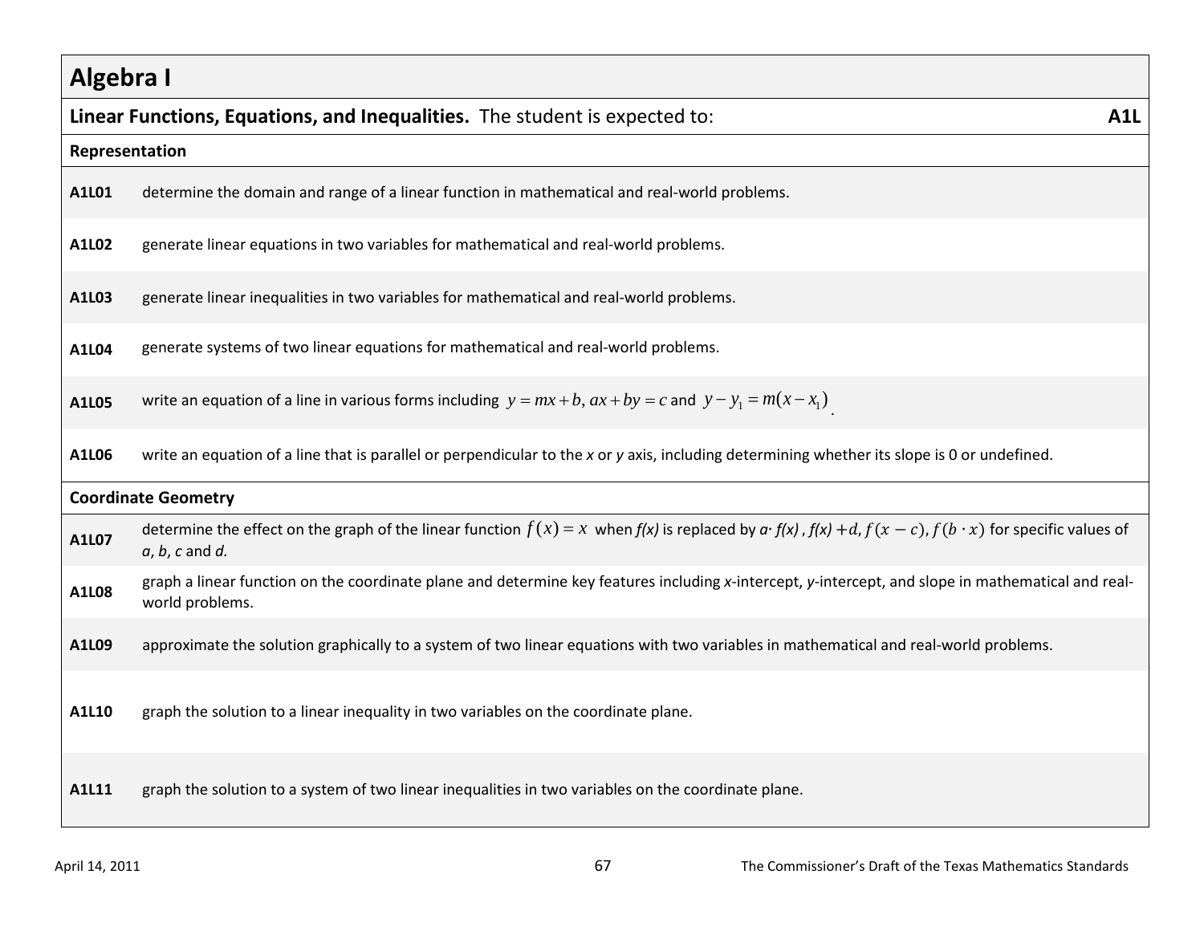# Algebra I

**Linear Functions, Equations, and Inequalities.** The student is expected to: **A1L**

| | |
|---|---|
| **Representation** | |
| **A1L01** | determine the domain and range of a linear function in mathematical and real-world problems. |
| **A1L02** | generate linear equations in two variables for mathematical and real-world problems. |
| **A1L03** | generate linear inequalities in two variables for mathematical and real-world problems. |
| **A1L04** | generate systems of two linear equations for mathematical and real-world problems. |
| **A1L05** | write an equation of a line in various forms including $y = mx + b$, $ax + by = c$ and $y - y_1 = m(x - x_1)$. |
| **A1L06** | write an equation of a line that is parallel or perpendicular to the *x* or *y* axis, including determining whether its slope is 0 or undefined. |
| **Coordinate Geometry** | |
| **A1L07** | determine the effect on the graph of the linear function $f(x) = x$ when *f(x)* is replaced by $a \cdot f(x)$, $f(x) + d$, $f(x - c)$, $f(b \cdot x)$ for specific values of *a*, *b*, *c* and *d.* |
| **A1L08** | graph a linear function on the coordinate plane and determine key features including *x*-intercept, *y*-intercept, and slope in mathematical and real-world problems. |
| **A1L09** | approximate the solution graphically to a system of two linear equations with two variables in mathematical and real-world problems. |
| **A1L10** | graph the solution to a linear inequality in two variables on the coordinate plane. |
| **A1L11** | graph the solution to a system of two linear inequalities in two variables on the coordinate plane. |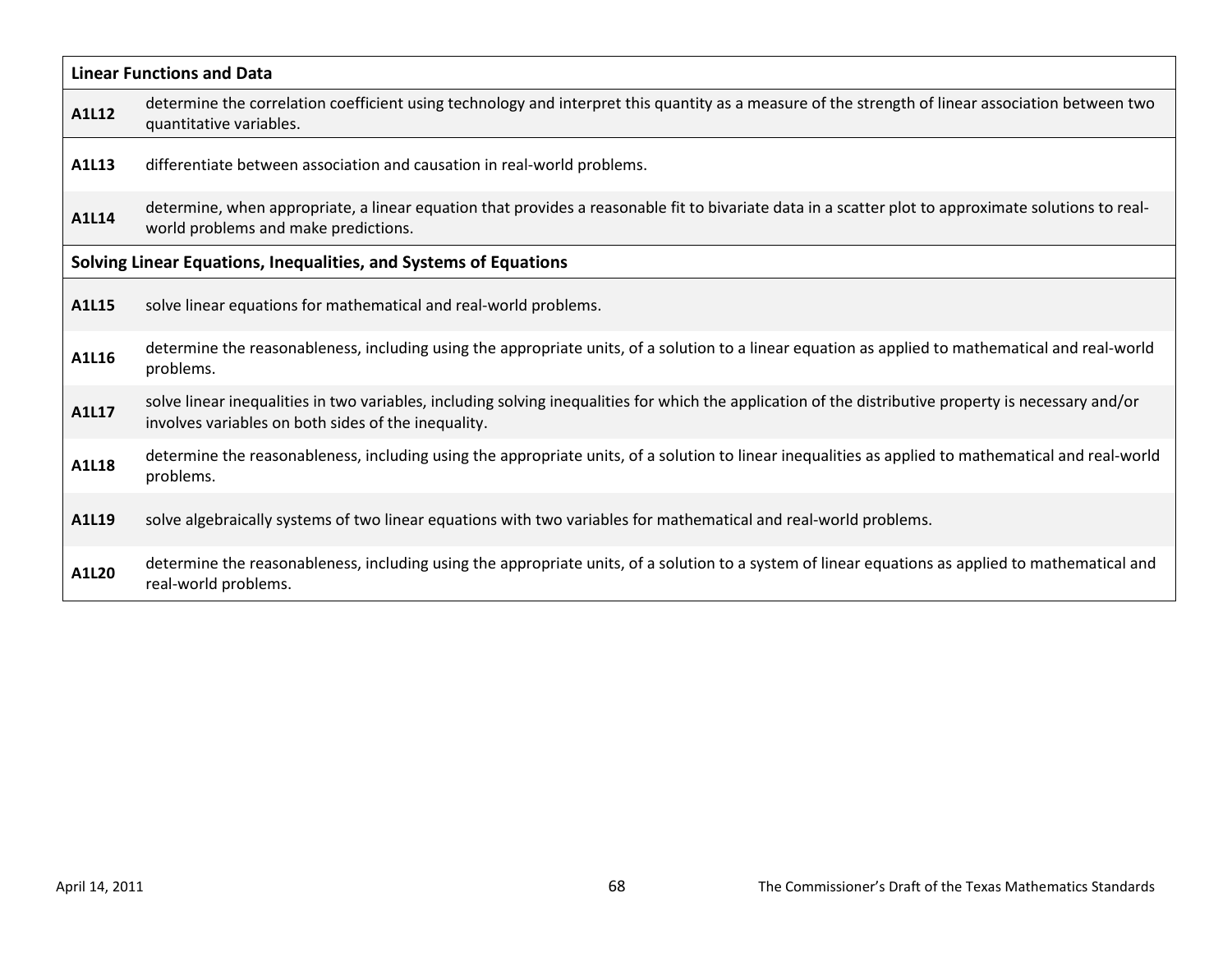| **Linear Functions and Data** | |
|---|---|
| **A1L12** | determine the correlation coefficient using technology and interpret this quantity as a measure of the strength of linear association between two quantitative variables. |
| **A1L13** | differentiate between association and causation in real-world problems. |
| **A1L14** | determine, when appropriate, a linear equation that provides a reasonable fit to bivariate data in a scatter plot to approximate solutions to real-world problems and make predictions. |
| **Solving Linear Equations, Inequalities, and Systems of Equations** | |
| **A1L15** | solve linear equations for mathematical and real-world problems. |
| **A1L16** | determine the reasonableness, including using the appropriate units, of a solution to a linear equation as applied to mathematical and real-world problems. |
| **A1L17** | solve linear inequalities in two variables, including solving inequalities for which the application of the distributive property is necessary and/or involves variables on both sides of the inequality. |
| **A1L18** | determine the reasonableness, including using the appropriate units, of a solution to linear inequalities as applied to mathematical and real-world problems. |
| **A1L19** | solve algebraically systems of two linear equations with two variables for mathematical and real-world problems. |
| **A1L20** | determine the reasonableness, including using the appropriate units, of a solution to a system of linear equations as applied to mathematical and real-world problems. |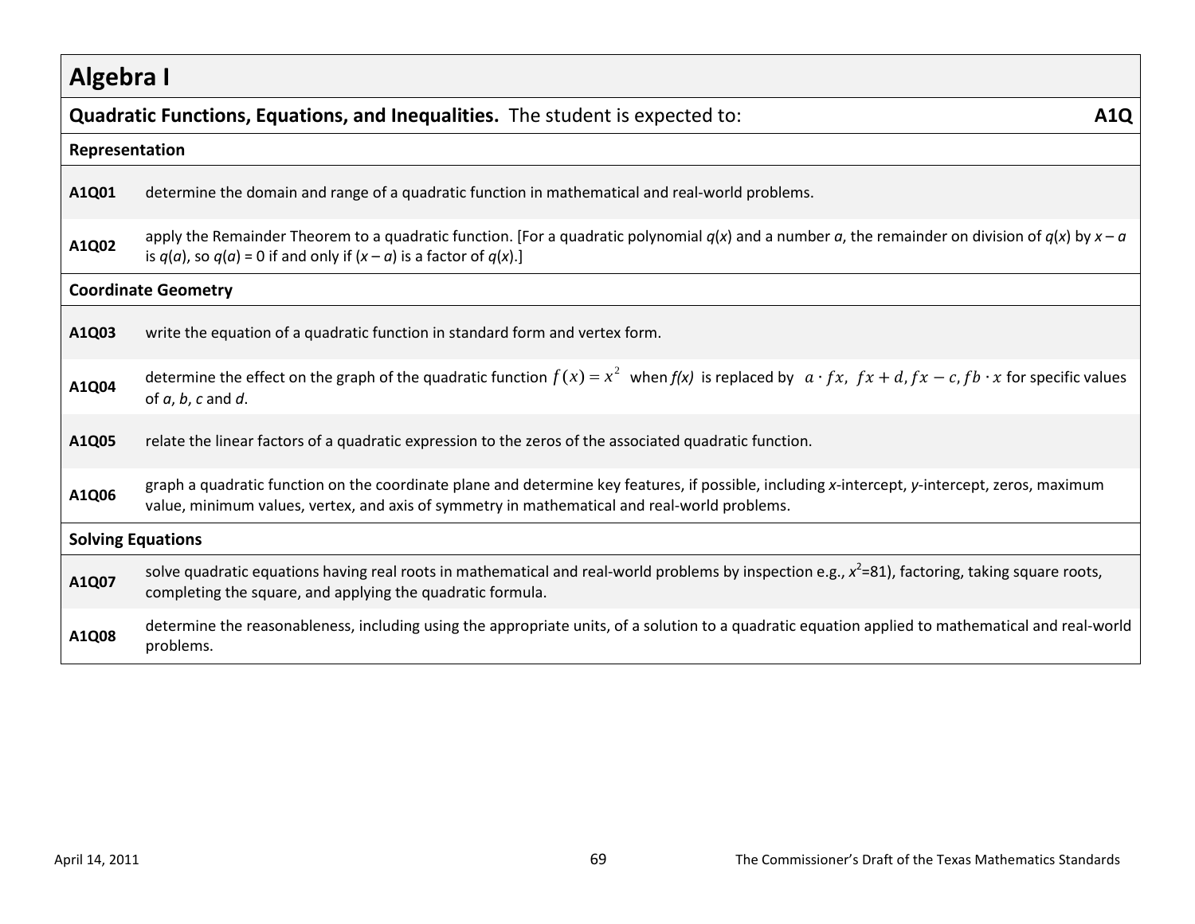# Algebra I

**Quadratic Functions, Equations, and Inequalities.** The student is expected to: **A1Q**

### Representation

| | |
|---|---|
| **A1Q01** | determine the domain and range of a quadratic function in mathematical and real-world problems. |
| **A1Q02** | apply the Remainder Theorem to a quadratic function. [For a quadratic polynomial $q(x)$ and a number $a$, the remainder on division of $q(x)$ by $x – a$ is $q(a)$, so $q(a) = 0$ if and only if $(x – a)$ is a factor of $q(x)$.] |

### Coordinate Geometry

| | |
|---|---|
| **A1Q03** | write the equation of a quadratic function in standard form and vertex form. |
| **A1Q04** | determine the effect on the graph of the quadratic function $f(x) = x^2$ when *f(x)* is replaced by $a \cdot fx,\ fx + d, fx - c, fb \cdot x$ for specific values of *a*, *b*, *c* and *d*. |
| **A1Q05** | relate the linear factors of a quadratic expression to the zeros of the associated quadratic function. |
| **A1Q06** | graph a quadratic function on the coordinate plane and determine key features, if possible, including *x*-intercept, *y*-intercept, zeros, maximum value, minimum values, vertex, and axis of symmetry in mathematical and real-world problems. |

### Solving Equations

| | |
|---|---|
| **A1Q07** | solve quadratic equations having real roots in mathematical and real-world problems by inspection e.g., $x^2$=81), factoring, taking square roots, completing the square, and applying the quadratic formula. |
| **A1Q08** | determine the reasonableness, including using the appropriate units, of a solution to a quadratic equation applied to mathematical and real-world problems. |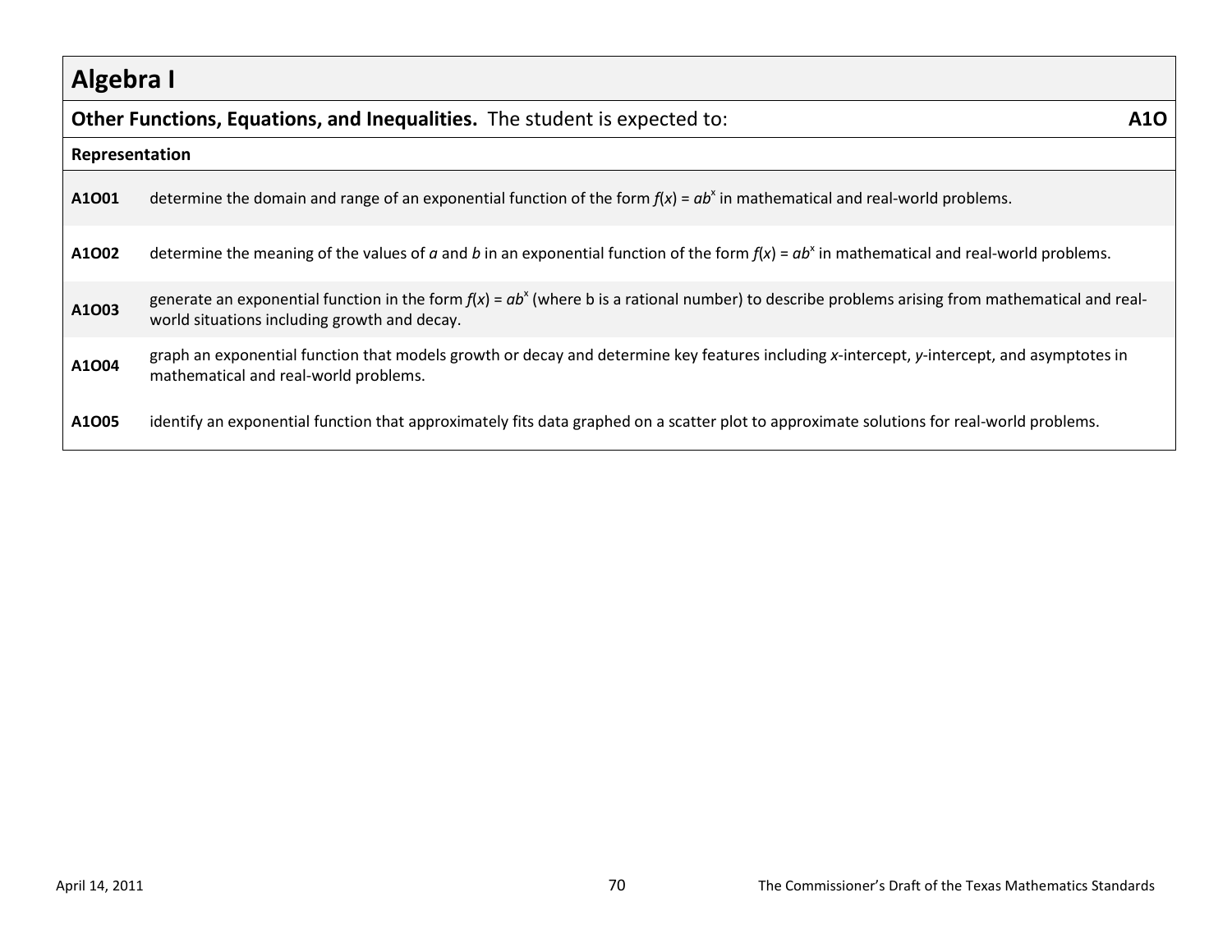## Algebra I

**Other Functions, Equations, and Inequalities.** The student is expected to: **A1O**

**Representation**

| | |
|---|---|
| **A1O01** | determine the domain and range of an exponential function of the form $f(x) = ab^x$ in mathematical and real-world problems. |
| **A1O02** | determine the meaning of the values of $a$ and $b$ in an exponential function of the form $f(x) = ab^x$ in mathematical and real-world problems. |
| **A1O03** | generate an exponential function in the form $f(x) = ab^x$ (where b is a rational number) to describe problems arising from mathematical and real-world situations including growth and decay. |
| **A1O04** | graph an exponential function that models growth or decay and determine key features including *x*-intercept, *y*-intercept, and asymptotes in mathematical and real-world problems. |
| **A1O05** | identify an exponential function that approximately fits data graphed on a scatter plot to approximate solutions for real-world problems. |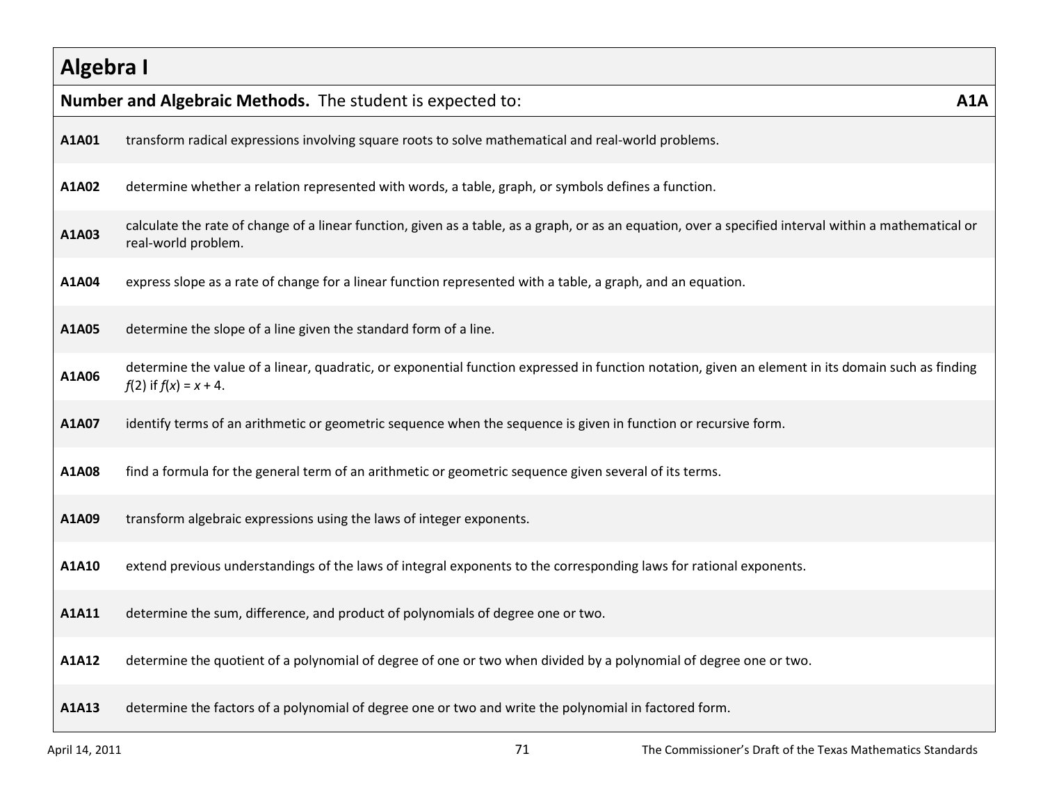# Algebra I

| **Number and Algebraic Methods.** The student is expected to: | **A1A** |
|---|---|
| **A1A01** | transform radical expressions involving square roots to solve mathematical and real-world problems. |
| **A1A02** | determine whether a relation represented with words, a table, graph, or symbols defines a function. |
| **A1A03** | calculate the rate of change of a linear function, given as a table, as a graph, or as an equation, over a specified interval within a mathematical or real-world problem. |
| **A1A04** | express slope as a rate of change for a linear function represented with a table, a graph, and an equation. |
| **A1A05** | determine the slope of a line given the standard form of a line. |
| **A1A06** | determine the value of a linear, quadratic, or exponential function expressed in function notation, given an element in its domain such as finding $f(2)$ if $f(x) = x + 4$. |
| **A1A07** | identify terms of an arithmetic or geometric sequence when the sequence is given in function or recursive form. |
| **A1A08** | find a formula for the general term of an arithmetic or geometric sequence given several of its terms. |
| **A1A09** | transform algebraic expressions using the laws of integer exponents. |
| **A1A10** | extend previous understandings of the laws of integral exponents to the corresponding laws for rational exponents. |
| **A1A11** | determine the sum, difference, and product of polynomials of degree one or two. |
| **A1A12** | determine the quotient of a polynomial of degree of one or two when divided by a polynomial of degree one or two. |
| **A1A13** | determine the factors of a polynomial of degree one or two and write the polynomial in factored form. |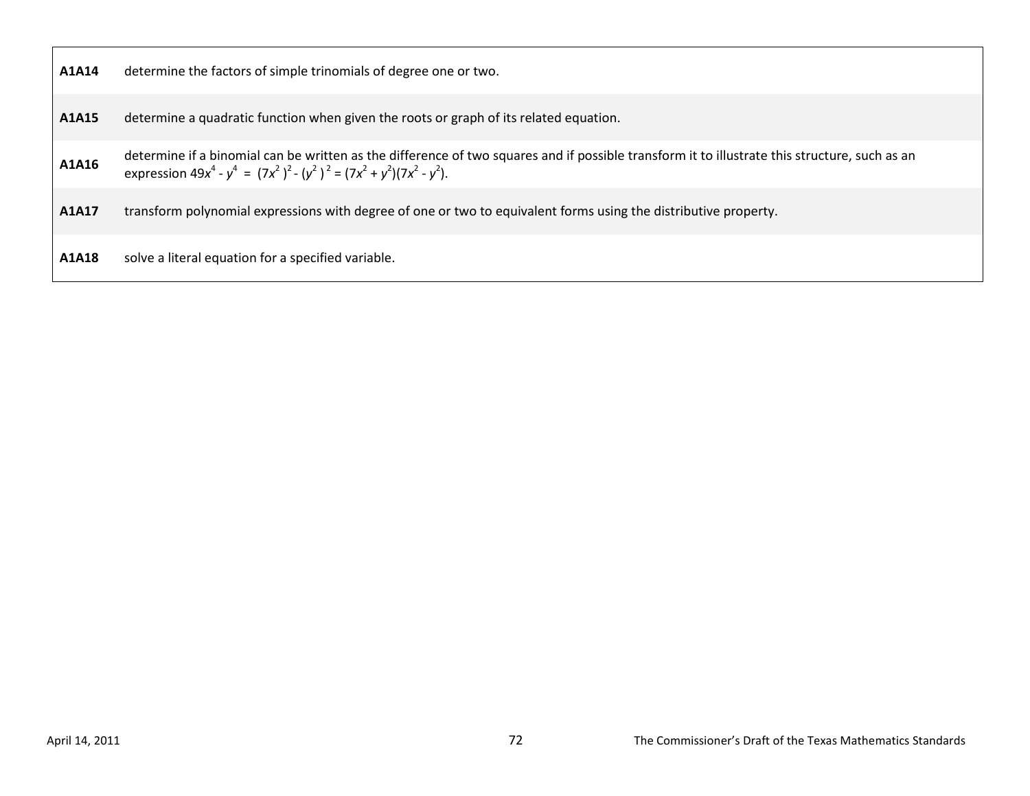| | |
|---|---|
| **A1A14** | determine the factors of simple trinomials of degree one or two. |
| **A1A15** | determine a quadratic function when given the roots or graph of its related equation. |
| **A1A16** | determine if a binomial can be written as the difference of two squares and if possible transform it to illustrate this structure, such as an expression $49x^4 - y^4 = (7x^2)^2 - (y^2)^2 = (7x^2 + y^2)(7x^2 - y^2)$. |
| **A1A17** | transform polynomial expressions with degree of one or two to equivalent forms using the distributive property. |
| **A1A18** | solve a literal equation for a specified variable. |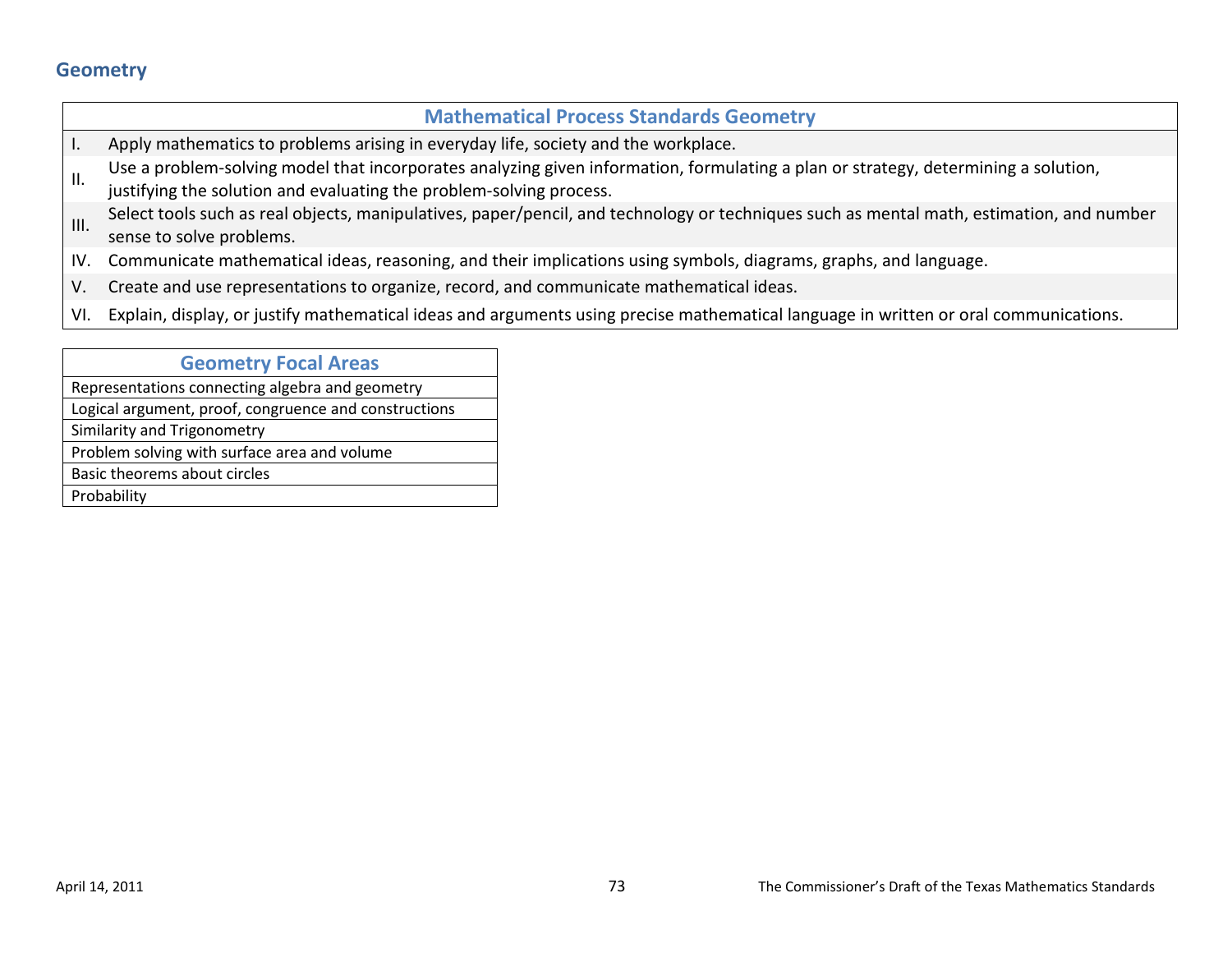## Geometry

| Mathematical Process Standards Geometry | |
|---|---|
| I. | Apply mathematics to problems arising in everyday life, society and the workplace. |
| II. | Use a problem-solving model that incorporates analyzing given information, formulating a plan or strategy, determining a solution, justifying the solution and evaluating the problem-solving process. |
| III. | Select tools such as real objects, manipulatives, paper/pencil, and technology or techniques such as mental math, estimation, and number sense to solve problems. |
| IV. | Communicate mathematical ideas, reasoning, and their implications using symbols, diagrams, graphs, and language. |
| V. | Create and use representations to organize, record, and communicate mathematical ideas. |
| VI. | Explain, display, or justify mathematical ideas and arguments using precise mathematical language in written or oral communications. |

| Geometry Focal Areas |
|---|
| Representations connecting algebra and geometry |
| Logical argument, proof, congruence and constructions |
| Similarity and Trigonometry |
| Problem solving with surface area and volume |
| Basic theorems about circles |
| Probability |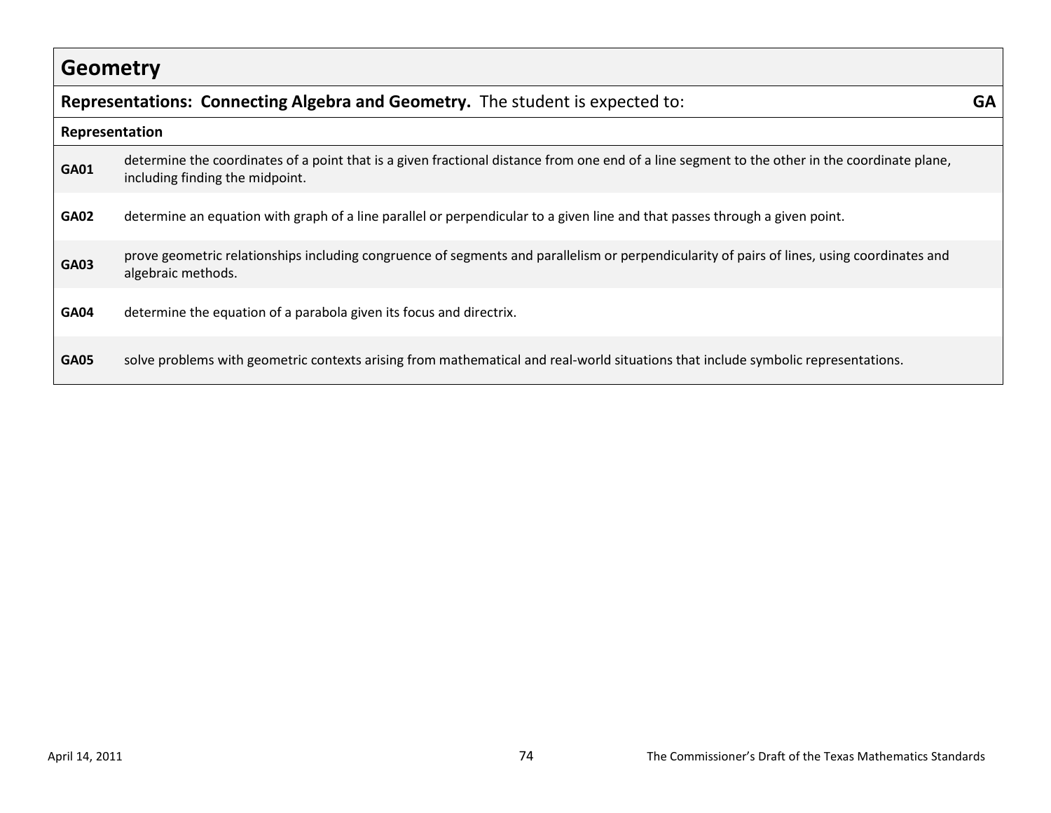# Geometry

| **Representations: Connecting Algebra and Geometry.** The student is expected to: | **GA** |
|---|---|
| **Representation** | |
| **GA01** | determine the coordinates of a point that is a given fractional distance from one end of a line segment to the other in the coordinate plane, including finding the midpoint. |
| **GA02** | determine an equation with graph of a line parallel or perpendicular to a given line and that passes through a given point. |
| **GA03** | prove geometric relationships including congruence of segments and parallelism or perpendicularity of pairs of lines, using coordinates and algebraic methods. |
| **GA04** | determine the equation of a parabola given its focus and directrix. |
| **GA05** | solve problems with geometric contexts arising from mathematical and real-world situations that include symbolic representations. |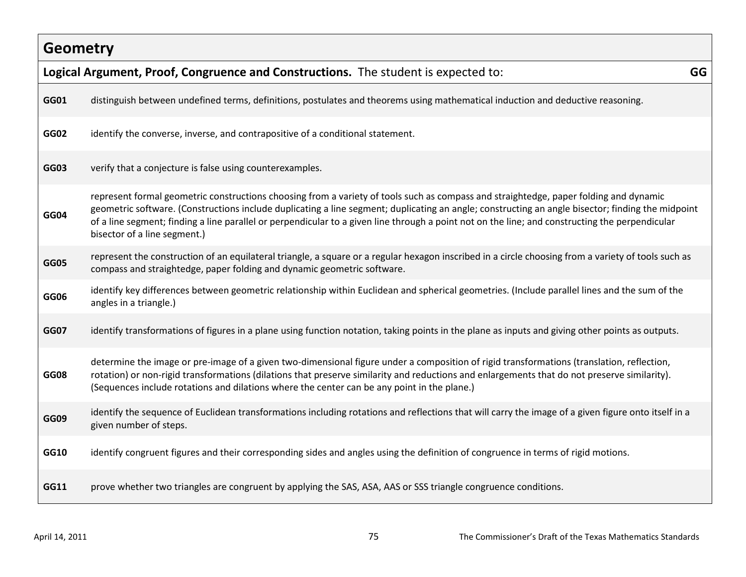## Geometry

| **Logical Argument, Proof, Congruence and Constructions.** The student is expected to: | **GG** |
|---|---|
| **GG01** | distinguish between undefined terms, definitions, postulates and theorems using mathematical induction and deductive reasoning. |
| **GG02** | identify the converse, inverse, and contrapositive of a conditional statement. |
| **GG03** | verify that a conjecture is false using counterexamples. |
| **GG04** | represent formal geometric constructions choosing from a variety of tools such as compass and straightedge, paper folding and dynamic geometric software. (Constructions include duplicating a line segment; duplicating an angle; constructing an angle bisector; finding the midpoint of a line segment; finding a line parallel or perpendicular to a given line through a point not on the line; and constructing the perpendicular bisector of a line segment.) |
| **GG05** | represent the construction of an equilateral triangle, a square or a regular hexagon inscribed in a circle choosing from a variety of tools such as compass and straightedge, paper folding and dynamic geometric software. |
| **GG06** | identify key differences between geometric relationship within Euclidean and spherical geometries. (Include parallel lines and the sum of the angles in a triangle.) |
| **GG07** | identify transformations of figures in a plane using function notation, taking points in the plane as inputs and giving other points as outputs. |
| **GG08** | determine the image or pre-image of a given two-dimensional figure under a composition of rigid transformations (translation, reflection, rotation) or non-rigid transformations (dilations that preserve similarity and reductions and enlargements that do not preserve similarity). (Sequences include rotations and dilations where the center can be any point in the plane.) |
| **GG09** | identify the sequence of Euclidean transformations including rotations and reflections that will carry the image of a given figure onto itself in a given number of steps. |
| **GG10** | identify congruent figures and their corresponding sides and angles using the definition of congruence in terms of rigid motions. |
| **GG11** | prove whether two triangles are congruent by applying the SAS, ASA, AAS or SSS triangle congruence conditions. |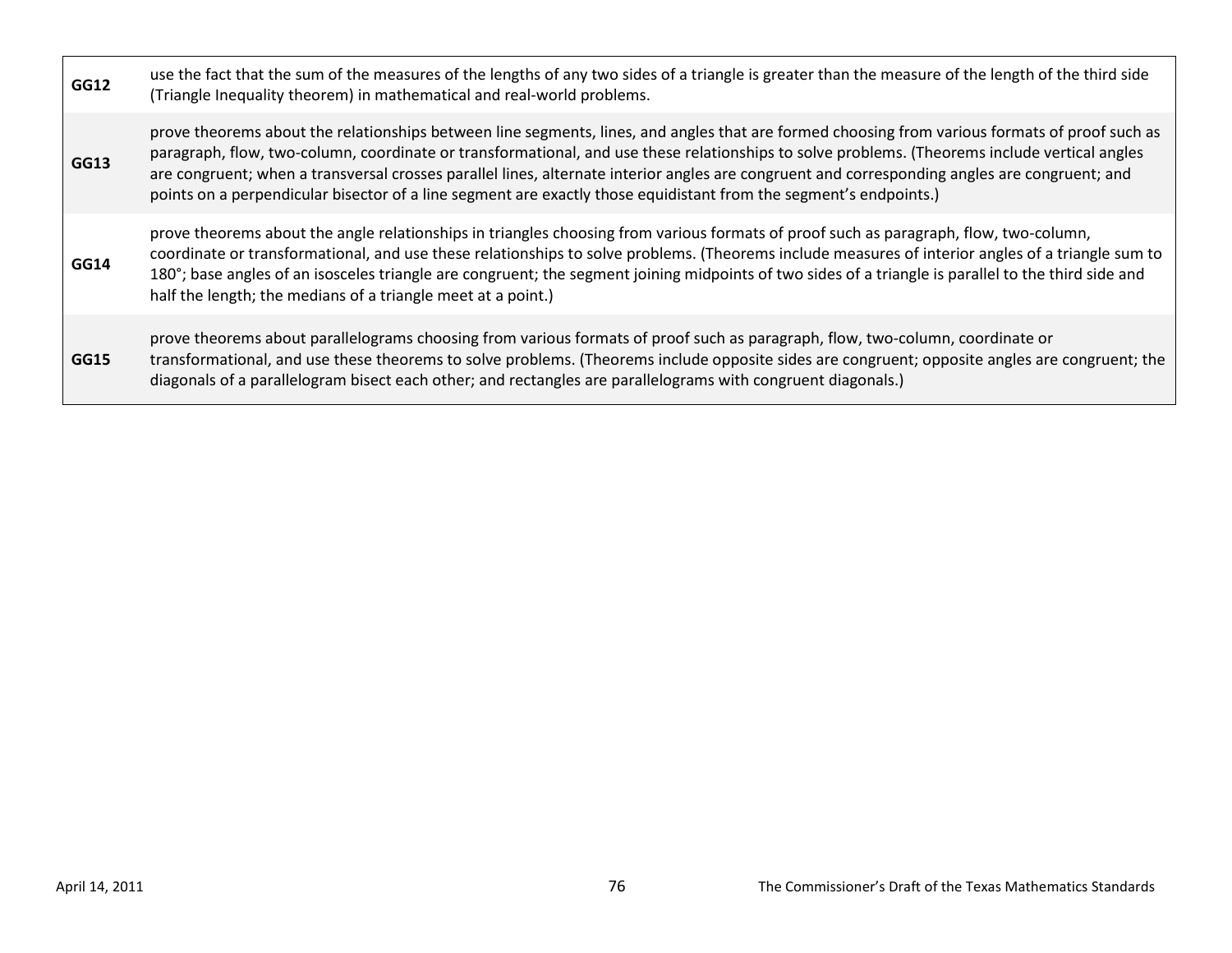| | |
|---|---|
| **GG12** | use the fact that the sum of the measures of the lengths of any two sides of a triangle is greater than the measure of the length of the third side (Triangle Inequality theorem) in mathematical and real-world problems. |
| **GG13** | prove theorems about the relationships between line segments, lines, and angles that are formed choosing from various formats of proof such as paragraph, flow, two-column, coordinate or transformational, and use these relationships to solve problems. (Theorems include vertical angles are congruent; when a transversal crosses parallel lines, alternate interior angles are congruent and corresponding angles are congruent; and points on a perpendicular bisector of a line segment are exactly those equidistant from the segment's endpoints.) |
| **GG14** | prove theorems about the angle relationships in triangles choosing from various formats of proof such as paragraph, flow, two-column, coordinate or transformational, and use these relationships to solve problems. (Theorems include measures of interior angles of a triangle sum to 180°; base angles of an isosceles triangle are congruent; the segment joining midpoints of two sides of a triangle is parallel to the third side and half the length; the medians of a triangle meet at a point.) |
| **GG15** | prove theorems about parallelograms choosing from various formats of proof such as paragraph, flow, two-column, coordinate or transformational, and use these theorems to solve problems. (Theorems include opposite sides are congruent; opposite angles are congruent; the diagonals of a parallelogram bisect each other; and rectangles are parallelograms with congruent diagonals.) |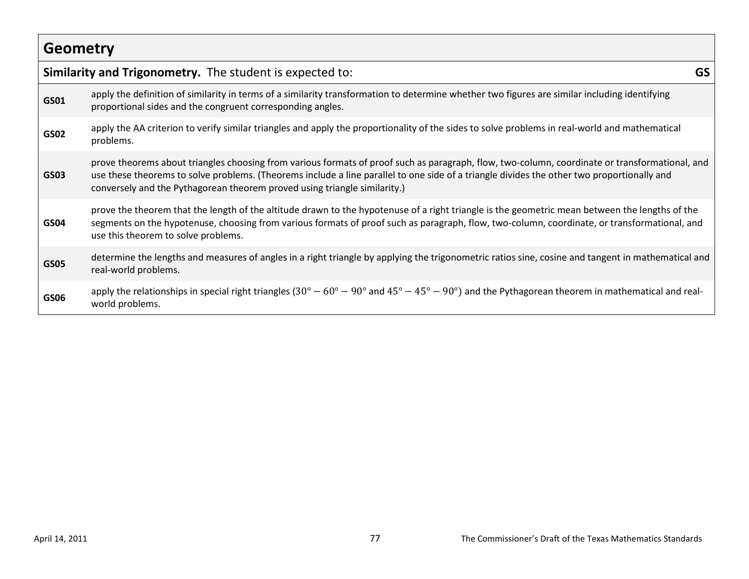## Geometry

| **Similarity and Trigonometry.** The student is expected to: | **GS** |
|---|---|
| **GS01** | apply the definition of similarity in terms of a similarity transformation to determine whether two figures are similar including identifying proportional sides and the congruent corresponding angles. |
| **GS02** | apply the AA criterion to verify similar triangles and apply the proportionality of the sides to solve problems in real-world and mathematical problems. |
| **GS03** | prove theorems about triangles choosing from various formats of proof such as paragraph, flow, two-column, coordinate or transformational, and use these theorems to solve problems. (Theorems include a line parallel to one side of a triangle divides the other two proportionally and conversely and the Pythagorean theorem proved using triangle similarity.) |
| **GS04** | prove the theorem that the length of the altitude drawn to the hypotenuse of a right triangle is the geometric mean between the lengths of the segments on the hypotenuse, choosing from various formats of proof such as paragraph, flow, two-column, coordinate, or transformational, and use this theorem to solve problems. |
| **GS05** | determine the lengths and measures of angles in a right triangle by applying the trigonometric ratios sine, cosine and tangent in mathematical and real-world problems. |
| **GS06** | apply the relationships in special right triangles ($30° - 60° - 90°$ and $45° - 45° - 90°$) and the Pythagorean theorem in mathematical and real-world problems. |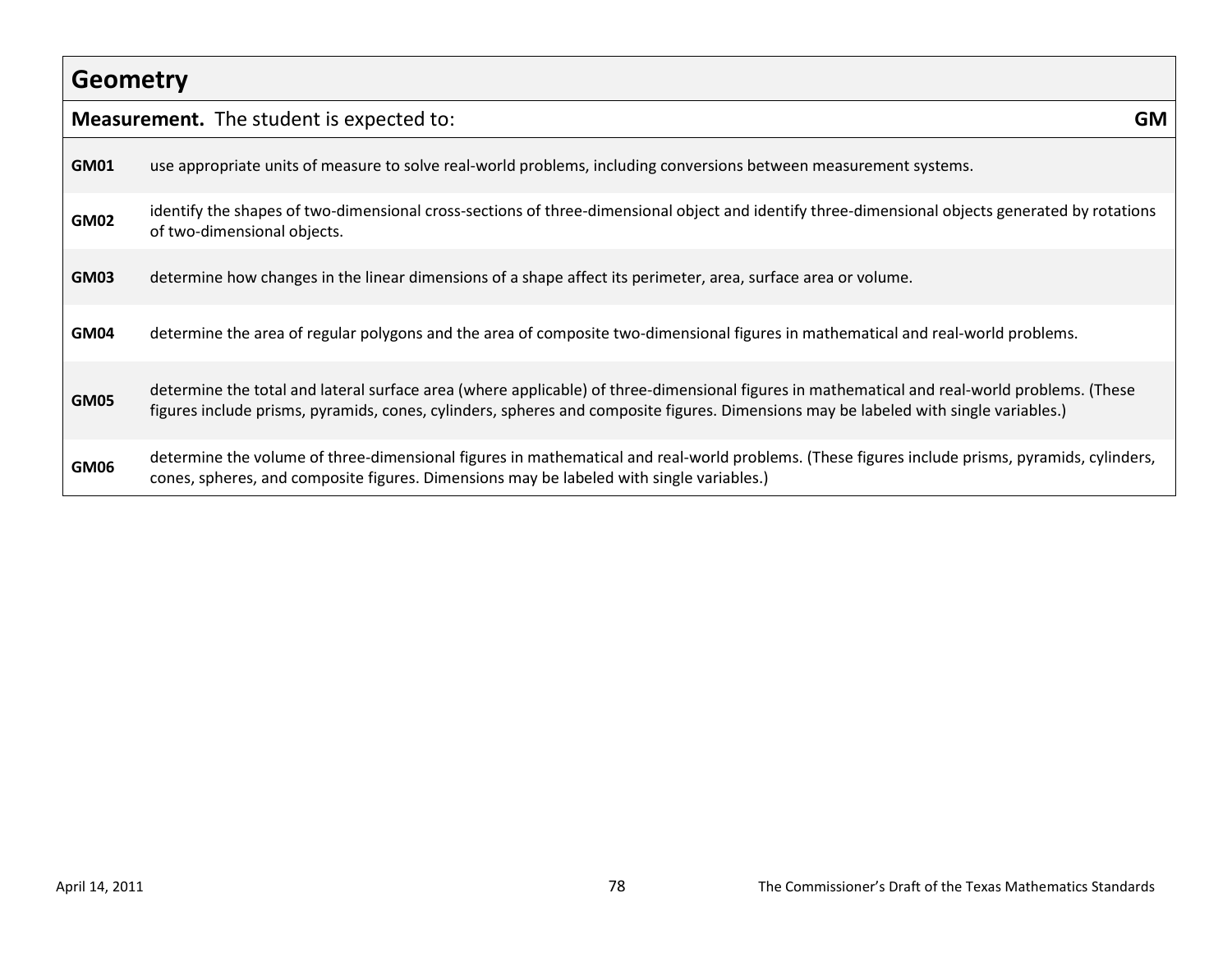## Geometry

| **Measurement.** The student is expected to: | **GM** |
|---|---|
| **GM01** | use appropriate units of measure to solve real-world problems, including conversions between measurement systems. |
| **GM02** | identify the shapes of two-dimensional cross-sections of three-dimensional object and identify three-dimensional objects generated by rotations of two-dimensional objects. |
| **GM03** | determine how changes in the linear dimensions of a shape affect its perimeter, area, surface area or volume. |
| **GM04** | determine the area of regular polygons and the area of composite two-dimensional figures in mathematical and real-world problems. |
| **GM05** | determine the total and lateral surface area (where applicable) of three-dimensional figures in mathematical and real-world problems. (These figures include prisms, pyramids, cones, cylinders, spheres and composite figures. Dimensions may be labeled with single variables.) |
| **GM06** | determine the volume of three-dimensional figures in mathematical and real-world problems. (These figures include prisms, pyramids, cylinders, cones, spheres, and composite figures. Dimensions may be labeled with single variables.) |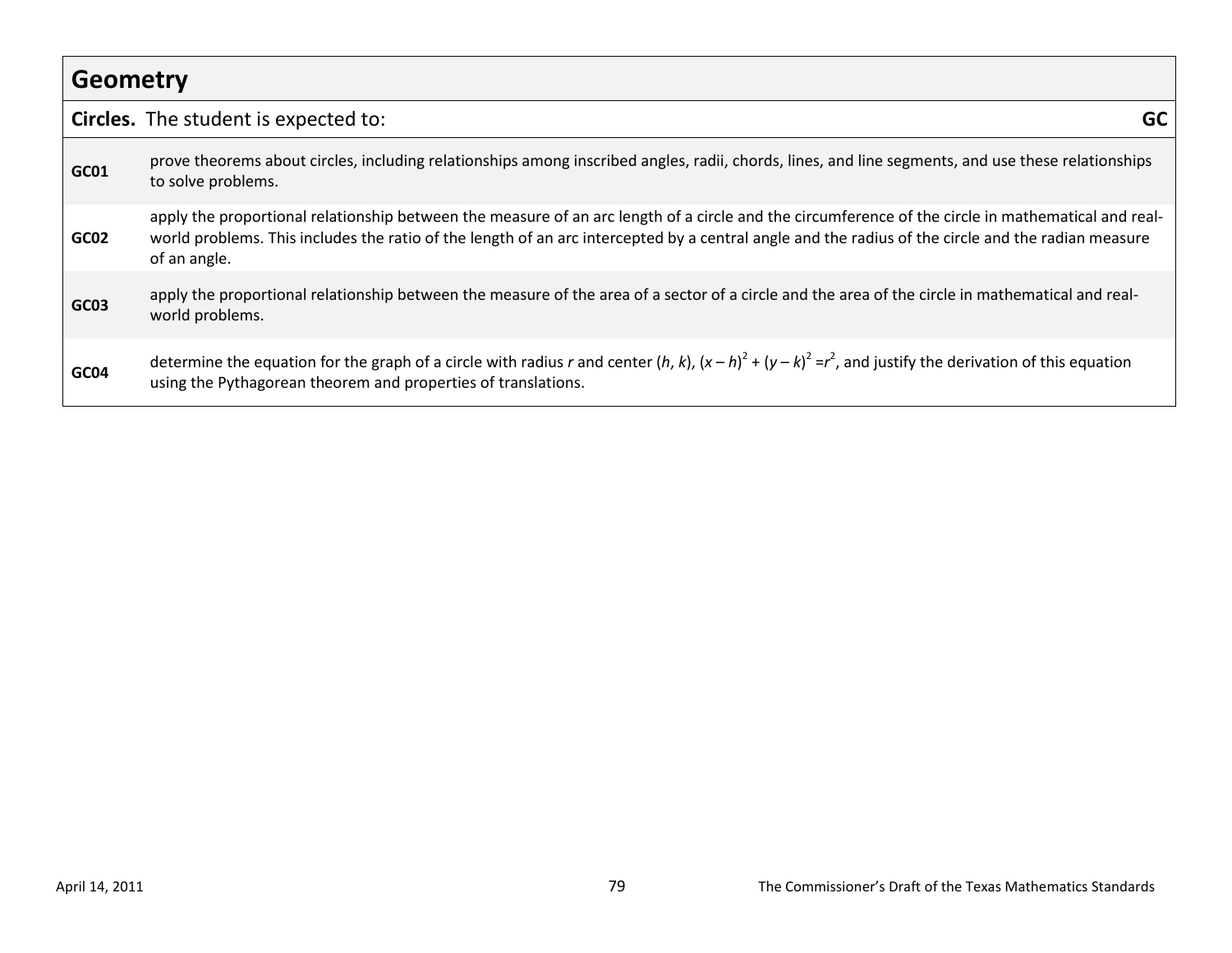## Geometry

| **Circles.** The student is expected to: | **GC** |
|---|---|
| **GC01** | prove theorems about circles, including relationships among inscribed angles, radii, chords, lines, and line segments, and use these relationships to solve problems. |
| **GC02** | apply the proportional relationship between the measure of an arc length of a circle and the circumference of the circle in mathematical and real-world problems. This includes the ratio of the length of an arc intercepted by a central angle and the radius of the circle and the radian measure of an angle. |
| **GC03** | apply the proportional relationship between the measure of the area of a sector of a circle and the area of the circle in mathematical and real-world problems. |
| **GC04** | determine the equation for the graph of a circle with radius $r$ and center $(h, k)$, $(x - h)^2 + (y - k)^2 = r^2$, and justify the derivation of this equation using the Pythagorean theorem and properties of translations. |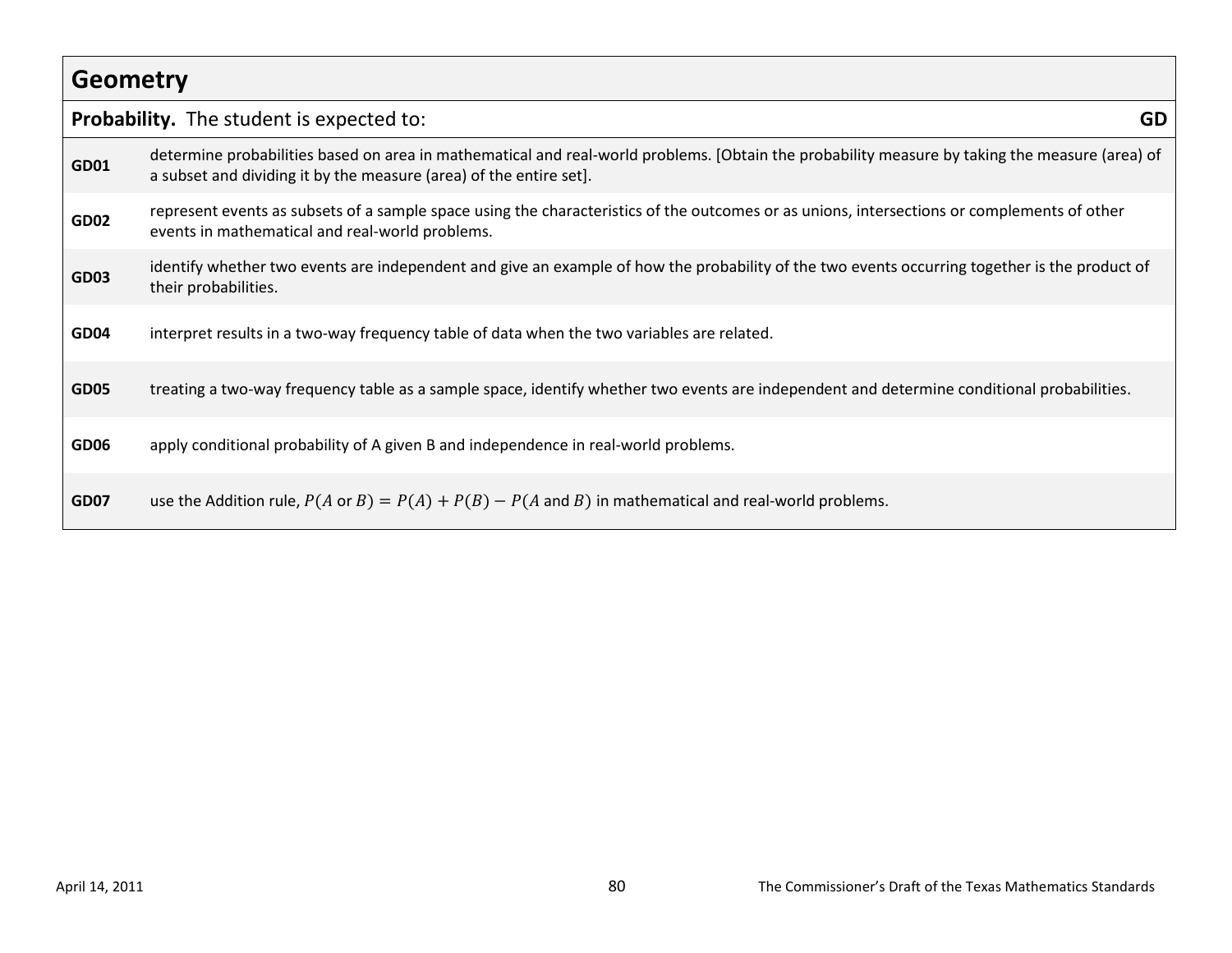## Geometry

| **Probability.** The student is expected to: | **GD** |
|---|---|
| **GD01** | determine probabilities based on area in mathematical and real-world problems. [Obtain the probability measure by taking the measure (area) of a subset and dividing it by the measure (area) of the entire set]. |
| **GD02** | represent events as subsets of a sample space using the characteristics of the outcomes or as unions, intersections or complements of other events in mathematical and real-world problems. |
| **GD03** | identify whether two events are independent and give an example of how the probability of the two events occurring together is the product of their probabilities. |
| **GD04** | interpret results in a two-way frequency table of data when the two variables are related. |
| **GD05** | treating a two-way frequency table as a sample space, identify whether two events are independent and determine conditional probabilities. |
| **GD06** | apply conditional probability of A given B and independence in real-world problems. |
| **GD07** | use the Addition rule, $P(A \text{ or } B) = P(A) + P(B) - P(A \text{ and } B)$ in mathematical and real-world problems. |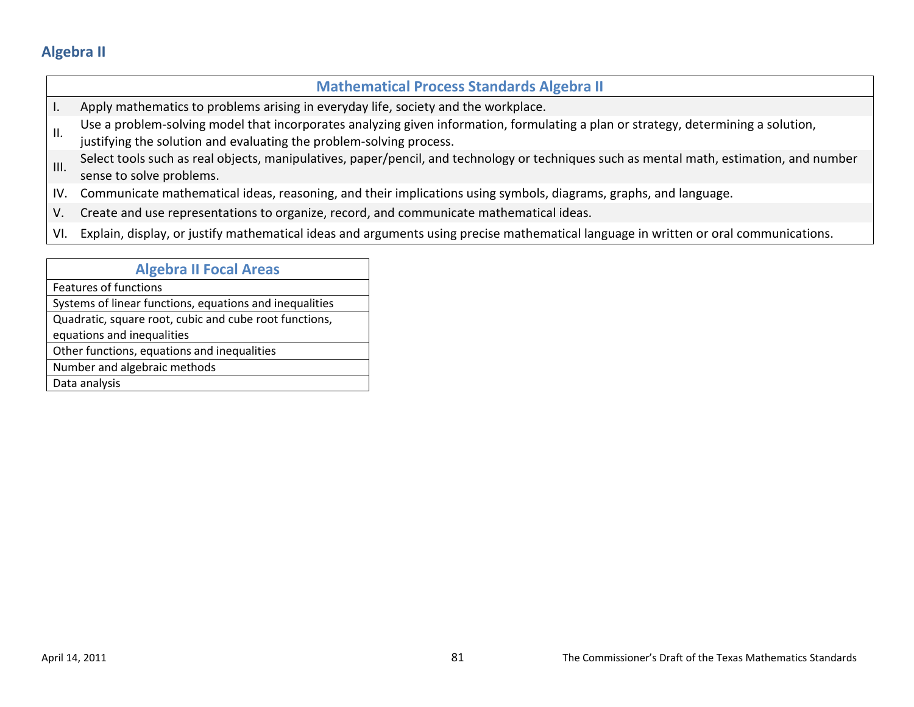## Algebra II

| Mathematical Process Standards Algebra II | |
|---|---|
| I. | Apply mathematics to problems arising in everyday life, society and the workplace. |
| II. | Use a problem-solving model that incorporates analyzing given information, formulating a plan or strategy, determining a solution, justifying the solution and evaluating the problem-solving process. |
| III. | Select tools such as real objects, manipulatives, paper/pencil, and technology or techniques such as mental math, estimation, and number sense to solve problems. |
| IV. | Communicate mathematical ideas, reasoning, and their implications using symbols, diagrams, graphs, and language. |
| V. | Create and use representations to organize, record, and communicate mathematical ideas. |
| VI. | Explain, display, or justify mathematical ideas and arguments using precise mathematical language in written or oral communications. |

| Algebra II Focal Areas |
|---|
| Features of functions |
| Systems of linear functions, equations and inequalities |
| Quadratic, square root, cubic and cube root functions, equations and inequalities |
| Other functions, equations and inequalities |
| Number and algebraic methods |
| Data analysis |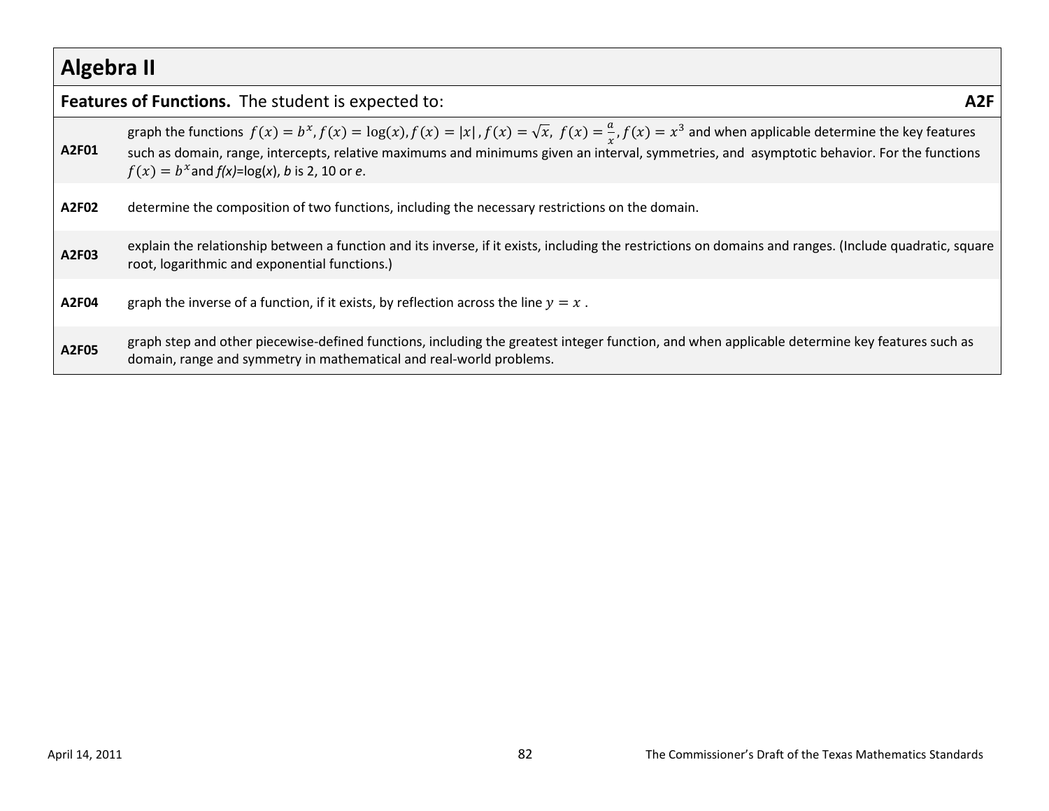## Algebra II

| **Features of Functions.** The student is expected to: | **A2F** |
|---|---|
| **A2F01** | graph the functions $f(x) = b^x, f(x) = \log(x), f(x) = \|x\|, f(x) = \sqrt{x},\ f(x) = \frac{a}{x}, f(x) = x^3$ and when applicable determine the key features such as domain, range, intercepts, relative maximums and minimums given an interval, symmetries, and asymptotic behavior. For the functions $f(x) = b^x$ and $f(x)$=log($x$), $b$ is 2, 10 or $e$. |
| **A2F02** | determine the composition of two functions, including the necessary restrictions on the domain. |
| **A2F03** | explain the relationship between a function and its inverse, if it exists, including the restrictions on domains and ranges. (Include quadratic, square root, logarithmic and exponential functions.) |
| **A2F04** | graph the inverse of a function, if it exists, by reflection across the line $y = x$ . |
| **A2F05** | graph step and other piecewise-defined functions, including the greatest integer function, and when applicable determine key features such as domain, range and symmetry in mathematical and real-world problems. |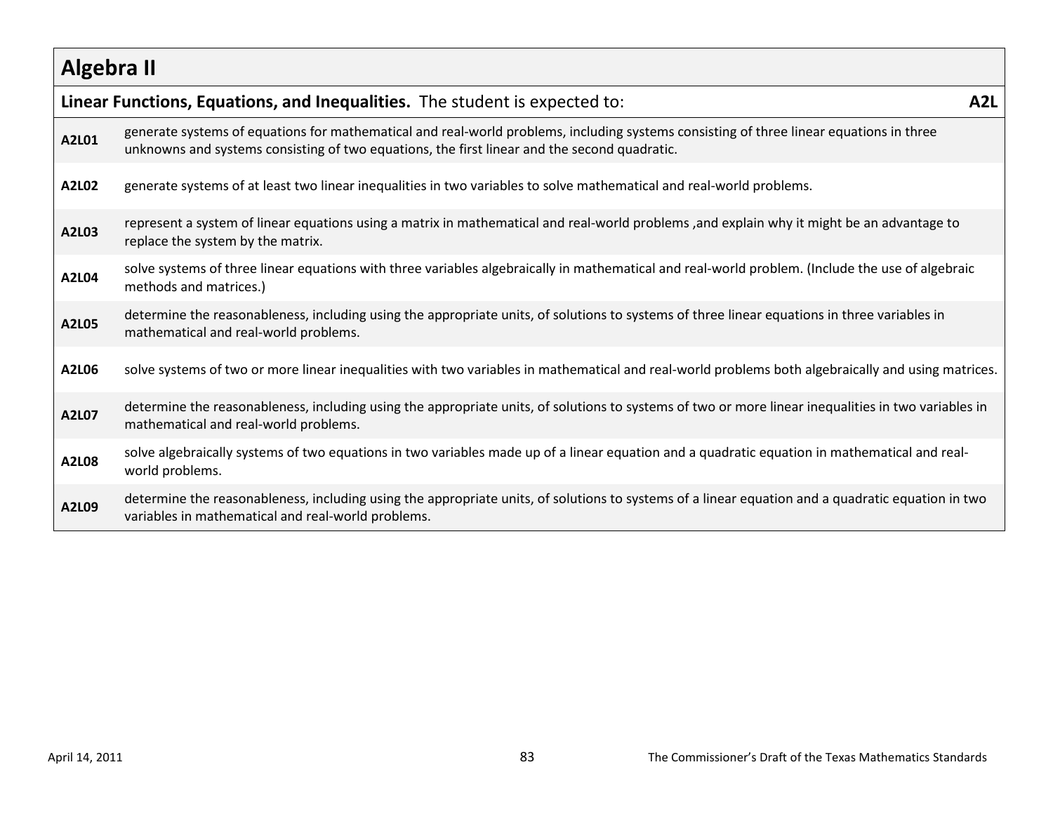## Algebra II

| **Linear Functions, Equations, and Inequalities.** The student is expected to: | **A2L** |
|---|---|
| **A2L01** | generate systems of equations for mathematical and real-world problems, including systems consisting of three linear equations in three unknowns and systems consisting of two equations, the first linear and the second quadratic. |
| **A2L02** | generate systems of at least two linear inequalities in two variables to solve mathematical and real-world problems. |
| **A2L03** | represent a system of linear equations using a matrix in mathematical and real-world problems ,and explain why it might be an advantage to replace the system by the matrix. |
| **A2L04** | solve systems of three linear equations with three variables algebraically in mathematical and real-world problem. (Include the use of algebraic methods and matrices.) |
| **A2L05** | determine the reasonableness, including using the appropriate units, of solutions to systems of three linear equations in three variables in mathematical and real-world problems. |
| **A2L06** | solve systems of two or more linear inequalities with two variables in mathematical and real-world problems both algebraically and using matrices. |
| **A2L07** | determine the reasonableness, including using the appropriate units, of solutions to systems of two or more linear inequalities in two variables in mathematical and real-world problems. |
| **A2L08** | solve algebraically systems of two equations in two variables made up of a linear equation and a quadratic equation in mathematical and real-world problems. |
| **A2L09** | determine the reasonableness, including using the appropriate units, of solutions to systems of a linear equation and a quadratic equation in two variables in mathematical and real-world problems. |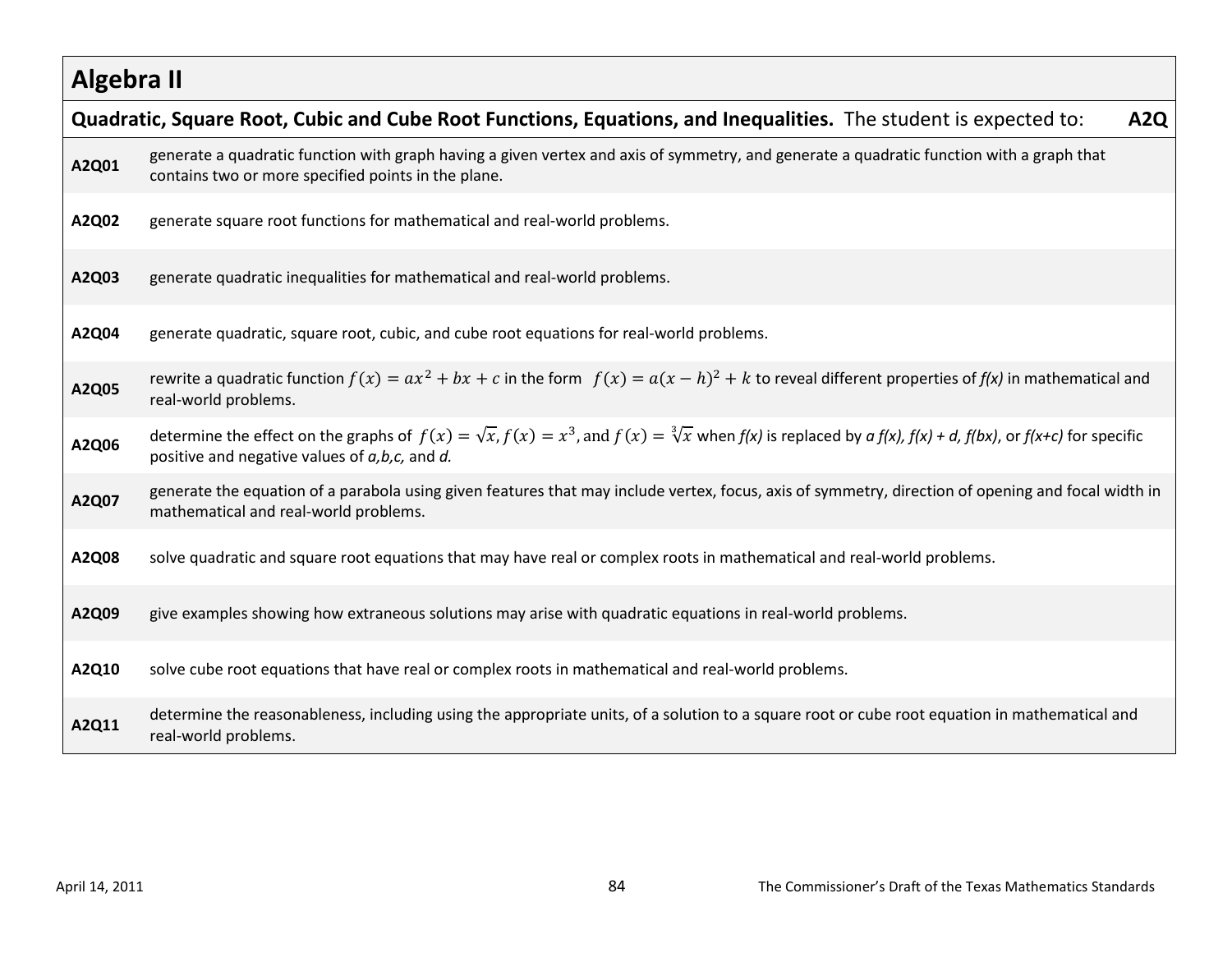## Algebra II

| **Quadratic, Square Root, Cubic and Cube Root Functions, Equations, and Inequalities.** The student is expected to: | **A2Q** |
|---|---|
| **A2Q01** | generate a quadratic function with graph having a given vertex and axis of symmetry, and generate a quadratic function with a graph that contains two or more specified points in the plane. |
| **A2Q02** | generate square root functions for mathematical and real-world problems. |
| **A2Q03** | generate quadratic inequalities for mathematical and real-world problems. |
| **A2Q04** | generate quadratic, square root, cubic, and cube root equations for real-world problems. |
| **A2Q05** | rewrite a quadratic function $f(x) = ax^2 + bx + c$ in the form $f(x) = a(x-h)^2 + k$ to reveal different properties of *f(x)* in mathematical and real-world problems. |
| **A2Q06** | determine the effect on the graphs of $f(x) = \sqrt{x}$, $f(x) = x^3$, and $f(x) = \sqrt[3]{x}$ when *f(x)* is replaced by ***a f(x), f(x) + d, f(bx)***, or ***f(x+c)*** for specific positive and negative values of ***a,b,c,*** and ***d.*** |
| **A2Q07** | generate the equation of a parabola using given features that may include vertex, focus, axis of symmetry, direction of opening and focal width in mathematical and real-world problems. |
| **A2Q08** | solve quadratic and square root equations that may have real or complex roots in mathematical and real-world problems. |
| **A2Q09** | give examples showing how extraneous solutions may arise with quadratic equations in real-world problems. |
| **A2Q10** | solve cube root equations that have real or complex roots in mathematical and real-world problems. |
| **A2Q11** | determine the reasonableness, including using the appropriate units, of a solution to a square root or cube root equation in mathematical and real-world problems. |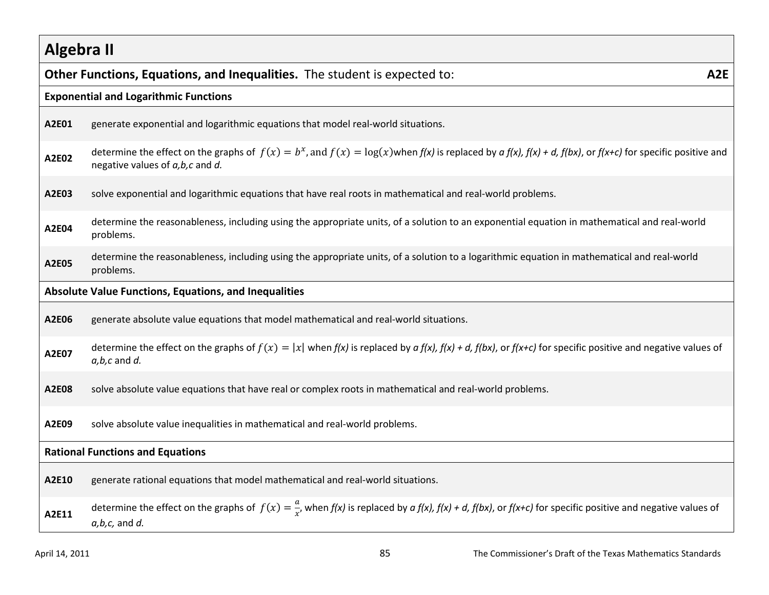## Algebra II

**Other Functions, Equations, and Inequalities.** The student is expected to: **A2E**

### Exponential and Logarithmic Functions

| | |
|---|---|
| **A2E01** | generate exponential and logarithmic equations that model real-world situations. |
| **A2E02** | determine the effect on the graphs of $f(x) = b^x$, and $f(x) = \log(x)$ when *f(x)* is replaced by *a f(x), f(x) + d, f(bx)*, or *f(x+c)* for specific positive and negative values of *a,b,c* and *d.* |
| **A2E03** | solve exponential and logarithmic equations that have real roots in mathematical and real-world problems. |
| **A2E04** | determine the reasonableness, including using the appropriate units, of a solution to an exponential equation in mathematical and real-world problems. |
| **A2E05** | determine the reasonableness, including using the appropriate units, of a solution to a logarithmic equation in mathematical and real-world problems. |

### Absolute Value Functions, Equations, and Inequalities

| | |
|---|---|
| **A2E06** | generate absolute value equations that model mathematical and real-world situations. |
| **A2E07** | determine the effect on the graphs of $f(x) = \|x\|$ when *f(x)* is replaced by *a f(x), f(x) + d, f(bx)*, or *f(x+c)* for specific positive and negative values of *a,b,c* and *d.* |
| **A2E08** | solve absolute value equations that have real or complex roots in mathematical and real-world problems. |
| **A2E09** | solve absolute value inequalities in mathematical and real-world problems. |

### Rational Functions and Equations

| | |
|---|---|
| **A2E10** | generate rational equations that model mathematical and real-world situations. |
| **A2E11** | determine the effect on the graphs of $f(x) = \frac{a}{x}$, when *f(x)* is replaced by *a f(x), f(x) + d, f(bx)*, or *f(x+c)* for specific positive and negative values of *a,b,c,* and *d.* |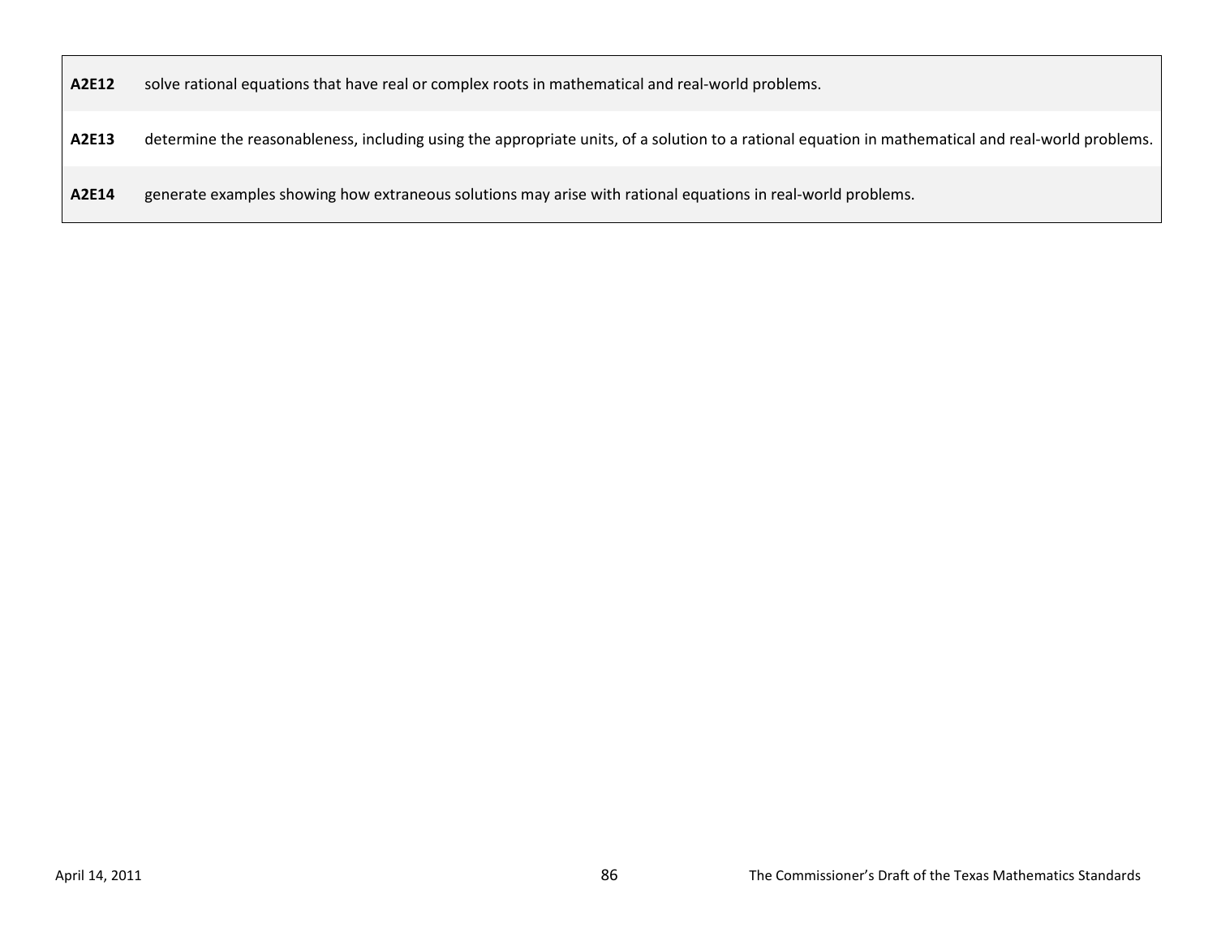| | |
|---|---|
| **A2E12** | solve rational equations that have real or complex roots in mathematical and real-world problems. |
| **A2E13** | determine the reasonableness, including using the appropriate units, of a solution to a rational equation in mathematical and real-world problems. |
| **A2E14** | generate examples showing how extraneous solutions may arise with rational equations in real-world problems. |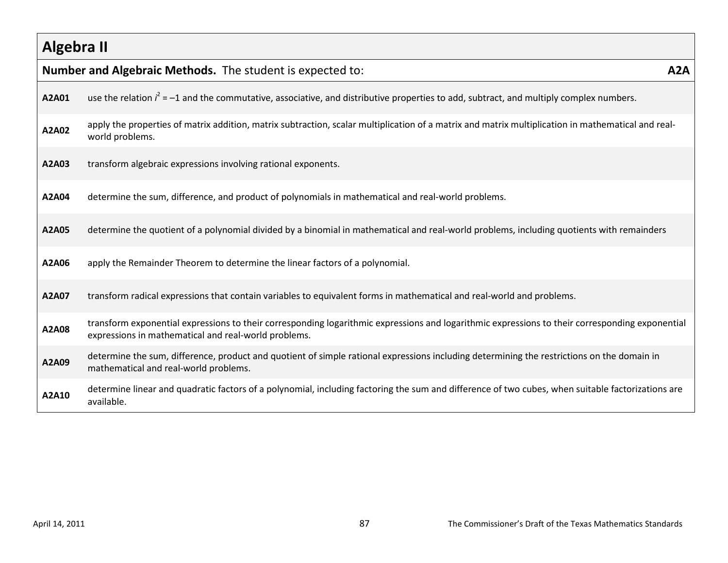# Algebra II

| **Number and Algebraic Methods.** The student is expected to: | **A2A** |
|---|---|
| **A2A01** | use the relation $i^2 = -1$ and the commutative, associative, and distributive properties to add, subtract, and multiply complex numbers. |
| **A2A02** | apply the properties of matrix addition, matrix subtraction, scalar multiplication of a matrix and matrix multiplication in mathematical and real-world problems. |
| **A2A03** | transform algebraic expressions involving rational exponents. |
| **A2A04** | determine the sum, difference, and product of polynomials in mathematical and real-world problems. |
| **A2A05** | determine the quotient of a polynomial divided by a binomial in mathematical and real-world problems, including quotients with remainders |
| **A2A06** | apply the Remainder Theorem to determine the linear factors of a polynomial. |
| **A2A07** | transform radical expressions that contain variables to equivalent forms in mathematical and real-world and problems. |
| **A2A08** | transform exponential expressions to their corresponding logarithmic expressions and logarithmic expressions to their corresponding exponential expressions in mathematical and real-world problems. |
| **A2A09** | determine the sum, difference, product and quotient of simple rational expressions including determining the restrictions on the domain in mathematical and real-world problems. |
| **A2A10** | determine linear and quadratic factors of a polynomial, including factoring the sum and difference of two cubes, when suitable factorizations are available. |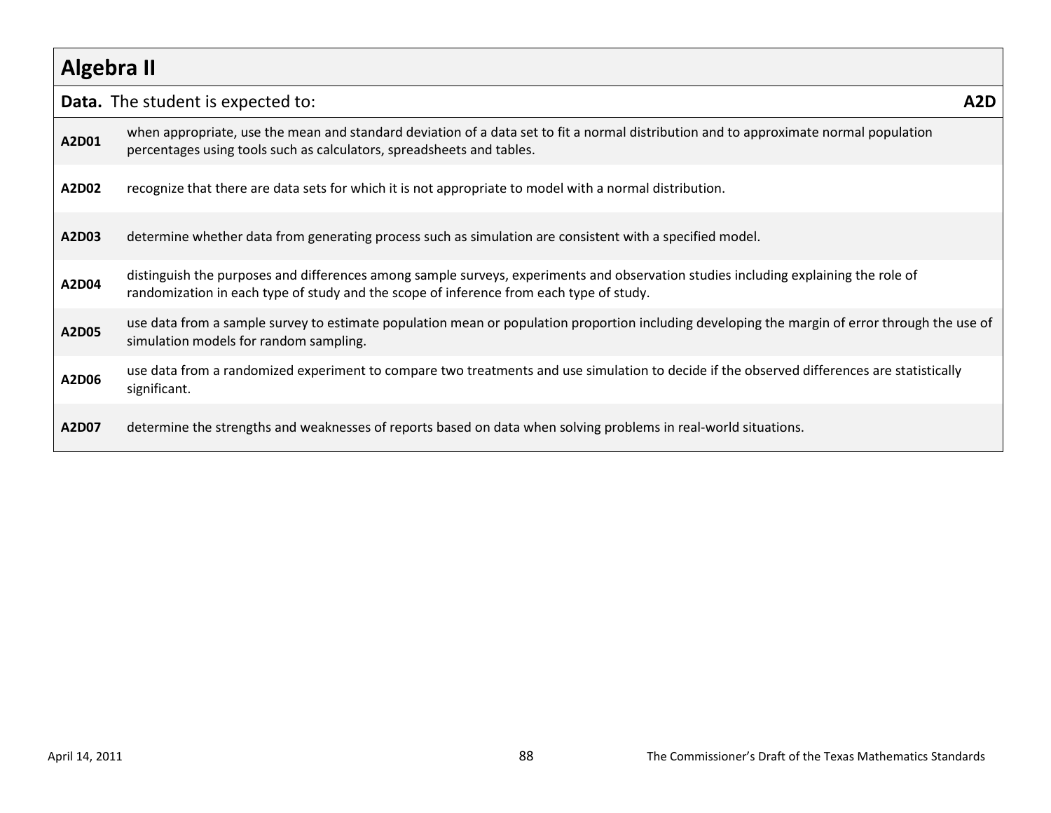## Algebra II

| **Data.** The student is expected to: | **A2D** |
|---|---|
| **A2D01** | when appropriate, use the mean and standard deviation of a data set to fit a normal distribution and to approximate normal population percentages using tools such as calculators, spreadsheets and tables. |
| **A2D02** | recognize that there are data sets for which it is not appropriate to model with a normal distribution. |
| **A2D03** | determine whether data from generating process such as simulation are consistent with a specified model. |
| **A2D04** | distinguish the purposes and differences among sample surveys, experiments and observation studies including explaining the role of randomization in each type of study and the scope of inference from each type of study. |
| **A2D05** | use data from a sample survey to estimate population mean or population proportion including developing the margin of error through the use of simulation models for random sampling. |
| **A2D06** | use data from a randomized experiment to compare two treatments and use simulation to decide if the observed differences are statistically significant. |
| **A2D07** | determine the strengths and weaknesses of reports based on data when solving problems in real-world situations. |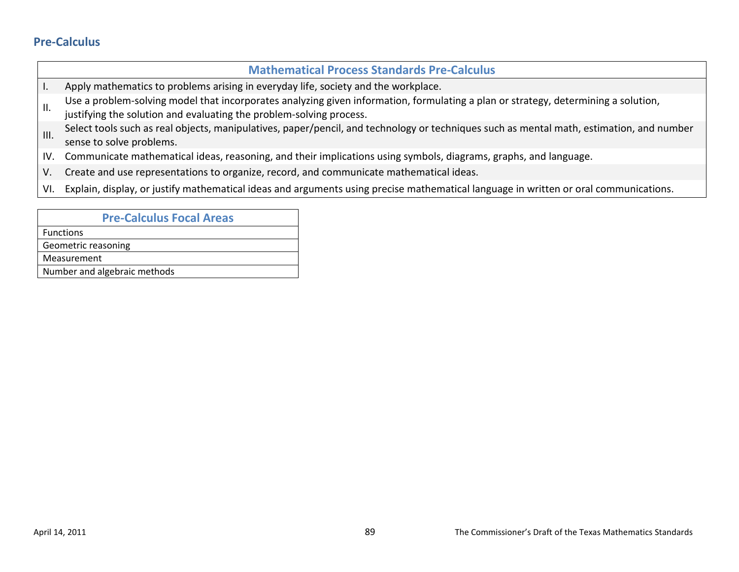## Pre-Calculus

| Mathematical Process Standards Pre-Calculus | |
|---|---|
| I. | Apply mathematics to problems arising in everyday life, society and the workplace. |
| II. | Use a problem-solving model that incorporates analyzing given information, formulating a plan or strategy, determining a solution, justifying the solution and evaluating the problem-solving process. |
| III. | Select tools such as real objects, manipulatives, paper/pencil, and technology or techniques such as mental math, estimation, and number sense to solve problems. |
| IV. | Communicate mathematical ideas, reasoning, and their implications using symbols, diagrams, graphs, and language. |
| V. | Create and use representations to organize, record, and communicate mathematical ideas. |
| VI. | Explain, display, or justify mathematical ideas and arguments using precise mathematical language in written or oral communications. |

| Pre-Calculus Focal Areas |
|---|
| Functions |
| Geometric reasoning |
| Measurement |
| Number and algebraic methods |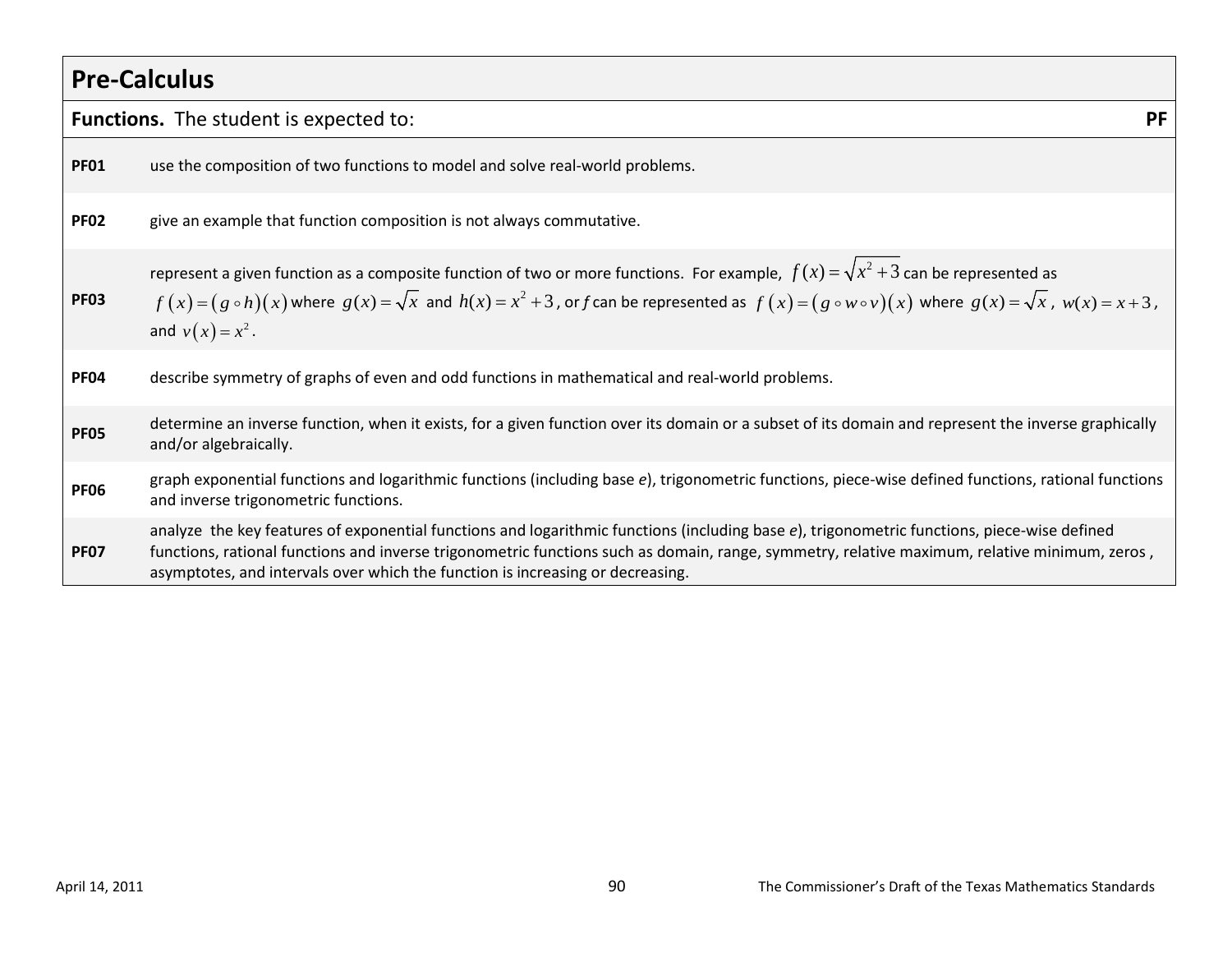## Pre-Calculus

| **Functions.** The student is expected to: | **PF** |
| --- | --- |
| **PF01** | use the composition of two functions to model and solve real-world problems. |
| **PF02** | give an example that function composition is not always commutative. |
| **PF03** | represent a given function as a composite function of two or more functions. For example, $f(x)=\sqrt{x^2+3}$ can be represented as $f(x)=(g\circ h)(x)$ where $g(x)=\sqrt{x}$ and $h(x)=x^2+3$, or *f* can be represented as $f(x)=(g\circ w\circ v)(x)$ where $g(x)=\sqrt{x}$, $w(x)=x+3$, and $v(x)=x^2$. |
| **PF04** | describe symmetry of graphs of even and odd functions in mathematical and real-world problems. |
| **PF05** | determine an inverse function, when it exists, for a given function over its domain or a subset of its domain and represent the inverse graphically and/or algebraically. |
| **PF06** | graph exponential functions and logarithmic functions (including base *e*), trigonometric functions, piece-wise defined functions, rational functions and inverse trigonometric functions. |
| **PF07** | analyze the key features of exponential functions and logarithmic functions (including base *e*), trigonometric functions, piece-wise defined functions, rational functions and inverse trigonometric functions such as domain, range, symmetry, relative maximum, relative minimum, zeros , asymptotes, and intervals over which the function is increasing or decreasing. |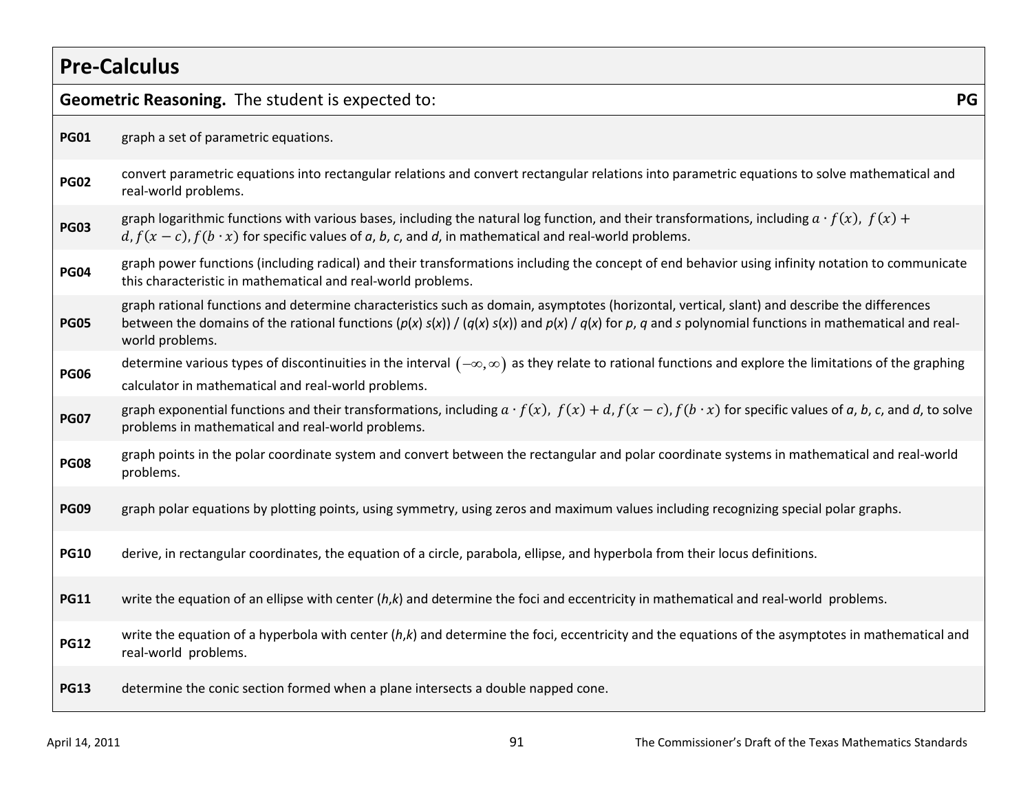## Pre-Calculus

| **Geometric Reasoning.** The student is expected to: | **PG** |
|---|---|
| **PG01** | graph a set of parametric equations. |
| **PG02** | convert parametric equations into rectangular relations and convert rectangular relations into parametric equations to solve mathematical and real-world problems. |
| **PG03** | graph logarithmic functions with various bases, including the natural log function, and their transformations, including $a \cdot f(x),\ f(x) + d, f(x - c), f(b \cdot x)$ for specific values of *a*, *b*, *c*, and *d*, in mathematical and real-world problems. |
| **PG04** | graph power functions (including radical) and their transformations including the concept of end behavior using infinity notation to communicate this characteristic in mathematical and real-world problems. |
| **PG05** | graph rational functions and determine characteristics such as domain, asymptotes (horizontal, vertical, slant) and describe the differences between the domains of the rational functions ($p(x)\ s(x)$) / ($q(x)\ s(x)$) and $p(x)$ / $q(x)$ for *p*, *q* and *s* polynomial functions in mathematical and real-world problems. |
| **PG06** | determine various types of discontinuities in the interval $(-\infty, \infty)$ as they relate to rational functions and explore the limitations of the graphing calculator in mathematical and real-world problems. |
| **PG07** | graph exponential functions and their transformations, including $a \cdot f(x),\ f(x) + d, f(x - c), f(b \cdot x)$ for specific values of *a*, *b*, *c*, and *d*, to solve problems in mathematical and real-world problems. |
| **PG08** | graph points in the polar coordinate system and convert between the rectangular and polar coordinate systems in mathematical and real-world problems. |
| **PG09** | graph polar equations by plotting points, using symmetry, using zeros and maximum values including recognizing special polar graphs. |
| **PG10** | derive, in rectangular coordinates, the equation of a circle, parabola, ellipse, and hyperbola from their locus definitions. |
| **PG11** | write the equation of an ellipse with center (*h*,*k*) and determine the foci and eccentricity in mathematical and real-world problems. |
| **PG12** | write the equation of a hyperbola with center (*h*,*k*) and determine the foci, eccentricity and the equations of the asymptotes in mathematical and real-world problems. |
| **PG13** | determine the conic section formed when a plane intersects a double napped cone. |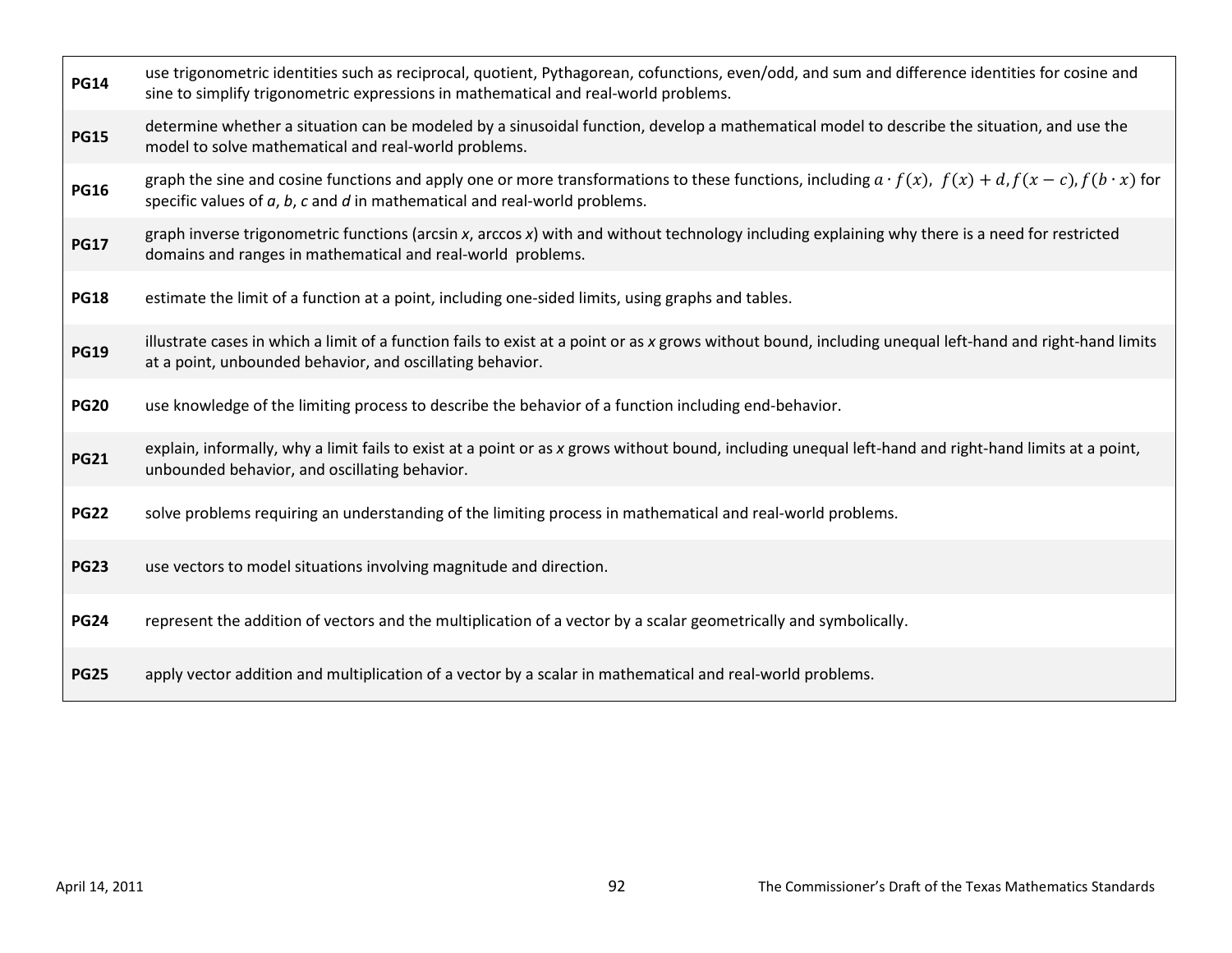| | |
|---|---|
| **PG14** | use trigonometric identities such as reciprocal, quotient, Pythagorean, cofunctions, even/odd, and sum and difference identities for cosine and sine to simplify trigonometric expressions in mathematical and real-world problems. |
| **PG15** | determine whether a situation can be modeled by a sinusoidal function, develop a mathematical model to describe the situation, and use the model to solve mathematical and real-world problems. |
| **PG16** | graph the sine and cosine functions and apply one or more transformations to these functions, including $a \cdot f(x)$, $f(x) + d$, $f(x - c)$, $f(b \cdot x)$ for specific values of *a*, *b*, *c* and *d* in mathematical and real-world problems. |
| **PG17** | graph inverse trigonometric functions (arcsin *x*, arccos *x*) with and without technology including explaining why there is a need for restricted domains and ranges in mathematical and real-world problems. |
| **PG18** | estimate the limit of a function at a point, including one-sided limits, using graphs and tables. |
| **PG19** | illustrate cases in which a limit of a function fails to exist at a point or as *x* grows without bound, including unequal left-hand and right-hand limits at a point, unbounded behavior, and oscillating behavior. |
| **PG20** | use knowledge of the limiting process to describe the behavior of a function including end-behavior. |
| **PG21** | explain, informally, why a limit fails to exist at a point or as *x* grows without bound, including unequal left-hand and right-hand limits at a point, unbounded behavior, and oscillating behavior. |
| **PG22** | solve problems requiring an understanding of the limiting process in mathematical and real-world problems. |
| **PG23** | use vectors to model situations involving magnitude and direction. |
| **PG24** | represent the addition of vectors and the multiplication of a vector by a scalar geometrically and symbolically. |
| **PG25** | apply vector addition and multiplication of a vector by a scalar in mathematical and real-world problems. |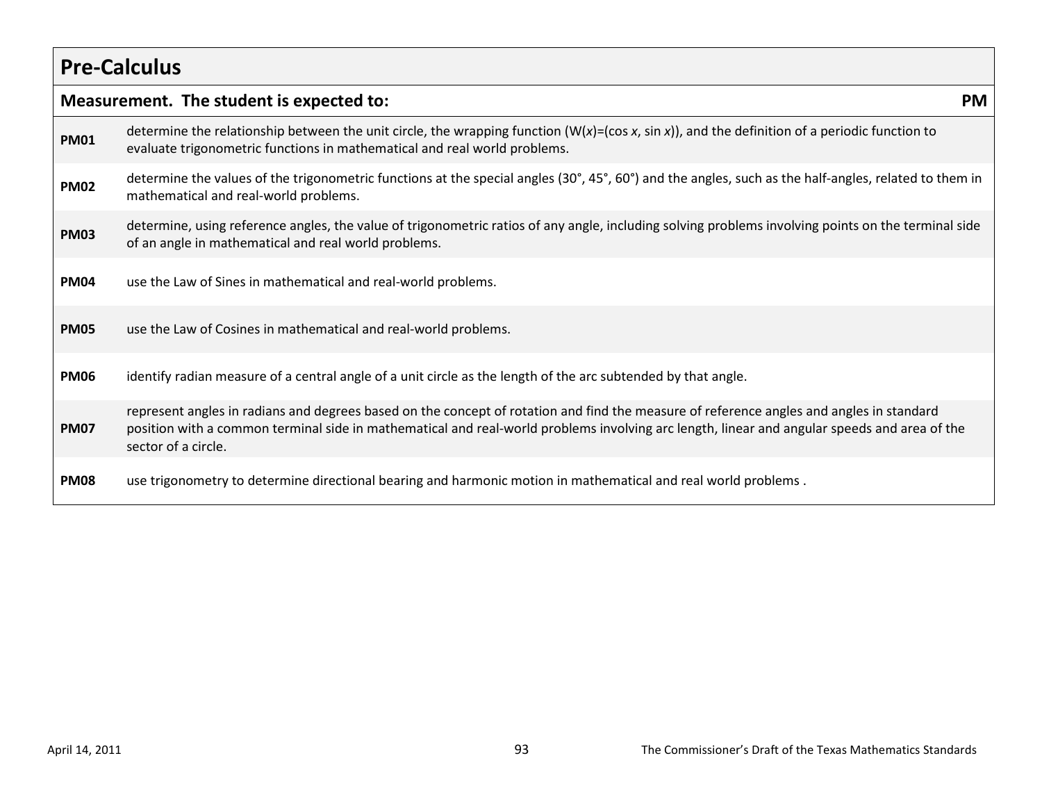## Pre-Calculus

| **Measurement. The student is expected to:** | | **PM** |
|---|---|---|
| **PM01** | determine the relationship between the unit circle, the wrapping function ($W(x)=(\cos x, \sin x)$), and the definition of a periodic function to evaluate trigonometric functions in mathematical and real world problems. | |
| **PM02** | determine the values of the trigonometric functions at the special angles (30°, 45°, 60°) and the angles, such as the half-angles, related to them in mathematical and real-world problems. | |
| **PM03** | determine, using reference angles, the value of trigonometric ratios of any angle, including solving problems involving points on the terminal side of an angle in mathematical and real world problems. | |
| **PM04** | use the Law of Sines in mathematical and real-world problems. | |
| **PM05** | use the Law of Cosines in mathematical and real-world problems. | |
| **PM06** | identify radian measure of a central angle of a unit circle as the length of the arc subtended by that angle. | |
| **PM07** | represent angles in radians and degrees based on the concept of rotation and find the measure of reference angles and angles in standard position with a common terminal side in mathematical and real-world problems involving arc length, linear and angular speeds and area of the sector of a circle. | |
| **PM08** | use trigonometry to determine directional bearing and harmonic motion in mathematical and real world problems . | |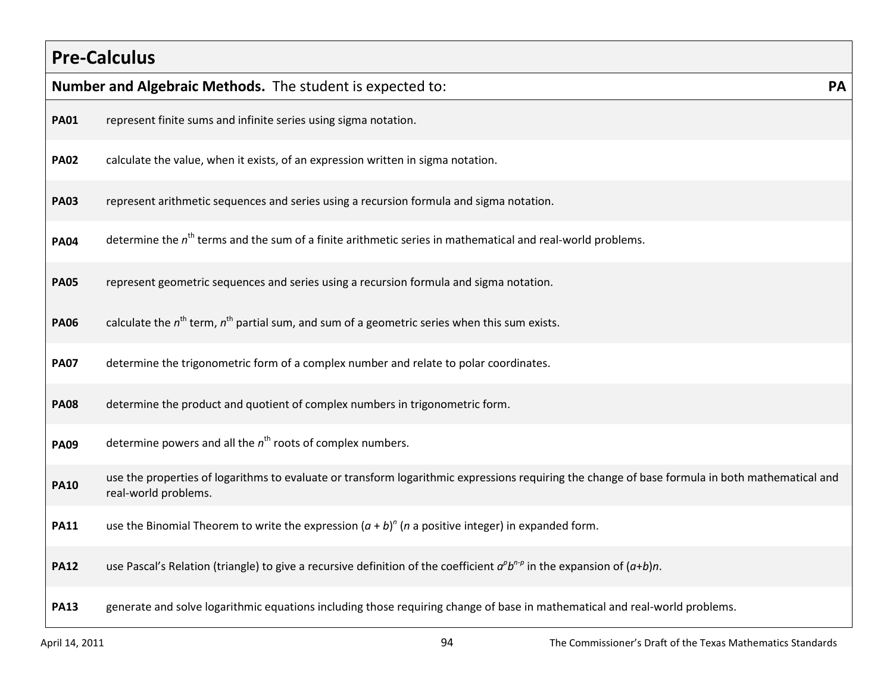## Pre-Calculus

| **Number and Algebraic Methods.** The student is expected to: | **PA** |
|---|---|
| **PA01** | represent finite sums and infinite series using sigma notation. |
| **PA02** | calculate the value, when it exists, of an expression written in sigma notation. |
| **PA03** | represent arithmetic sequences and series using a recursion formula and sigma notation. |
| **PA04** | determine the $n^{th}$ terms and the sum of a finite arithmetic series in mathematical and real-world problems. |
| **PA05** | represent geometric sequences and series using a recursion formula and sigma notation. |
| **PA06** | calculate the $n^{th}$ term, $n^{th}$ partial sum, and sum of a geometric series when this sum exists. |
| **PA07** | determine the trigonometric form of a complex number and relate to polar coordinates. |
| **PA08** | determine the product and quotient of complex numbers in trigonometric form. |
| **PA09** | determine powers and all the $n^{th}$ roots of complex numbers. |
| **PA10** | use the properties of logarithms to evaluate or transform logarithmic expressions requiring the change of base formula in both mathematical and real-world problems. |
| **PA11** | use the Binomial Theorem to write the expression $(a + b)^n$ ($n$ a positive integer) in expanded form. |
| **PA12** | use Pascal's Relation (triangle) to give a recursive definition of the coefficient $a^p b^{n-p}$ in the expansion of $(a+b)n$. |
| **PA13** | generate and solve logarithmic equations including those requiring change of base in mathematical and real-world problems. |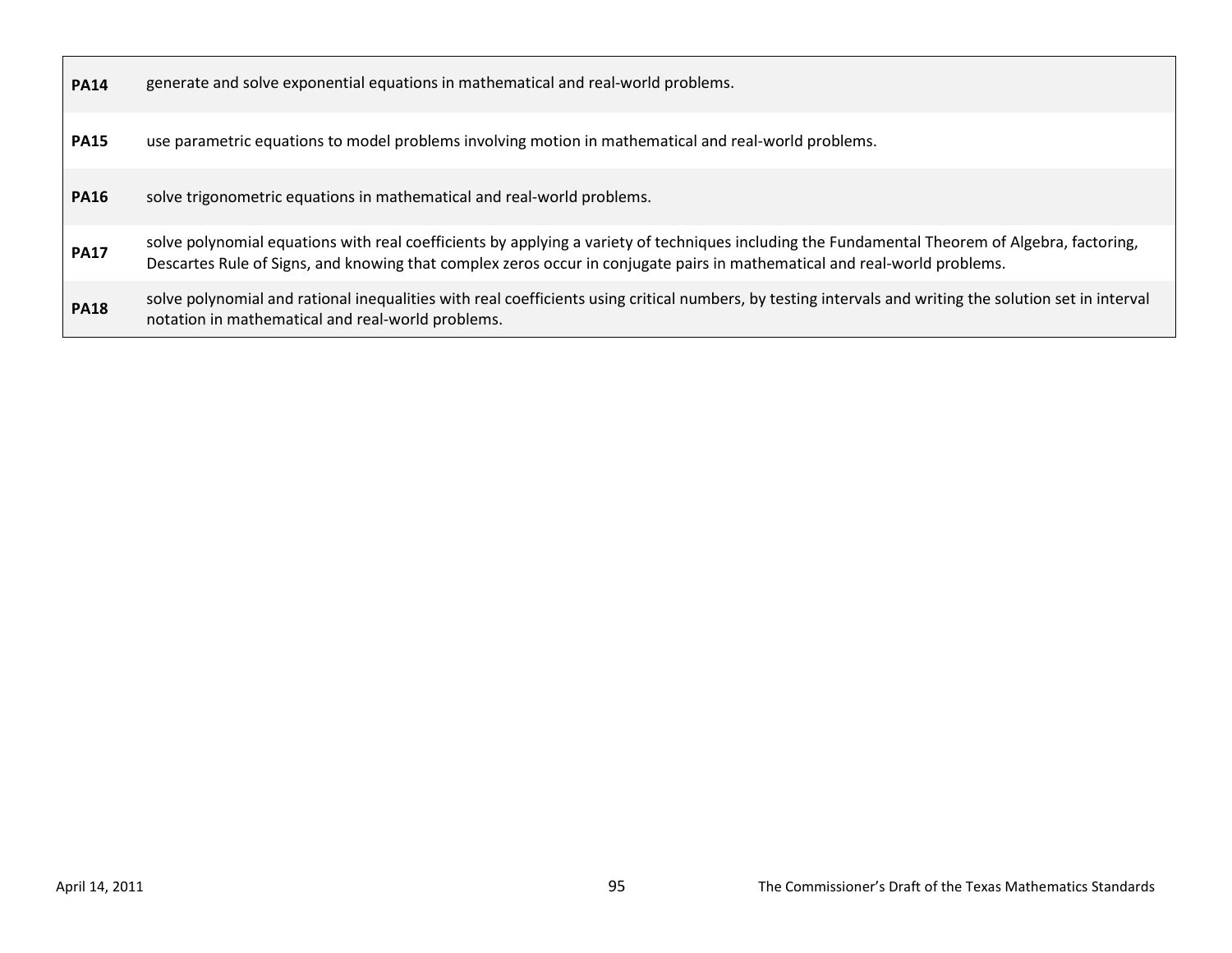| | |
|---|---|
| **PA14** | generate and solve exponential equations in mathematical and real-world problems. |
| **PA15** | use parametric equations to model problems involving motion in mathematical and real-world problems. |
| **PA16** | solve trigonometric equations in mathematical and real-world problems. |
| **PA17** | solve polynomial equations with real coefficients by applying a variety of techniques including the Fundamental Theorem of Algebra, factoring, Descartes Rule of Signs, and knowing that complex zeros occur in conjugate pairs in mathematical and real-world problems. |
| **PA18** | solve polynomial and rational inequalities with real coefficients using critical numbers, by testing intervals and writing the solution set in interval notation in mathematical and real-world problems. |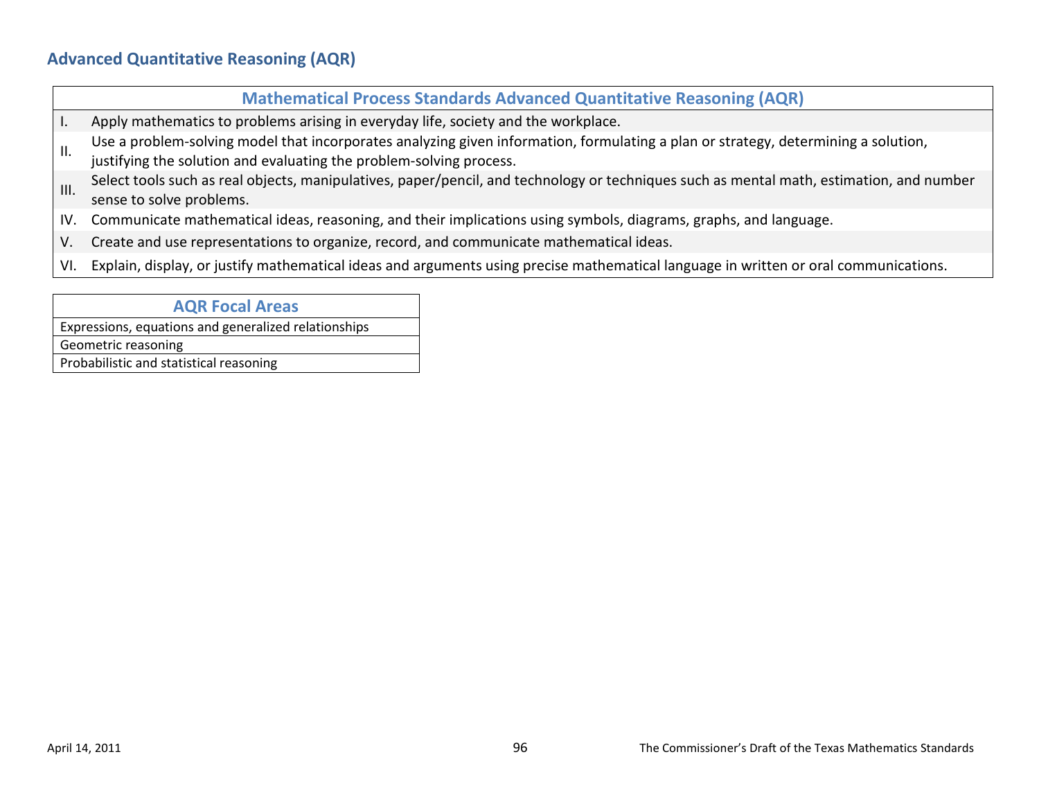## Advanced Quantitative Reasoning (AQR)

| Mathematical Process Standards Advanced Quantitative Reasoning (AQR) | |
|---|---|
| I. | Apply mathematics to problems arising in everyday life, society and the workplace. |
| II. | Use a problem-solving model that incorporates analyzing given information, formulating a plan or strategy, determining a solution, justifying the solution and evaluating the problem-solving process. |
| III. | Select tools such as real objects, manipulatives, paper/pencil, and technology or techniques such as mental math, estimation, and number sense to solve problems. |
| IV. | Communicate mathematical ideas, reasoning, and their implications using symbols, diagrams, graphs, and language. |
| V. | Create and use representations to organize, record, and communicate mathematical ideas. |
| VI. | Explain, display, or justify mathematical ideas and arguments using precise mathematical language in written or oral communications. |

| AQR Focal Areas |
|---|
| Expressions, equations and generalized relationships |
| Geometric reasoning |
| Probabilistic and statistical reasoning |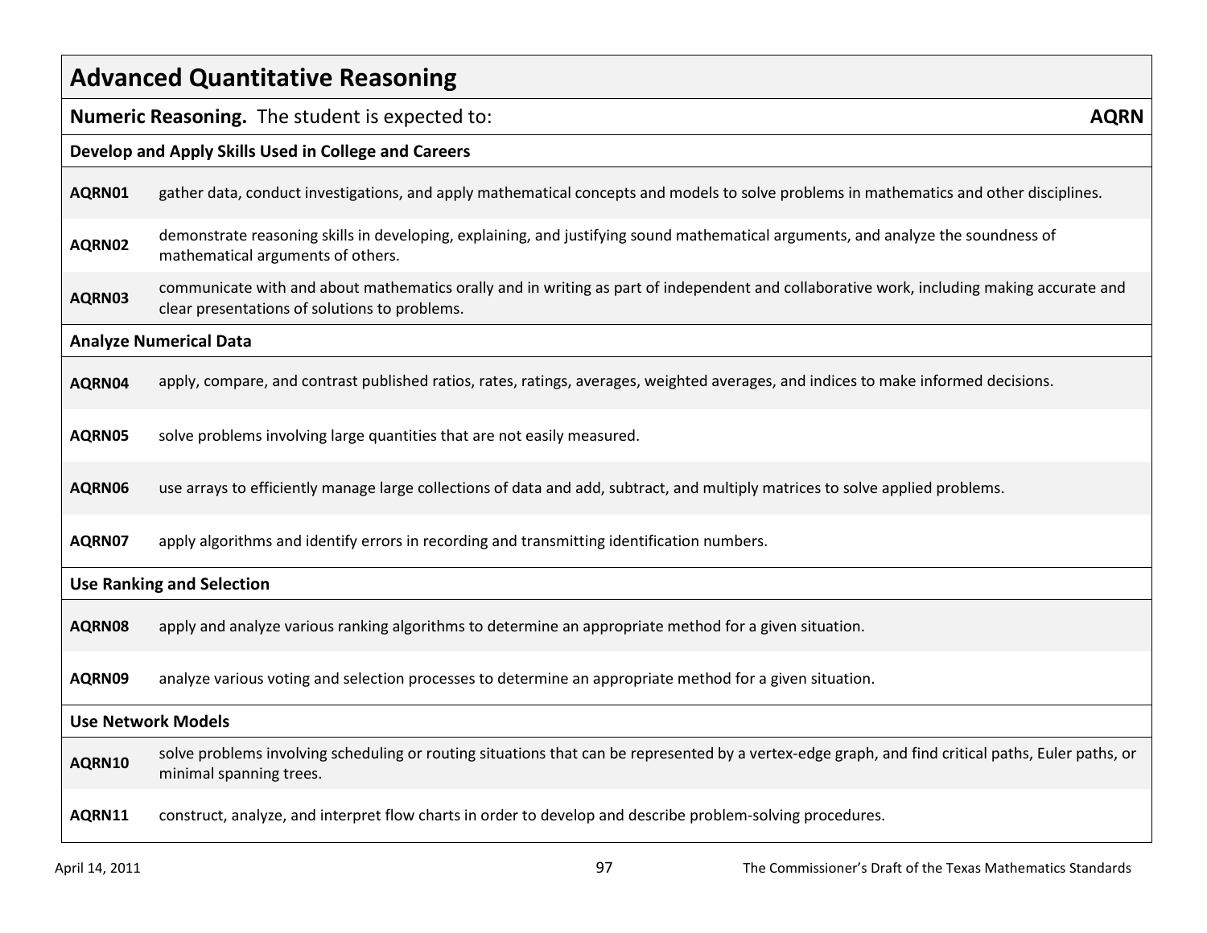# Advanced Quantitative Reasoning

**Numeric Reasoning.** The student is expected to: **AQRN**

| | |
|---|---|
| **Develop and Apply Skills Used in College and Careers** | |
| **AQRN01** | gather data, conduct investigations, and apply mathematical concepts and models to solve problems in mathematics and other disciplines. |
| **AQRN02** | demonstrate reasoning skills in developing, explaining, and justifying sound mathematical arguments, and analyze the soundness of mathematical arguments of others. |
| **AQRN03** | communicate with and about mathematics orally and in writing as part of independent and collaborative work, including making accurate and clear presentations of solutions to problems. |
| **Analyze Numerical Data** | |
| **AQRN04** | apply, compare, and contrast published ratios, rates, ratings, averages, weighted averages, and indices to make informed decisions. |
| **AQRN05** | solve problems involving large quantities that are not easily measured. |
| **AQRN06** | use arrays to efficiently manage large collections of data and add, subtract, and multiply matrices to solve applied problems. |
| **AQRN07** | apply algorithms and identify errors in recording and transmitting identification numbers. |
| **Use Ranking and Selection** | |
| **AQRN08** | apply and analyze various ranking algorithms to determine an appropriate method for a given situation. |
| **AQRN09** | analyze various voting and selection processes to determine an appropriate method for a given situation. |
| **Use Network Models** | |
| **AQRN10** | solve problems involving scheduling or routing situations that can be represented by a vertex-edge graph, and find critical paths, Euler paths, or minimal spanning trees. |
| **AQRN11** | construct, analyze, and interpret flow charts in order to develop and describe problem-solving procedures. |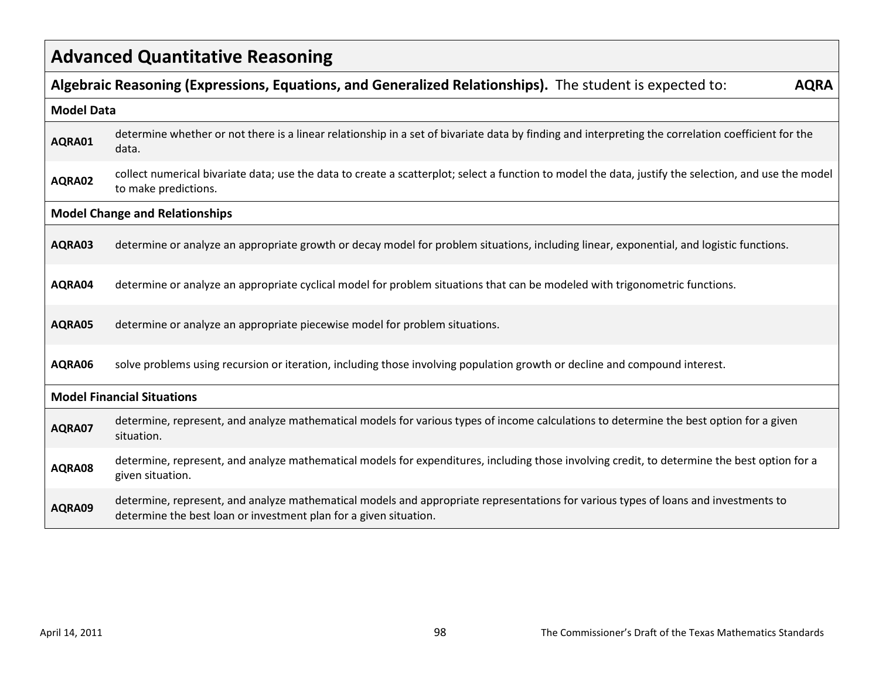# Advanced Quantitative Reasoning

| **Algebraic Reasoning (Expressions, Equations, and Generalized Relationships).** The student is expected to: | **AQRA** |
|---|---|
| **Model Data** | |
| **AQRA01** | determine whether or not there is a linear relationship in a set of bivariate data by finding and interpreting the correlation coefficient for the data. |
| **AQRA02** | collect numerical bivariate data; use the data to create a scatterplot; select a function to model the data, justify the selection, and use the model to make predictions. |
| **Model Change and Relationships** | |
| **AQRA03** | determine or analyze an appropriate growth or decay model for problem situations, including linear, exponential, and logistic functions. |
| **AQRA04** | determine or analyze an appropriate cyclical model for problem situations that can be modeled with trigonometric functions. |
| **AQRA05** | determine or analyze an appropriate piecewise model for problem situations. |
| **AQRA06** | solve problems using recursion or iteration, including those involving population growth or decline and compound interest. |
| **Model Financial Situations** | |
| **AQRA07** | determine, represent, and analyze mathematical models for various types of income calculations to determine the best option for a given situation. |
| **AQRA08** | determine, represent, and analyze mathematical models for expenditures, including those involving credit, to determine the best option for a given situation. |
| **AQRA09** | determine, represent, and analyze mathematical models and appropriate representations for various types of loans and investments to determine the best loan or investment plan for a given situation. |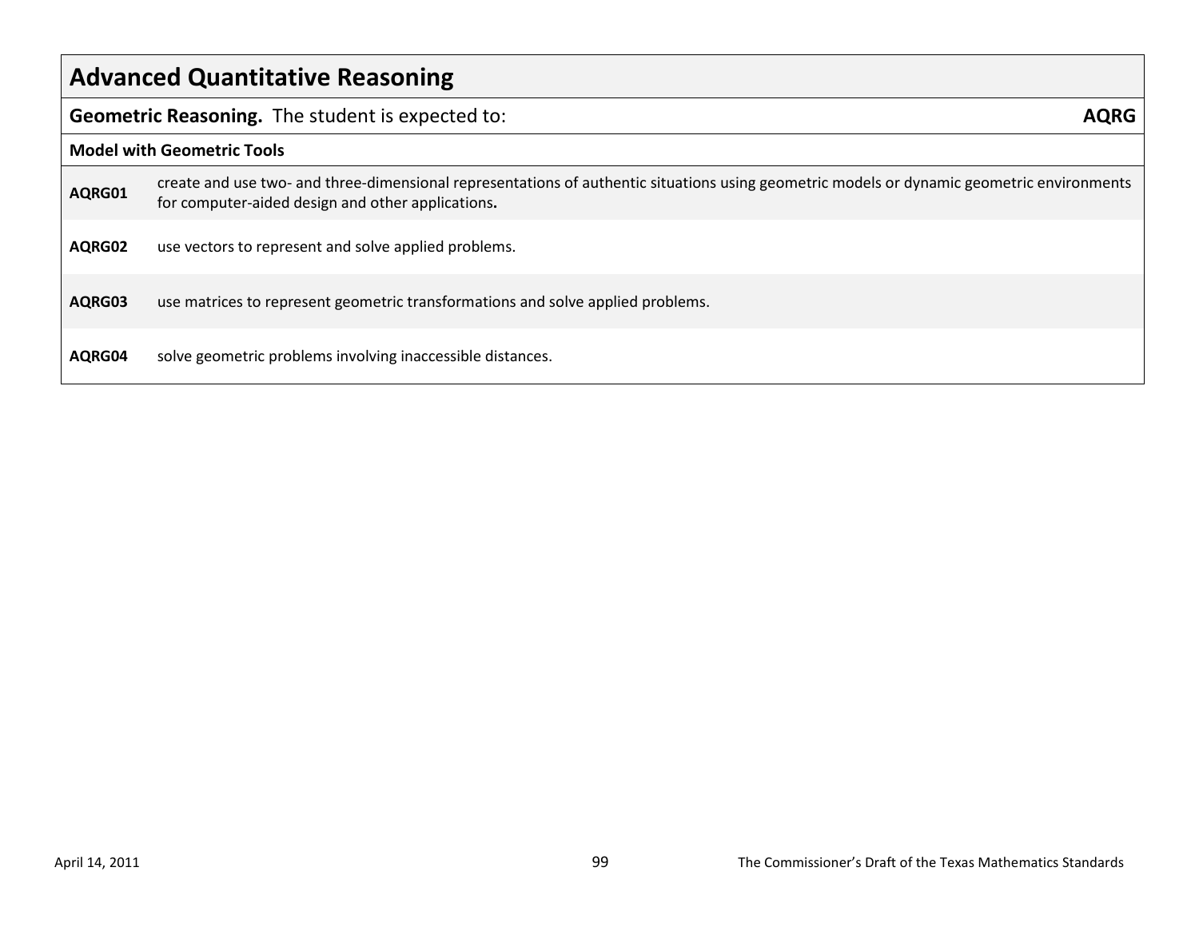## Advanced Quantitative Reasoning

| **Geometric Reasoning.** The student is expected to: | **AQRG** |
|---|---|
| **Model with Geometric Tools** | |
| **AQRG01** | create and use two- and three-dimensional representations of authentic situations using geometric models or dynamic geometric environments for computer-aided design and other applications**.** |
| **AQRG02** | use vectors to represent and solve applied problems. |
| **AQRG03** | use matrices to represent geometric transformations and solve applied problems. |
| **AQRG04** | solve geometric problems involving inaccessible distances. |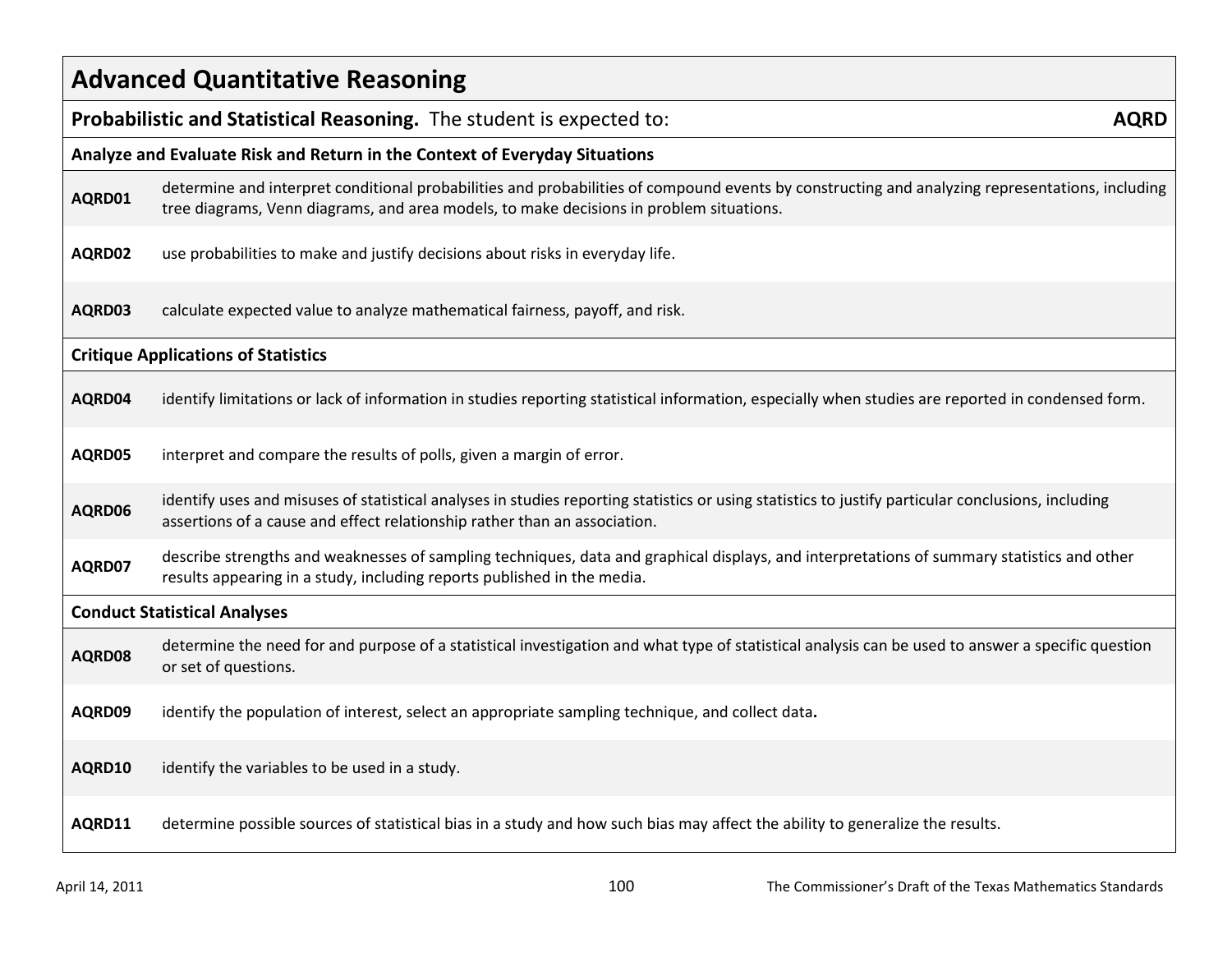# Advanced Quantitative Reasoning

**Probabilistic and Statistical Reasoning.** The student is expected to: **AQRD**

### Analyze and Evaluate Risk and Return in the Context of Everyday Situations

| Code | Standard |
|---|---|
| **AQRD01** | determine and interpret conditional probabilities and probabilities of compound events by constructing and analyzing representations, including tree diagrams, Venn diagrams, and area models, to make decisions in problem situations. |
| **AQRD02** | use probabilities to make and justify decisions about risks in everyday life. |
| **AQRD03** | calculate expected value to analyze mathematical fairness, payoff, and risk. |

### Critique Applications of Statistics

| Code | Standard |
|---|---|
| **AQRD04** | identify limitations or lack of information in studies reporting statistical information, especially when studies are reported in condensed form. |
| **AQRD05** | interpret and compare the results of polls, given a margin of error. |
| **AQRD06** | identify uses and misuses of statistical analyses in studies reporting statistics or using statistics to justify particular conclusions, including assertions of a cause and effect relationship rather than an association. |
| **AQRD07** | describe strengths and weaknesses of sampling techniques, data and graphical displays, and interpretations of summary statistics and other results appearing in a study, including reports published in the media. |

### Conduct Statistical Analyses

| Code | Standard |
|---|---|
| **AQRD08** | determine the need for and purpose of a statistical investigation and what type of statistical analysis can be used to answer a specific question or set of questions. |
| **AQRD09** | identify the population of interest, select an appropriate sampling technique, and collect data**.** |
| **AQRD10** | identify the variables to be used in a study. |
| **AQRD11** | determine possible sources of statistical bias in a study and how such bias may affect the ability to generalize the results. |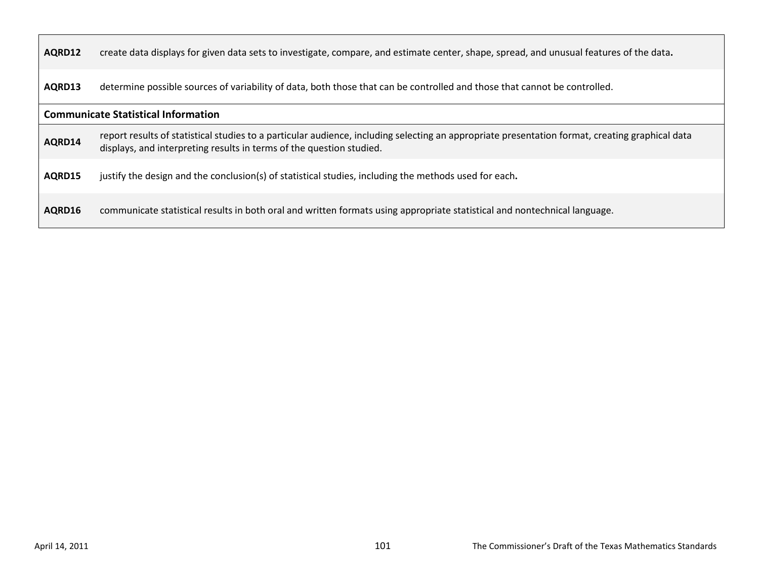| | |
|---|---|
| **AQRD12** | create data displays for given data sets to investigate, compare, and estimate center, shape, spread, and unusual features of the data**.** |
| **AQRD13** | determine possible sources of variability of data, both those that can be controlled and those that cannot be controlled. |
| **Communicate Statistical Information** | |
| **AQRD14** | report results of statistical studies to a particular audience, including selecting an appropriate presentation format, creating graphical data displays, and interpreting results in terms of the question studied. |
| **AQRD15** | justify the design and the conclusion(s) of statistical studies, including the methods used for each**.** |
| **AQRD16** | communicate statistical results in both oral and written formats using appropriate statistical and nontechnical language. |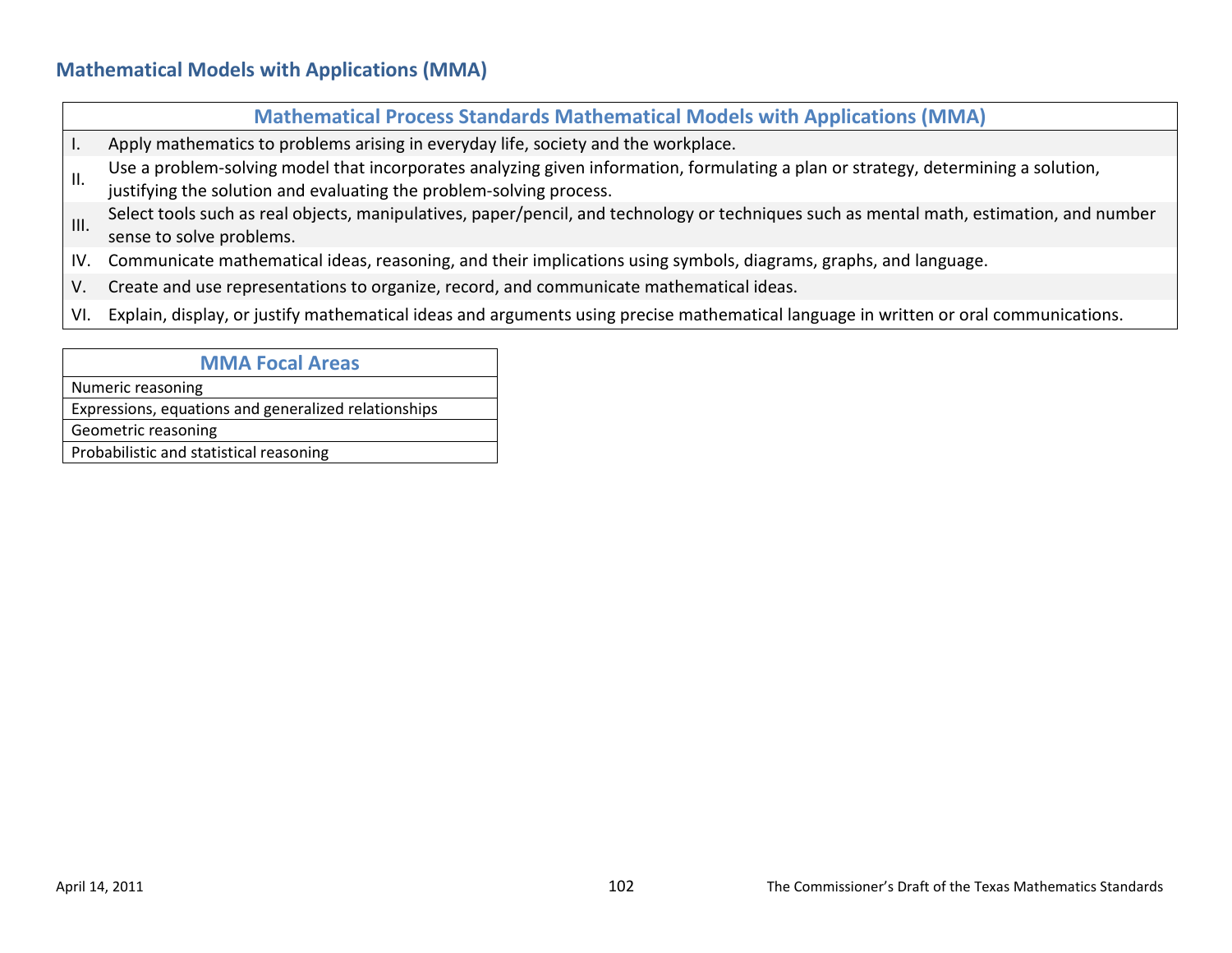## Mathematical Models with Applications (MMA)

| Mathematical Process Standards Mathematical Models with Applications (MMA) | |
|---|---|
| I. | Apply mathematics to problems arising in everyday life, society and the workplace. |
| II. | Use a problem-solving model that incorporates analyzing given information, formulating a plan or strategy, determining a solution, justifying the solution and evaluating the problem-solving process. |
| III. | Select tools such as real objects, manipulatives, paper/pencil, and technology or techniques such as mental math, estimation, and number sense to solve problems. |
| IV. | Communicate mathematical ideas, reasoning, and their implications using symbols, diagrams, graphs, and language. |
| V. | Create and use representations to organize, record, and communicate mathematical ideas. |
| VI. | Explain, display, or justify mathematical ideas and arguments using precise mathematical language in written or oral communications. |

| MMA Focal Areas |
|---|
| Numeric reasoning |
| Expressions, equations and generalized relationships |
| Geometric reasoning |
| Probabilistic and statistical reasoning |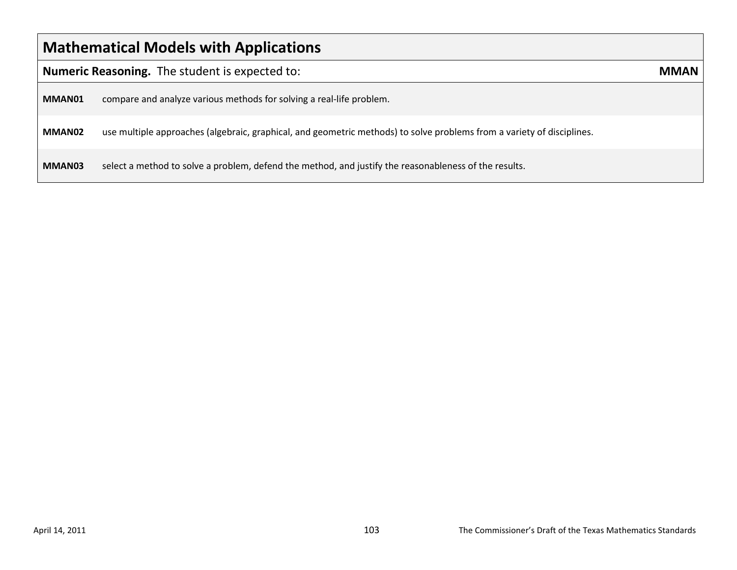## Mathematical Models with Applications

| **Numeric Reasoning.** The student is expected to: | **MMAN** |
|---|---|
| **MMAN01** | compare and analyze various methods for solving a real-life problem. |
| **MMAN02** | use multiple approaches (algebraic, graphical, and geometric methods) to solve problems from a variety of disciplines. |
| **MMAN03** | select a method to solve a problem, defend the method, and justify the reasonableness of the results. |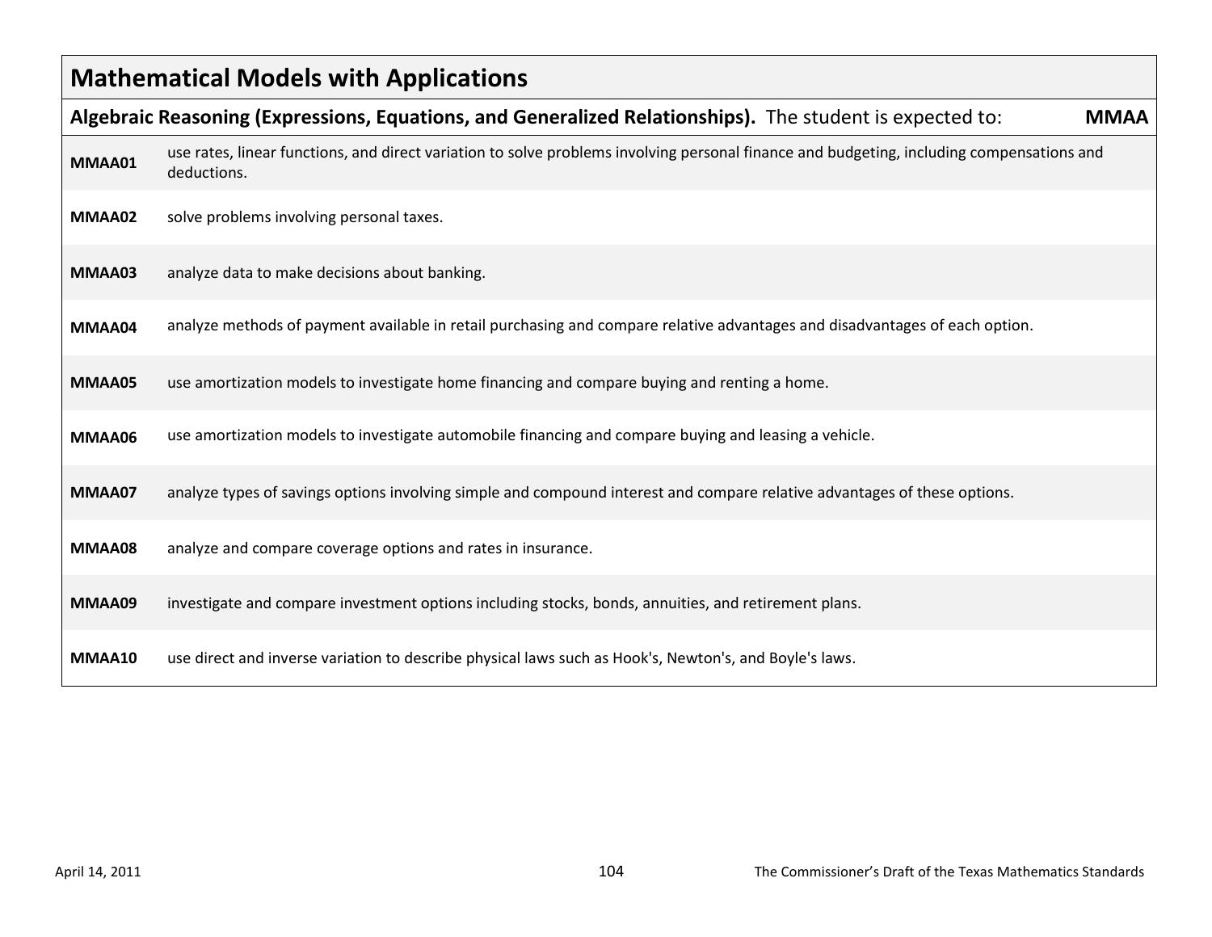## Mathematical Models with Applications

| **Algebraic Reasoning (Expressions, Equations, and Generalized Relationships).** The student is expected to: | **MMAA** |
|---|---|
| **MMAA01** | use rates, linear functions, and direct variation to solve problems involving personal finance and budgeting, including compensations and deductions. |
| **MMAA02** | solve problems involving personal taxes. |
| **MMAA03** | analyze data to make decisions about banking. |
| **MMAA04** | analyze methods of payment available in retail purchasing and compare relative advantages and disadvantages of each option. |
| **MMAA05** | use amortization models to investigate home financing and compare buying and renting a home. |
| **MMAA06** | use amortization models to investigate automobile financing and compare buying and leasing a vehicle. |
| **MMAA07** | analyze types of savings options involving simple and compound interest and compare relative advantages of these options. |
| **MMAA08** | analyze and compare coverage options and rates in insurance. |
| **MMAA09** | investigate and compare investment options including stocks, bonds, annuities, and retirement plans. |
| **MMAA10** | use direct and inverse variation to describe physical laws such as Hook's, Newton's, and Boyle's laws. |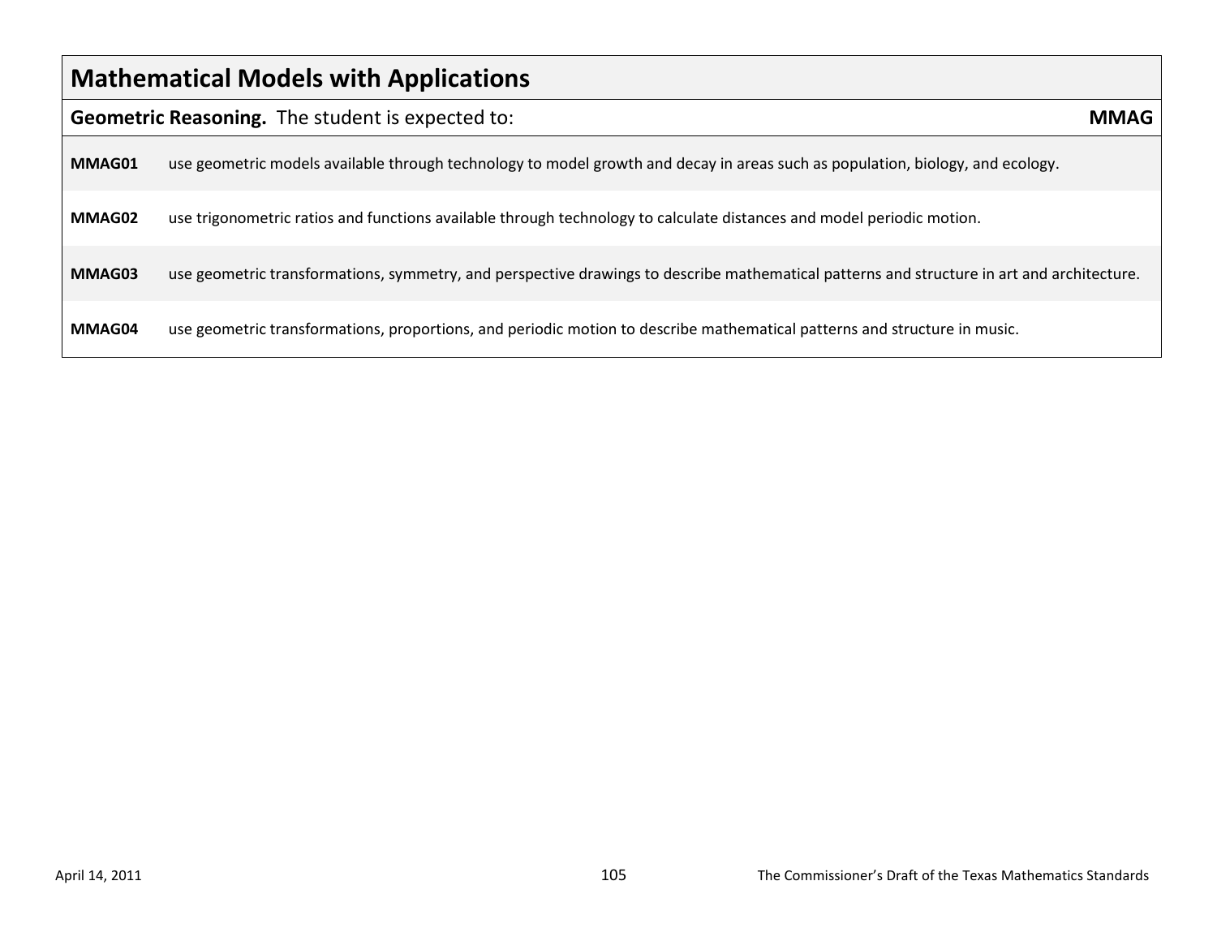## Mathematical Models with Applications

| **Geometric Reasoning.** The student is expected to: | **MMAG** |
|---|---|
| **MMAG01** | use geometric models available through technology to model growth and decay in areas such as population, biology, and ecology. |
| **MMAG02** | use trigonometric ratios and functions available through technology to calculate distances and model periodic motion. |
| **MMAG03** | use geometric transformations, symmetry, and perspective drawings to describe mathematical patterns and structure in art and architecture. |
| **MMAG04** | use geometric transformations, proportions, and periodic motion to describe mathematical patterns and structure in music. |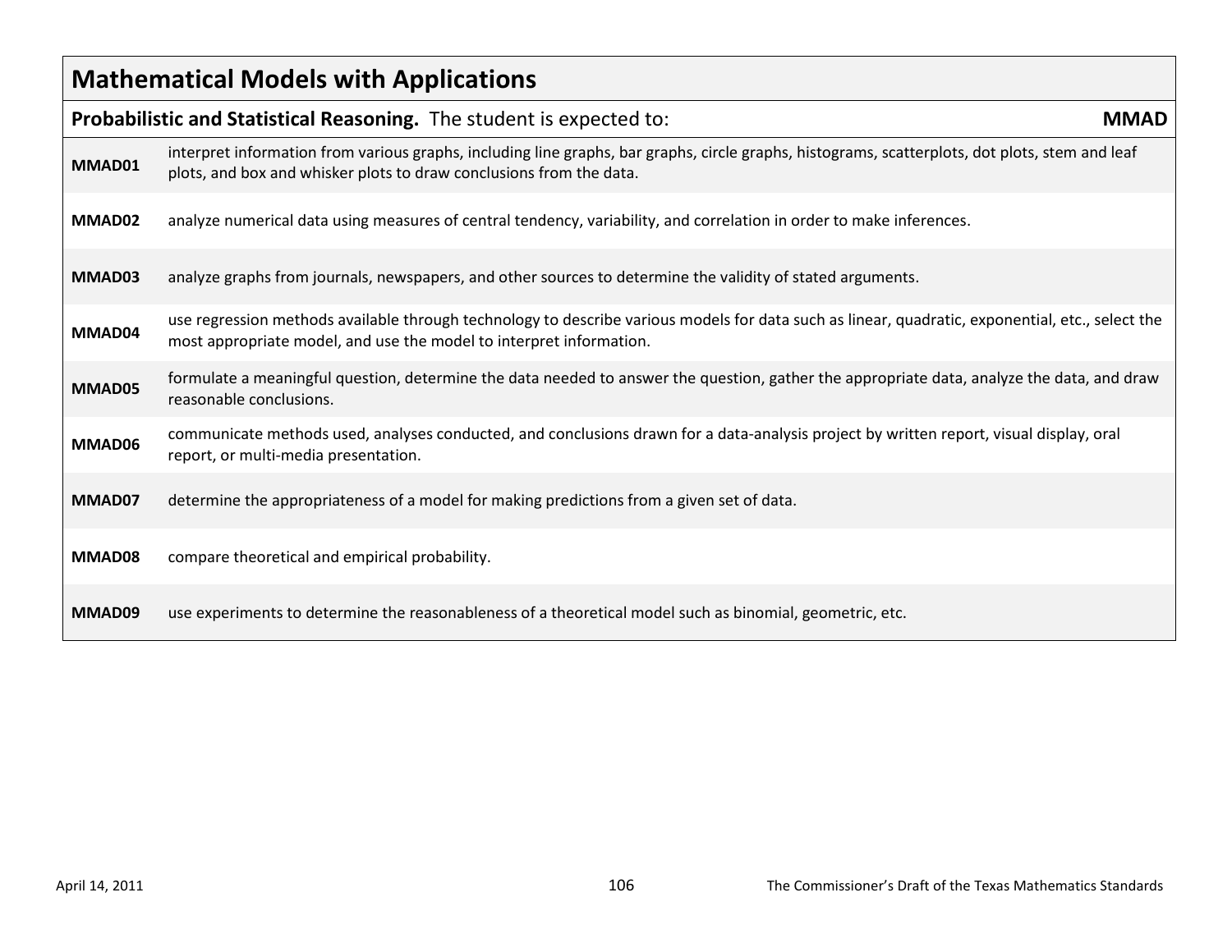## Mathematical Models with Applications

| **Probabilistic and Statistical Reasoning.** The student is expected to: | **MMAD** |
|---|---|
| **MMAD01** | interpret information from various graphs, including line graphs, bar graphs, circle graphs, histograms, scatterplots, dot plots, stem and leaf plots, and box and whisker plots to draw conclusions from the data. |
| **MMAD02** | analyze numerical data using measures of central tendency, variability, and correlation in order to make inferences. |
| **MMAD03** | analyze graphs from journals, newspapers, and other sources to determine the validity of stated arguments. |
| **MMAD04** | use regression methods available through technology to describe various models for data such as linear, quadratic, exponential, etc., select the most appropriate model, and use the model to interpret information. |
| **MMAD05** | formulate a meaningful question, determine the data needed to answer the question, gather the appropriate data, analyze the data, and draw reasonable conclusions. |
| **MMAD06** | communicate methods used, analyses conducted, and conclusions drawn for a data-analysis project by written report, visual display, oral report, or multi-media presentation. |
| **MMAD07** | determine the appropriateness of a model for making predictions from a given set of data. |
| **MMAD08** | compare theoretical and empirical probability. |
| **MMAD09** | use experiments to determine the reasonableness of a theoretical model such as binomial, geometric, etc. |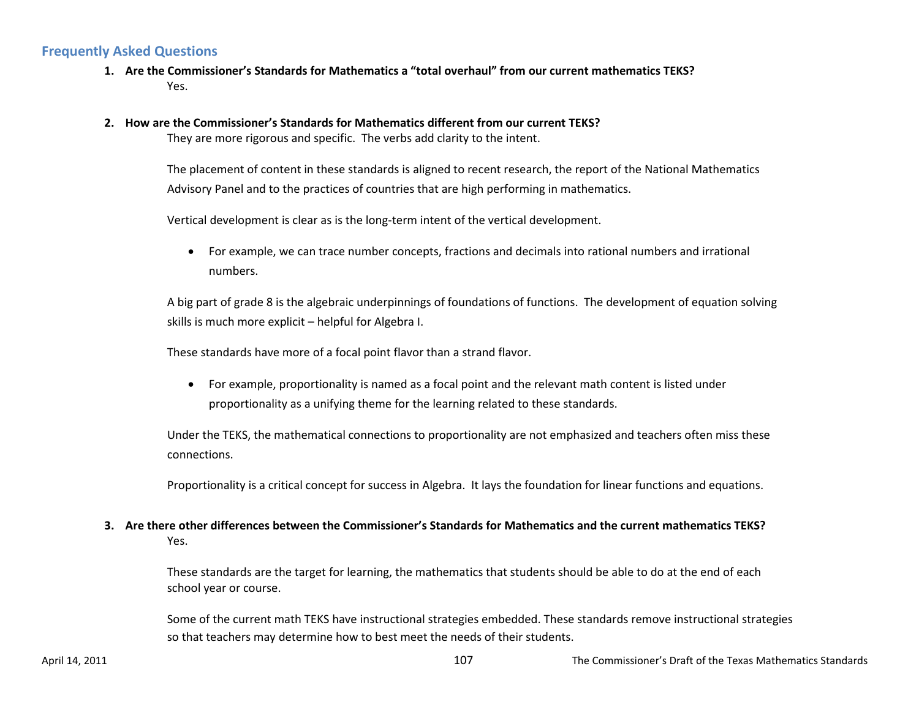## Frequently Asked Questions

1. **Are the Commissioner's Standards for Mathematics a "total overhaul" from our current mathematics TEKS?**
   Yes.

2. **How are the Commissioner's Standards for Mathematics different from our current TEKS?**
   They are more rigorous and specific. The verbs add clarity to the intent.

   The placement of content in these standards is aligned to recent research, the report of the National Mathematics Advisory Panel and to the practices of countries that are high performing in mathematics.

   Vertical development is clear as is the long-term intent of the vertical development.

   - For example, we can trace number concepts, fractions and decimals into rational numbers and irrational numbers.

   A big part of grade 8 is the algebraic underpinnings of foundations of functions. The development of equation solving skills is much more explicit – helpful for Algebra I.

   These standards have more of a focal point flavor than a strand flavor.

   - For example, proportionality is named as a focal point and the relevant math content is listed under proportionality as a unifying theme for the learning related to these standards.

   Under the TEKS, the mathematical connections to proportionality are not emphasized and teachers often miss these connections.

   Proportionality is a critical concept for success in Algebra. It lays the foundation for linear functions and equations.

3. **Are there other differences between the Commissioner's Standards for Mathematics and the current mathematics TEKS?**
   Yes.

   These standards are the target for learning, the mathematics that students should be able to do at the end of each school year or course.

   Some of the current math TEKS have instructional strategies embedded. These standards remove instructional strategies so that teachers may determine how to best meet the needs of their students.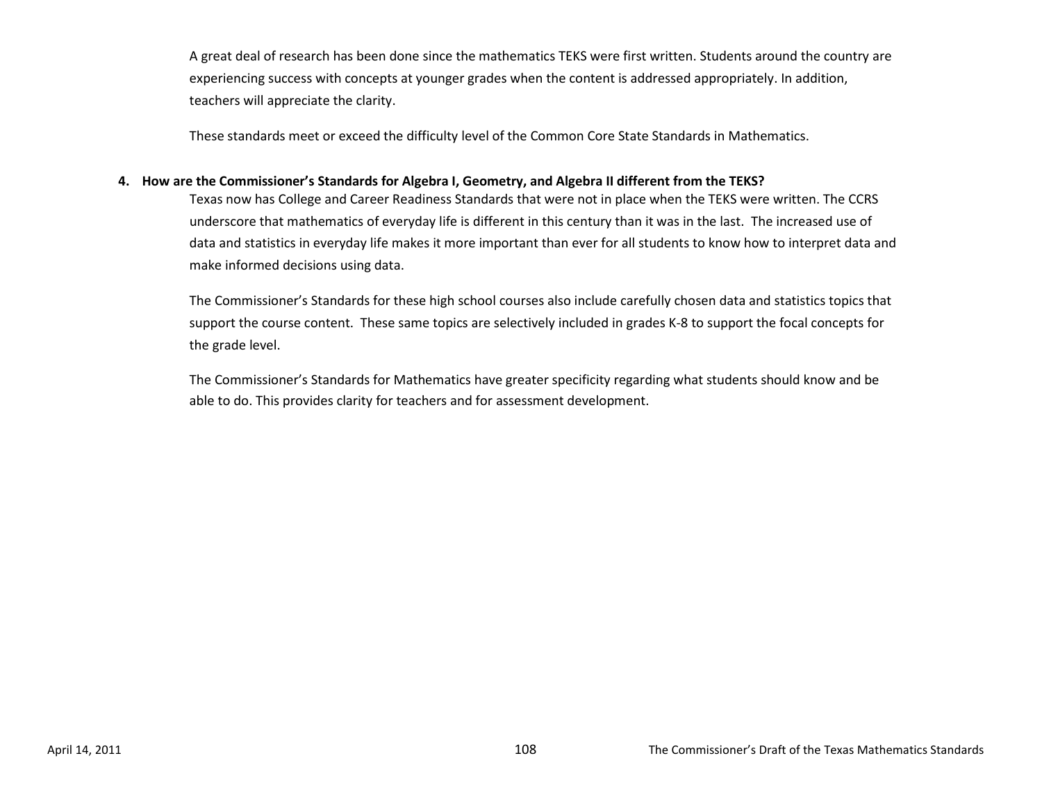A great deal of research has been done since the mathematics TEKS were first written. Students around the country are experiencing success with concepts at younger grades when the content is addressed appropriately. In addition, teachers will appreciate the clarity.

These standards meet or exceed the difficulty level of the Common Core State Standards in Mathematics.

**4. How are the Commissioner's Standards for Algebra I, Geometry, and Algebra II different from the TEKS?**

Texas now has College and Career Readiness Standards that were not in place when the TEKS were written. The CCRS underscore that mathematics of everyday life is different in this century than it was in the last. The increased use of data and statistics in everyday life makes it more important than ever for all students to know how to interpret data and make informed decisions using data.

The Commissioner's Standards for these high school courses also include carefully chosen data and statistics topics that support the course content. These same topics are selectively included in grades K-8 to support the focal concepts for the grade level.

The Commissioner's Standards for Mathematics have greater specificity regarding what students should know and be able to do. This provides clarity for teachers and for assessment development.